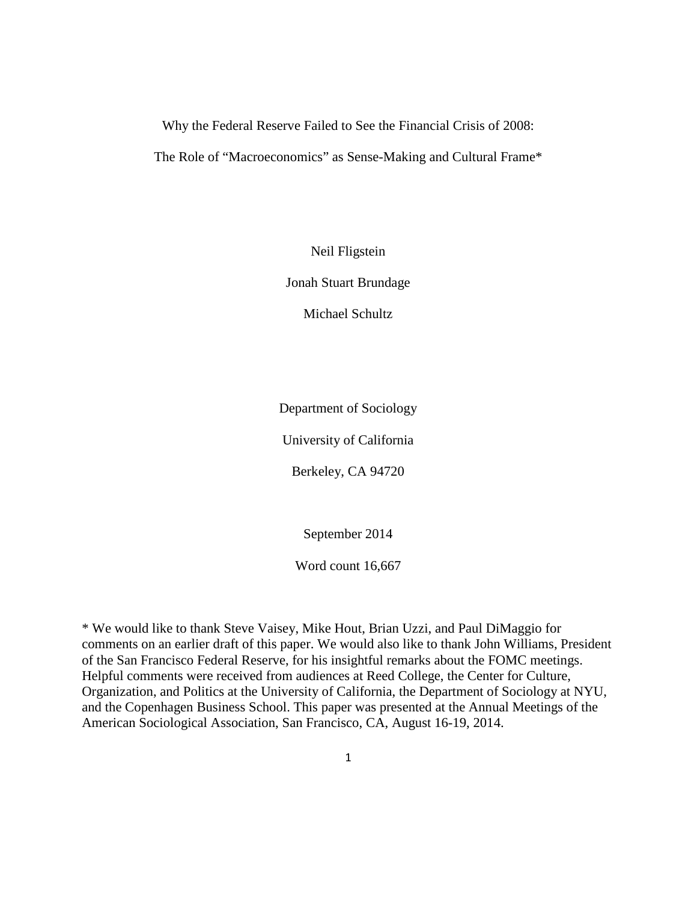# Why the Federal Reserve Failed to See the Financial Crisis of 2008:

## The Role of "Macroeconomics" as Sense-Making and Cultural Frame*

Neil Fligstein

Jonah Stuart Brundage

Michael Schultz

Department of Sociology

University of California

Berkeley, CA 94720

September 2014

Word count 16,667

* We would like to thank Steve Vaisey, Mike Hout, Brian Uzzi, and Paul DiMaggio for comments on an earlier draft of this paper. We would also like to thank John Williams, President of the San Francisco Federal Reserve, for his insightful remarks about the FOMC meetings. Helpful comments were received from audiences at Reed College, the Center for Culture, Organization, and Politics at the University of California, the Department of Sociology at NYU, and the Copenhagen Business School. This paper was presented at the Annual Meetings of the American Sociological Association, San Francisco, CA, August 16-19, 2014.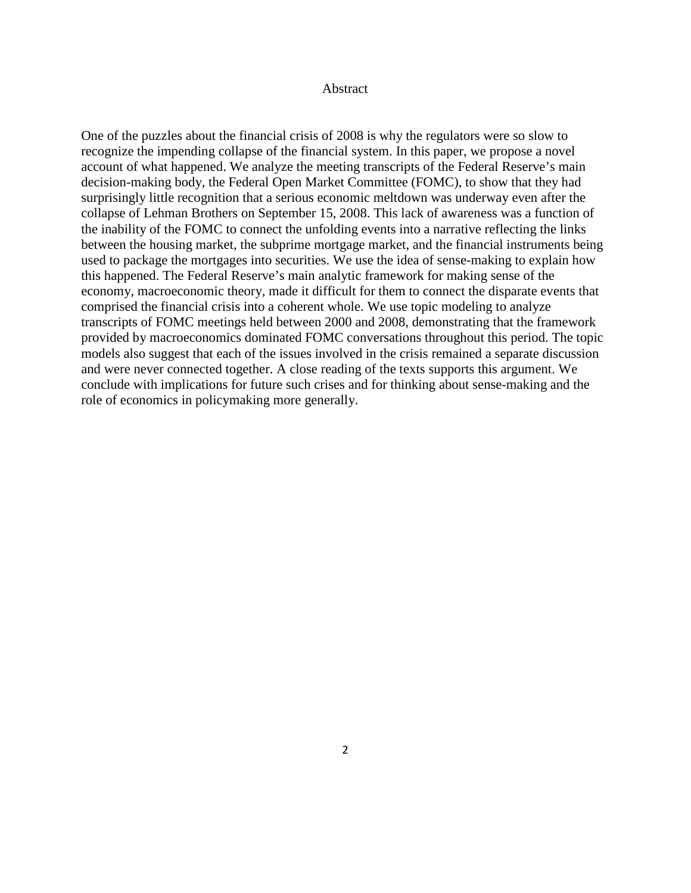## Abstract

One of the puzzles about the financial crisis of 2008 is why the regulators were so slow to recognize the impending collapse of the financial system. In this paper, we propose a novel account of what happened. We analyze the meeting transcripts of the Federal Reserve's main decision-making body, the Federal Open Market Committee (FOMC), to show that they had surprisingly little recognition that a serious economic meltdown was underway even after the collapse of Lehman Brothers on September 15, 2008. This lack of awareness was a function of the inability of the FOMC to connect the unfolding events into a narrative reflecting the links between the housing market, the subprime mortgage market, and the financial instruments being used to package the mortgages into securities. We use the idea of sense-making to explain how this happened. The Federal Reserve's main analytic framework for making sense of the economy, macroeconomic theory, made it difficult for them to connect the disparate events that comprised the financial crisis into a coherent whole. We use topic modeling to analyze transcripts of FOMC meetings held between 2000 and 2008, demonstrating that the framework provided by macroeconomics dominated FOMC conversations throughout this period. The topic models also suggest that each of the issues involved in the crisis remained a separate discussion and were never connected together. A close reading of the texts supports this argument. We conclude with implications for future such crises and for thinking about sense-making and the role of economics in policymaking more generally.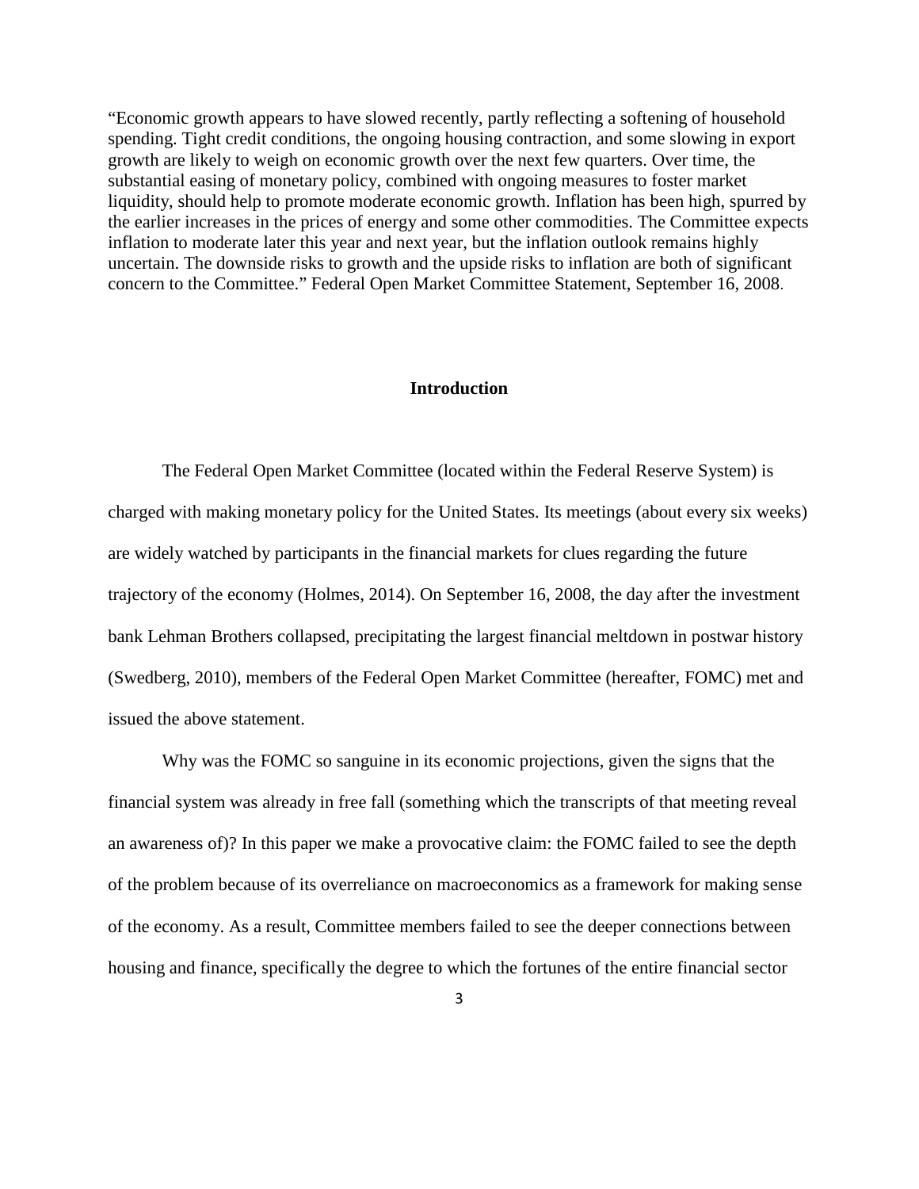"Economic growth appears to have slowed recently, partly reflecting a softening of household spending. Tight credit conditions, the ongoing housing contraction, and some slowing in export growth are likely to weigh on economic growth over the next few quarters. Over time, the substantial easing of monetary policy, combined with ongoing measures to foster market liquidity, should help to promote moderate economic growth. Inflation has been high, spurred by the earlier increases in the prices of energy and some other commodities. The Committee expects inflation to moderate later this year and next year, but the inflation outlook remains highly uncertain. The downside risks to growth and the upside risks to inflation are both of significant concern to the Committee." Federal Open Market Committee Statement, September 16, 2008.

## Introduction

The Federal Open Market Committee (located within the Federal Reserve System) is charged with making monetary policy for the United States. Its meetings (about every six weeks) are widely watched by participants in the financial markets for clues regarding the future trajectory of the economy (Holmes, 2014). On September 16, 2008, the day after the investment bank Lehman Brothers collapsed, precipitating the largest financial meltdown in postwar history (Swedberg, 2010), members of the Federal Open Market Committee (hereafter, FOMC) met and issued the above statement.

Why was the FOMC so sanguine in its economic projections, given the signs that the financial system was already in free fall (something which the transcripts of that meeting reveal an awareness of)? In this paper we make a provocative claim: the FOMC failed to see the depth of the problem because of its overreliance on macroeconomics as a framework for making sense of the economy. As a result, Committee members failed to see the deeper connections between housing and finance, specifically the degree to which the fortunes of the entire financial sector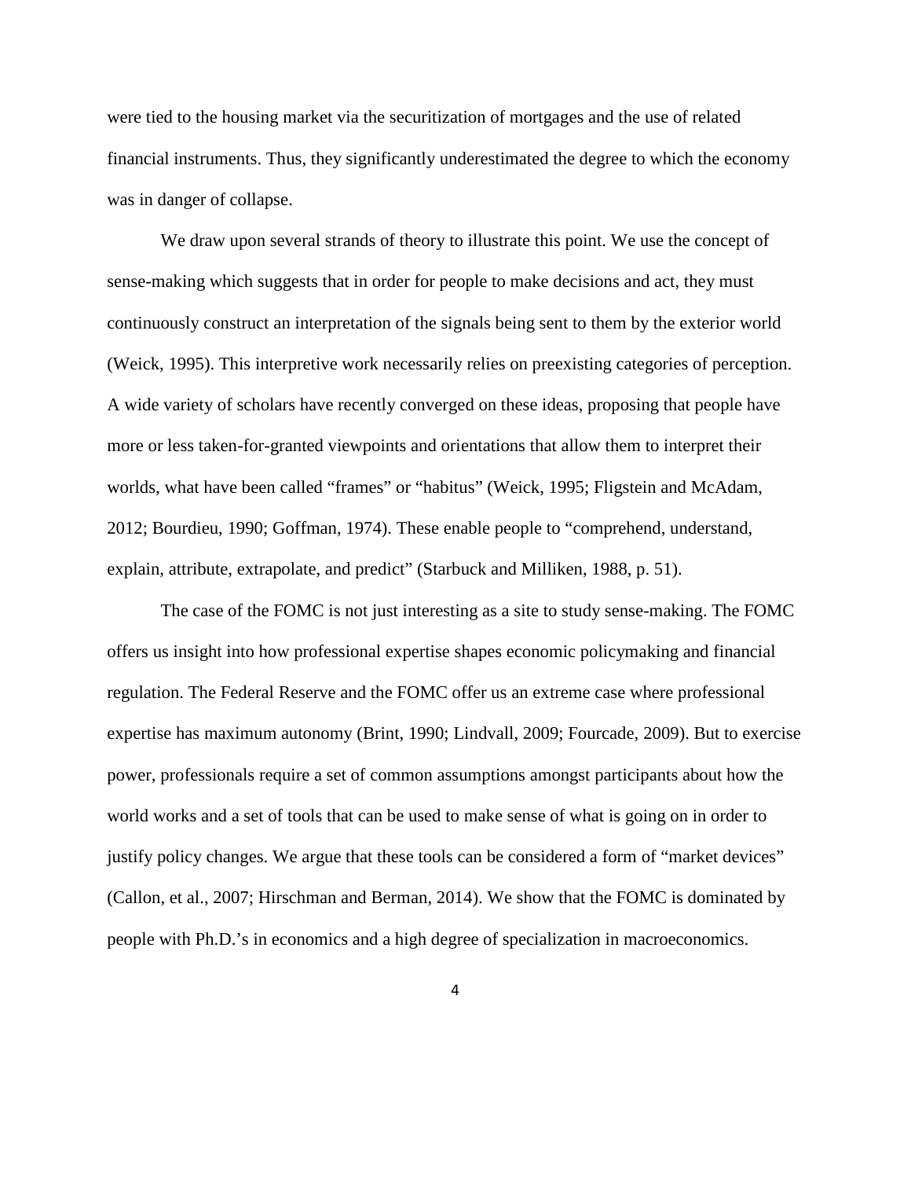were tied to the housing market via the securitization of mortgages and the use of related financial instruments. Thus, they significantly underestimated the degree to which the economy was in danger of collapse.

We draw upon several strands of theory to illustrate this point. We use the concept of sense-making which suggests that in order for people to make decisions and act, they must continuously construct an interpretation of the signals being sent to them by the exterior world (Weick, 1995). This interpretive work necessarily relies on preexisting categories of perception. A wide variety of scholars have recently converged on these ideas, proposing that people have more or less taken-for-granted viewpoints and orientations that allow them to interpret their worlds, what have been called "frames" or "habitus" (Weick, 1995; Fligstein and McAdam, 2012; Bourdieu, 1990; Goffman, 1974). These enable people to "comprehend, understand, explain, attribute, extrapolate, and predict" (Starbuck and Milliken, 1988, p. 51).

The case of the FOMC is not just interesting as a site to study sense-making. The FOMC offers us insight into how professional expertise shapes economic policymaking and financial regulation. The Federal Reserve and the FOMC offer us an extreme case where professional expertise has maximum autonomy (Brint, 1990; Lindvall, 2009; Fourcade, 2009). But to exercise power, professionals require a set of common assumptions amongst participants about how the world works and a set of tools that can be used to make sense of what is going on in order to justify policy changes. We argue that these tools can be considered a form of "market devices" (Callon, et al., 2007; Hirschman and Berman, 2014). We show that the FOMC is dominated by people with Ph.D.'s in economics and a high degree of specialization in macroeconomics.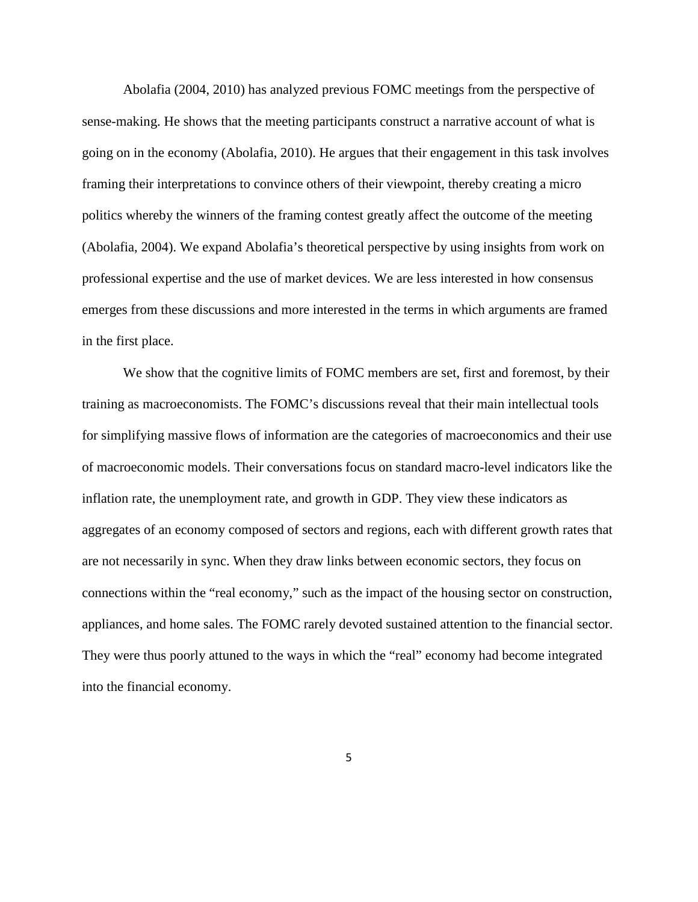Abolafia (2004, 2010) has analyzed previous FOMC meetings from the perspective of sense-making. He shows that the meeting participants construct a narrative account of what is going on in the economy (Abolafia, 2010). He argues that their engagement in this task involves framing their interpretations to convince others of their viewpoint, thereby creating a micro politics whereby the winners of the framing contest greatly affect the outcome of the meeting (Abolafia, 2004). We expand Abolafia's theoretical perspective by using insights from work on professional expertise and the use of market devices. We are less interested in how consensus emerges from these discussions and more interested in the terms in which arguments are framed in the first place.

We show that the cognitive limits of FOMC members are set, first and foremost, by their training as macroeconomists. The FOMC's discussions reveal that their main intellectual tools for simplifying massive flows of information are the categories of macroeconomics and their use of macroeconomic models. Their conversations focus on standard macro-level indicators like the inflation rate, the unemployment rate, and growth in GDP. They view these indicators as aggregates of an economy composed of sectors and regions, each with different growth rates that are not necessarily in sync. When they draw links between economic sectors, they focus on connections within the "real economy," such as the impact of the housing sector on construction, appliances, and home sales. The FOMC rarely devoted sustained attention to the financial sector. They were thus poorly attuned to the ways in which the "real" economy had become integrated into the financial economy.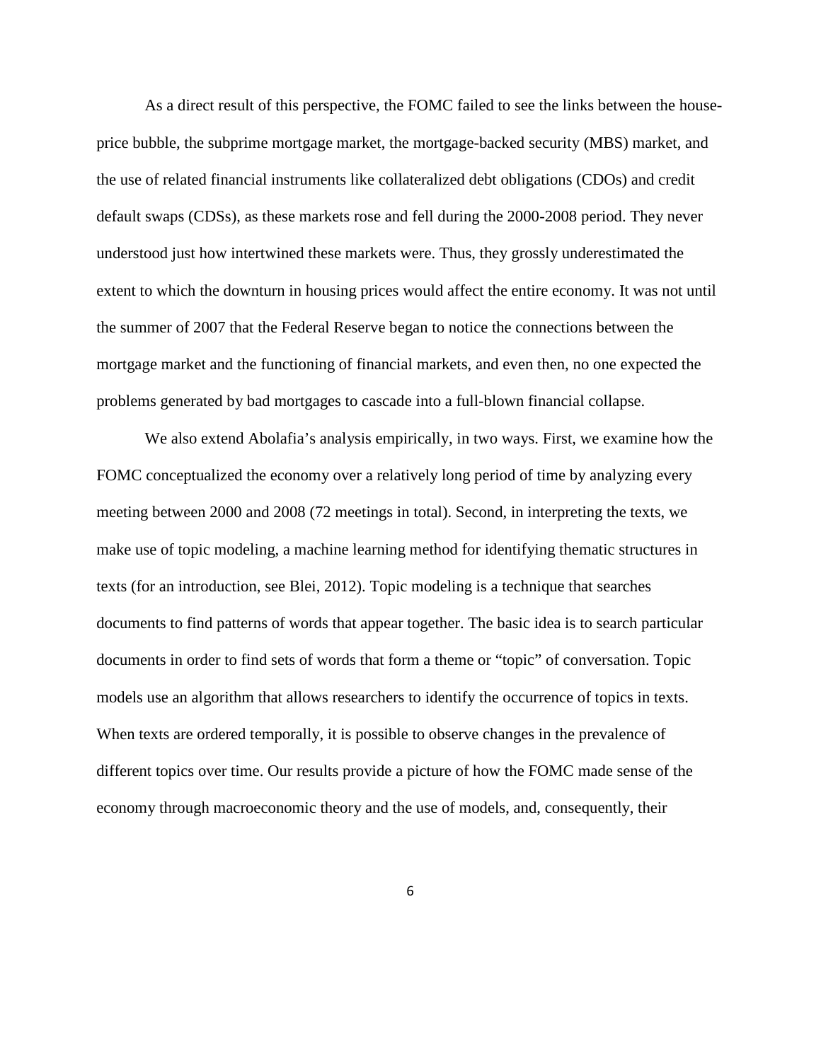As a direct result of this perspective, the FOMC failed to see the links between the house-price bubble, the subprime mortgage market, the mortgage-backed security (MBS) market, and the use of related financial instruments like collateralized debt obligations (CDOs) and credit default swaps (CDSs), as these markets rose and fell during the 2000-2008 period. They never understood just how intertwined these markets were. Thus, they grossly underestimated the extent to which the downturn in housing prices would affect the entire economy. It was not until the summer of 2007 that the Federal Reserve began to notice the connections between the mortgage market and the functioning of financial markets, and even then, no one expected the problems generated by bad mortgages to cascade into a full-blown financial collapse.

We also extend Abolafia's analysis empirically, in two ways. First, we examine how the FOMC conceptualized the economy over a relatively long period of time by analyzing every meeting between 2000 and 2008 (72 meetings in total). Second, in interpreting the texts, we make use of topic modeling, a machine learning method for identifying thematic structures in texts (for an introduction, see Blei, 2012). Topic modeling is a technique that searches documents to find patterns of words that appear together. The basic idea is to search particular documents in order to find sets of words that form a theme or "topic" of conversation. Topic models use an algorithm that allows researchers to identify the occurrence of topics in texts. When texts are ordered temporally, it is possible to observe changes in the prevalence of different topics over time. Our results provide a picture of how the FOMC made sense of the economy through macroeconomic theory and the use of models, and, consequently, their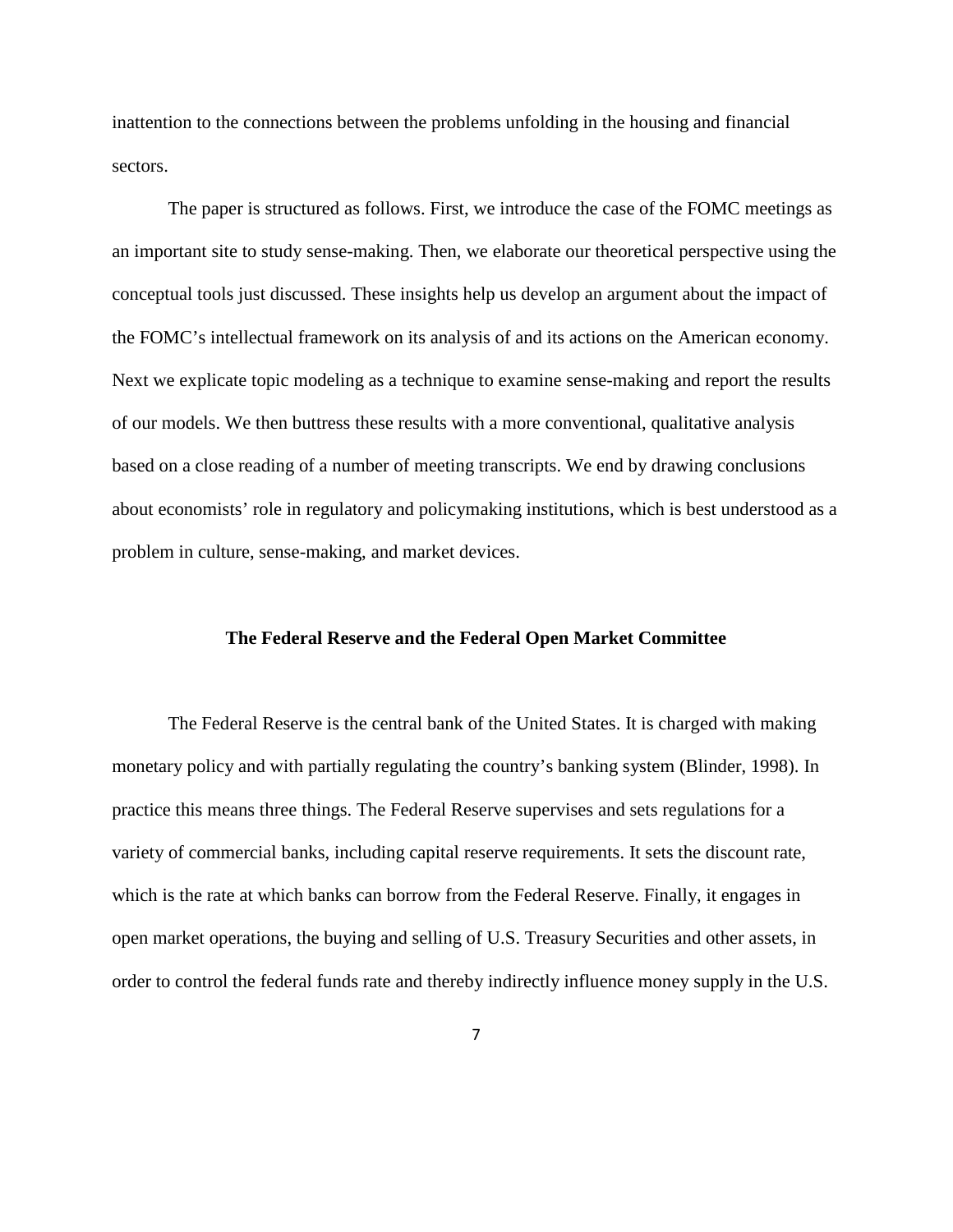inattention to the connections between the problems unfolding in the housing and financial sectors.

The paper is structured as follows. First, we introduce the case of the FOMC meetings as an important site to study sense-making. Then, we elaborate our theoretical perspective using the conceptual tools just discussed. These insights help us develop an argument about the impact of the FOMC's intellectual framework on its analysis of and its actions on the American economy. Next we explicate topic modeling as a technique to examine sense-making and report the results of our models. We then buttress these results with a more conventional, qualitative analysis based on a close reading of a number of meeting transcripts. We end by drawing conclusions about economists' role in regulatory and policymaking institutions, which is best understood as a problem in culture, sense-making, and market devices.

## The Federal Reserve and the Federal Open Market Committee

The Federal Reserve is the central bank of the United States. It is charged with making monetary policy and with partially regulating the country's banking system (Blinder, 1998). In practice this means three things. The Federal Reserve supervises and sets regulations for a variety of commercial banks, including capital reserve requirements. It sets the discount rate, which is the rate at which banks can borrow from the Federal Reserve. Finally, it engages in open market operations, the buying and selling of U.S. Treasury Securities and other assets, in order to control the federal funds rate and thereby indirectly influence money supply in the U.S.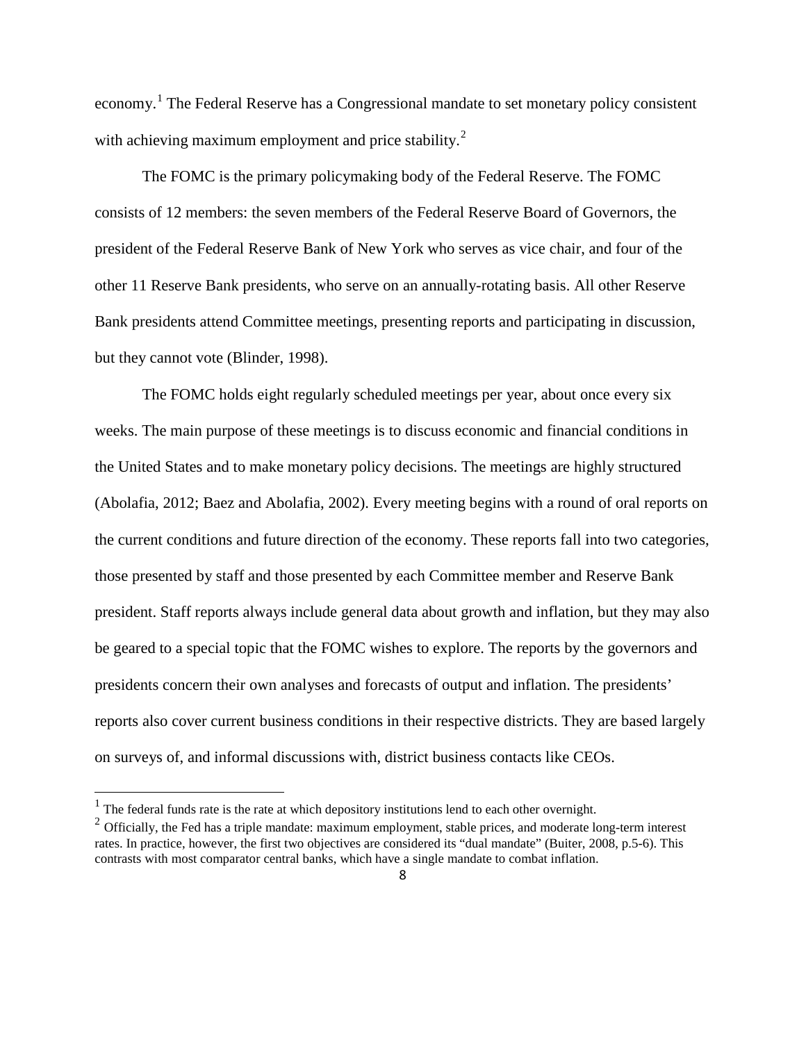economy.[1] The Federal Reserve has a Congressional mandate to set monetary policy consistent with achieving maximum employment and price stability.[2]

The FOMC is the primary policymaking body of the Federal Reserve. The FOMC consists of 12 members: the seven members of the Federal Reserve Board of Governors, the president of the Federal Reserve Bank of New York who serves as vice chair, and four of the other 11 Reserve Bank presidents, who serve on an annually-rotating basis. All other Reserve Bank presidents attend Committee meetings, presenting reports and participating in discussion, but they cannot vote (Blinder, 1998).

The FOMC holds eight regularly scheduled meetings per year, about once every six weeks. The main purpose of these meetings is to discuss economic and financial conditions in the United States and to make monetary policy decisions. The meetings are highly structured (Abolafia, 2012; Baez and Abolafia, 2002). Every meeting begins with a round of oral reports on the current conditions and future direction of the economy. These reports fall into two categories, those presented by staff and those presented by each Committee member and Reserve Bank president. Staff reports always include general data about growth and inflation, but they may also be geared to a special topic that the FOMC wishes to explore. The reports by the governors and presidents concern their own analyses and forecasts of output and inflation. The presidents' reports also cover current business conditions in their respective districts. They are based largely on surveys of, and informal discussions with, district business contacts like CEOs.

---

[1] The federal funds rate is the rate at which depository institutions lend to each other overnight.

[2] Officially, the Fed has a triple mandate: maximum employment, stable prices, and moderate long-term interest rates. In practice, however, the first two objectives are considered its "dual mandate" (Buiter, 2008, p.5-6). This contrasts with most comparator central banks, which have a single mandate to combat inflation.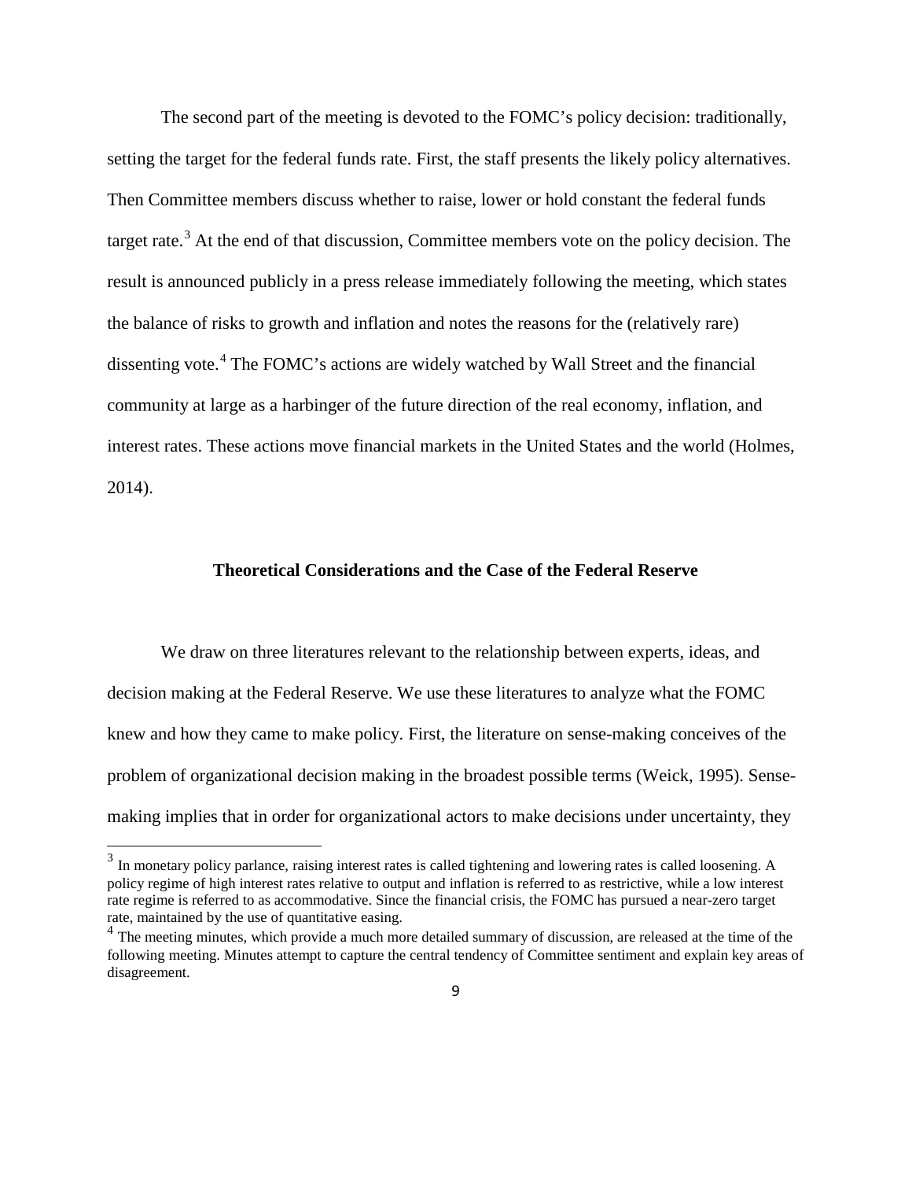The second part of the meeting is devoted to the FOMC's policy decision: traditionally, setting the target for the federal funds rate. First, the staff presents the likely policy alternatives. Then Committee members discuss whether to raise, lower or hold constant the federal funds target rate.[3] At the end of that discussion, Committee members vote on the policy decision. The result is announced publicly in a press release immediately following the meeting, which states the balance of risks to growth and inflation and notes the reasons for the (relatively rare) dissenting vote.[4] The FOMC's actions are widely watched by Wall Street and the financial community at large as a harbinger of the future direction of the real economy, inflation, and interest rates. These actions move financial markets in the United States and the world (Holmes, 2014).

## Theoretical Considerations and the Case of the Federal Reserve

We draw on three literatures relevant to the relationship between experts, ideas, and decision making at the Federal Reserve. We use these literatures to analyze what the FOMC knew and how they came to make policy. First, the literature on sense-making conceives of the problem of organizational decision making in the broadest possible terms (Weick, 1995). Sense-making implies that in order for organizational actors to make decisions under uncertainty, they

---

[3] In monetary policy parlance, raising interest rates is called tightening and lowering rates is called loosening. A policy regime of high interest rates relative to output and inflation is referred to as restrictive, while a low interest rate regime is referred to as accommodative. Since the financial crisis, the FOMC has pursued a near-zero target rate, maintained by the use of quantitative easing.

[4] The meeting minutes, which provide a much more detailed summary of discussion, are released at the time of the following meeting. Minutes attempt to capture the central tendency of Committee sentiment and explain key areas of disagreement.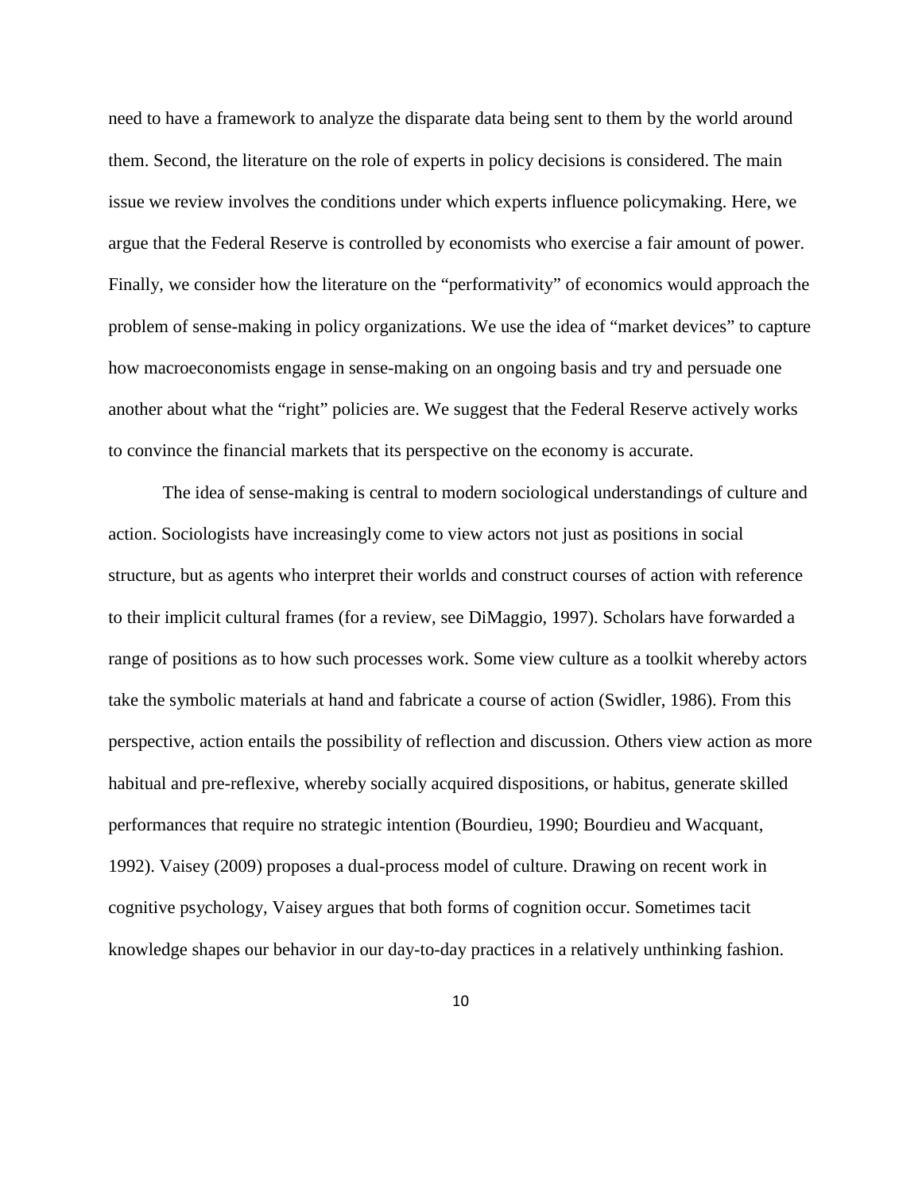need to have a framework to analyze the disparate data being sent to them by the world around them. Second, the literature on the role of experts in policy decisions is considered. The main issue we review involves the conditions under which experts influence policymaking. Here, we argue that the Federal Reserve is controlled by economists who exercise a fair amount of power. Finally, we consider how the literature on the "performativity" of economics would approach the problem of sense-making in policy organizations. We use the idea of "market devices" to capture how macroeconomists engage in sense-making on an ongoing basis and try and persuade one another about what the "right" policies are. We suggest that the Federal Reserve actively works to convince the financial markets that its perspective on the economy is accurate.

The idea of sense-making is central to modern sociological understandings of culture and action. Sociologists have increasingly come to view actors not just as positions in social structure, but as agents who interpret their worlds and construct courses of action with reference to their implicit cultural frames (for a review, see DiMaggio, 1997). Scholars have forwarded a range of positions as to how such processes work. Some view culture as a toolkit whereby actors take the symbolic materials at hand and fabricate a course of action (Swidler, 1986). From this perspective, action entails the possibility of reflection and discussion. Others view action as more habitual and pre-reflexive, whereby socially acquired dispositions, or habitus, generate skilled performances that require no strategic intention (Bourdieu, 1990; Bourdieu and Wacquant, 1992). Vaisey (2009) proposes a dual-process model of culture. Drawing on recent work in cognitive psychology, Vaisey argues that both forms of cognition occur. Sometimes tacit knowledge shapes our behavior in our day-to-day practices in a relatively unthinking fashion.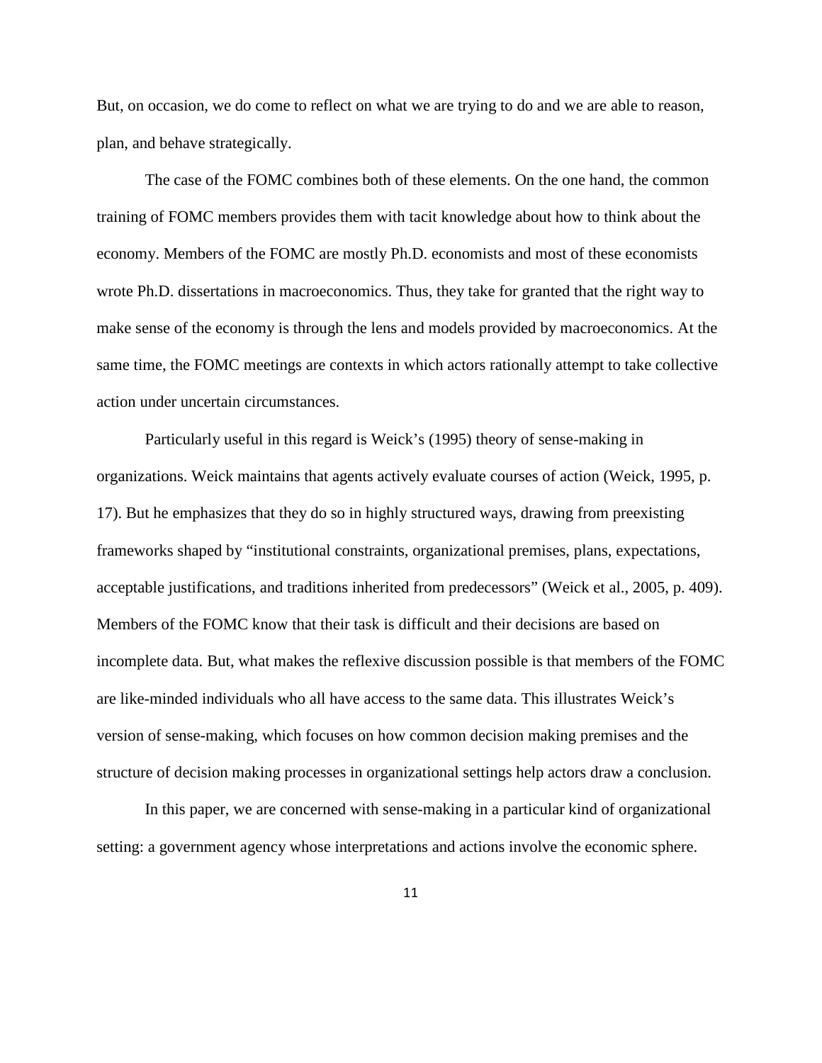But, on occasion, we do come to reflect on what we are trying to do and we are able to reason, plan, and behave strategically.

The case of the FOMC combines both of these elements. On the one hand, the common training of FOMC members provides them with tacit knowledge about how to think about the economy. Members of the FOMC are mostly Ph.D. economists and most of these economists wrote Ph.D. dissertations in macroeconomics. Thus, they take for granted that the right way to make sense of the economy is through the lens and models provided by macroeconomics. At the same time, the FOMC meetings are contexts in which actors rationally attempt to take collective action under uncertain circumstances.

Particularly useful in this regard is Weick's (1995) theory of sense-making in organizations. Weick maintains that agents actively evaluate courses of action (Weick, 1995, p. 17). But he emphasizes that they do so in highly structured ways, drawing from preexisting frameworks shaped by "institutional constraints, organizational premises, plans, expectations, acceptable justifications, and traditions inherited from predecessors" (Weick et al., 2005, p. 409). Members of the FOMC know that their task is difficult and their decisions are based on incomplete data. But, what makes the reflexive discussion possible is that members of the FOMC are like-minded individuals who all have access to the same data. This illustrates Weick's version of sense-making, which focuses on how common decision making premises and the structure of decision making processes in organizational settings help actors draw a conclusion.

In this paper, we are concerned with sense-making in a particular kind of organizational setting: a government agency whose interpretations and actions involve the economic sphere.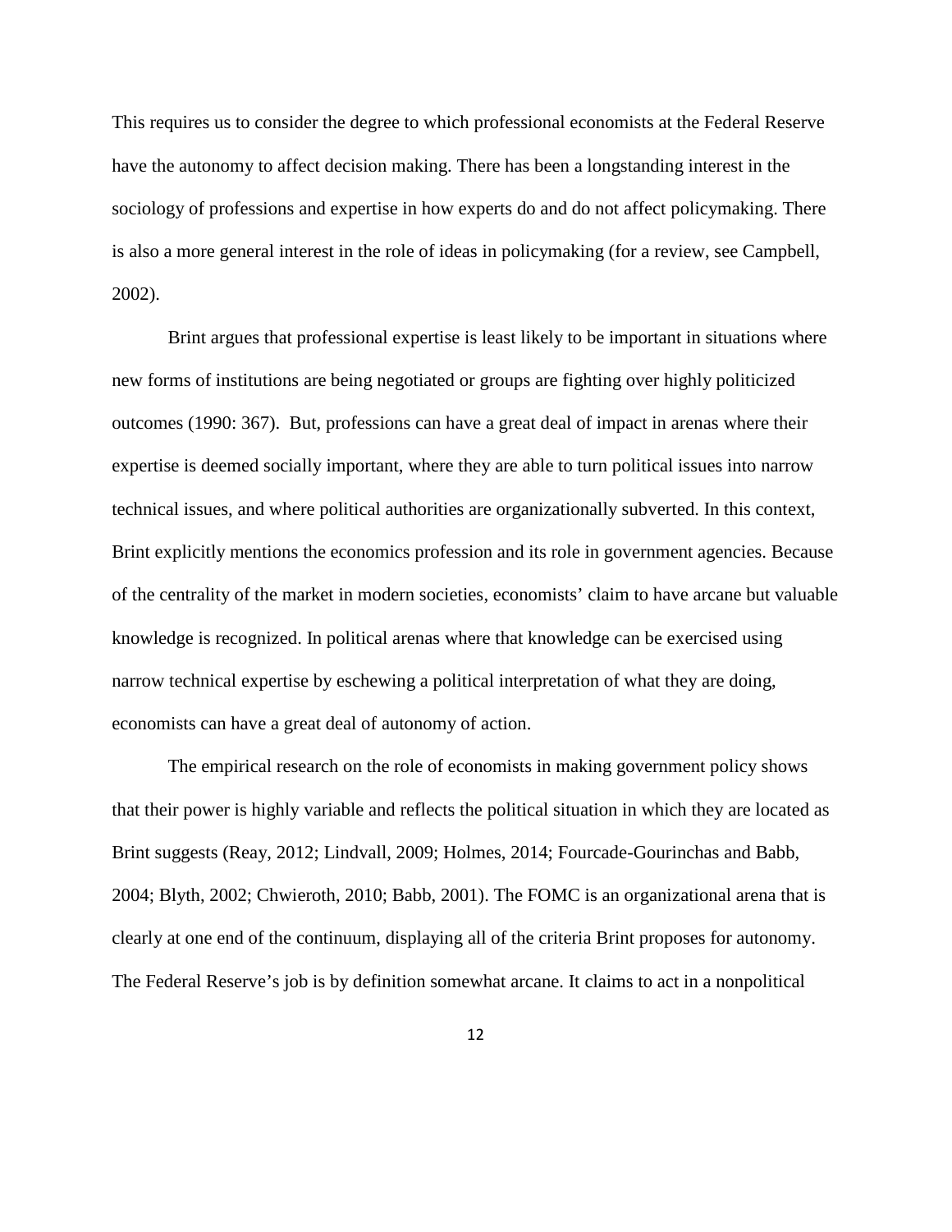This requires us to consider the degree to which professional economists at the Federal Reserve have the autonomy to affect decision making. There has been a longstanding interest in the sociology of professions and expertise in how experts do and do not affect policymaking. There is also a more general interest in the role of ideas in policymaking (for a review, see Campbell, 2002).

Brint argues that professional expertise is least likely to be important in situations where new forms of institutions are being negotiated or groups are fighting over highly politicized outcomes (1990: 367). But, professions can have a great deal of impact in arenas where their expertise is deemed socially important, where they are able to turn political issues into narrow technical issues, and where political authorities are organizationally subverted. In this context, Brint explicitly mentions the economics profession and its role in government agencies. Because of the centrality of the market in modern societies, economists' claim to have arcane but valuable knowledge is recognized. In political arenas where that knowledge can be exercised using narrow technical expertise by eschewing a political interpretation of what they are doing, economists can have a great deal of autonomy of action.

The empirical research on the role of economists in making government policy shows that their power is highly variable and reflects the political situation in which they are located as Brint suggests (Reay, 2012; Lindvall, 2009; Holmes, 2014; Fourcade-Gourinchas and Babb, 2004; Blyth, 2002; Chwieroth, 2010; Babb, 2001). The FOMC is an organizational arena that is clearly at one end of the continuum, displaying all of the criteria Brint proposes for autonomy. The Federal Reserve's job is by definition somewhat arcane. It claims to act in a nonpolitical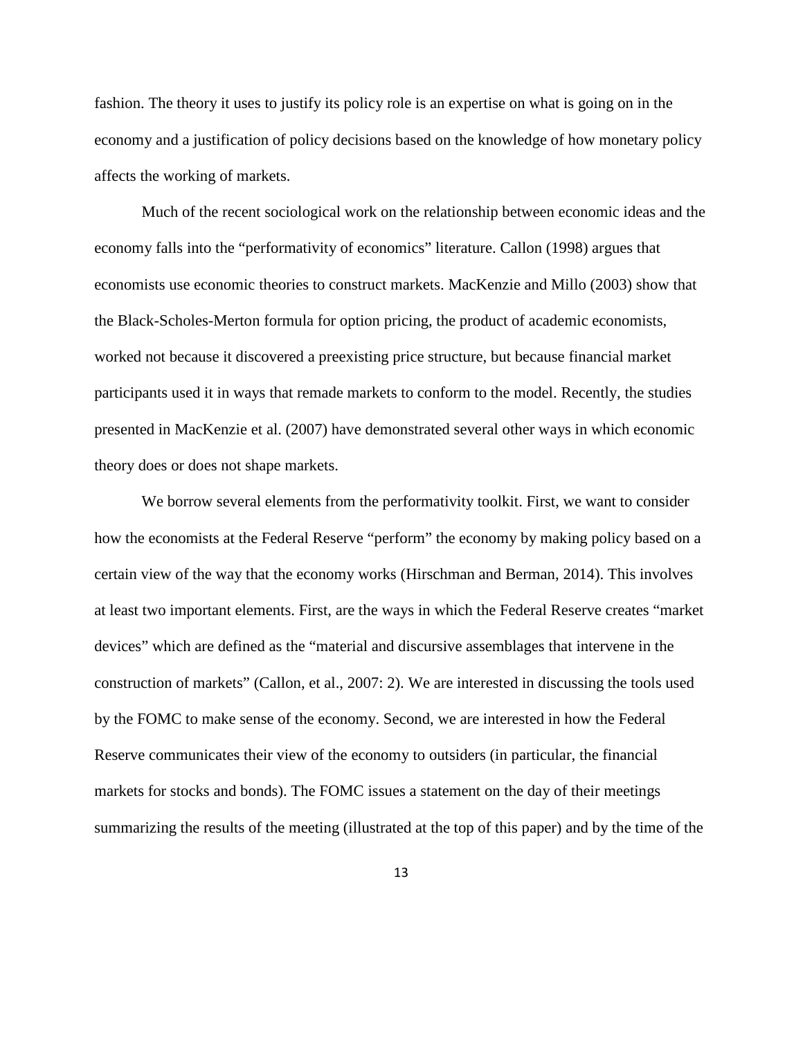fashion. The theory it uses to justify its policy role is an expertise on what is going on in the economy and a justification of policy decisions based on the knowledge of how monetary policy affects the working of markets.

Much of the recent sociological work on the relationship between economic ideas and the economy falls into the "performativity of economics" literature. Callon (1998) argues that economists use economic theories to construct markets. MacKenzie and Millo (2003) show that the Black-Scholes-Merton formula for option pricing, the product of academic economists, worked not because it discovered a preexisting price structure, but because financial market participants used it in ways that remade markets to conform to the model. Recently, the studies presented in MacKenzie et al. (2007) have demonstrated several other ways in which economic theory does or does not shape markets.

We borrow several elements from the performativity toolkit. First, we want to consider how the economists at the Federal Reserve "perform" the economy by making policy based on a certain view of the way that the economy works (Hirschman and Berman, 2014). This involves at least two important elements. First, are the ways in which the Federal Reserve creates "market devices" which are defined as the "material and discursive assemblages that intervene in the construction of markets" (Callon, et al., 2007: 2). We are interested in discussing the tools used by the FOMC to make sense of the economy. Second, we are interested in how the Federal Reserve communicates their view of the economy to outsiders (in particular, the financial markets for stocks and bonds). The FOMC issues a statement on the day of their meetings summarizing the results of the meeting (illustrated at the top of this paper) and by the time of the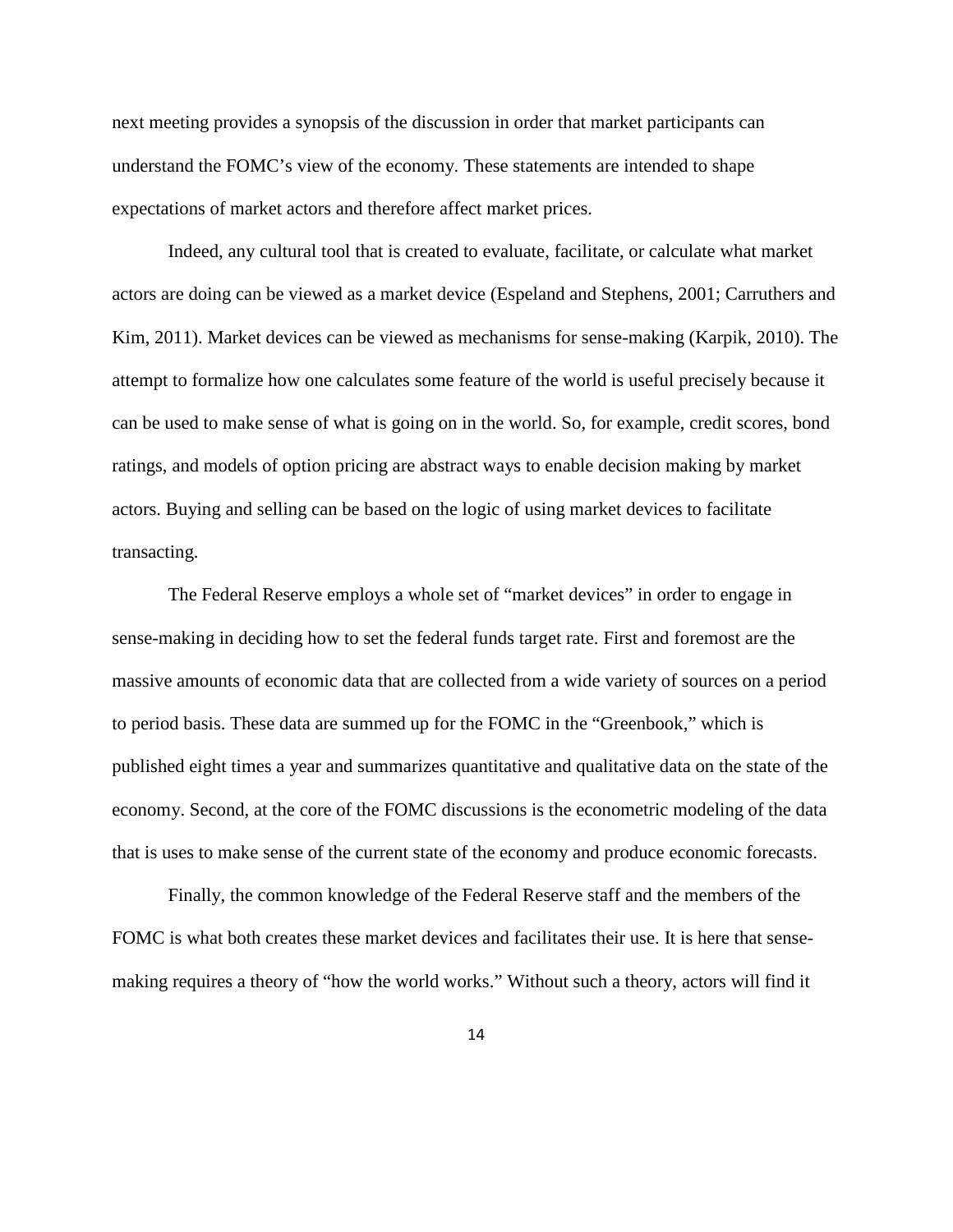next meeting provides a synopsis of the discussion in order that market participants can understand the FOMC's view of the economy. These statements are intended to shape expectations of market actors and therefore affect market prices.

Indeed, any cultural tool that is created to evaluate, facilitate, or calculate what market actors are doing can be viewed as a market device (Espeland and Stephens, 2001; Carruthers and Kim, 2011). Market devices can be viewed as mechanisms for sense-making (Karpik, 2010). The attempt to formalize how one calculates some feature of the world is useful precisely because it can be used to make sense of what is going on in the world. So, for example, credit scores, bond ratings, and models of option pricing are abstract ways to enable decision making by market actors. Buying and selling can be based on the logic of using market devices to facilitate transacting.

The Federal Reserve employs a whole set of "market devices" in order to engage in sense-making in deciding how to set the federal funds target rate. First and foremost are the massive amounts of economic data that are collected from a wide variety of sources on a period to period basis. These data are summed up for the FOMC in the "Greenbook," which is published eight times a year and summarizes quantitative and qualitative data on the state of the economy. Second, at the core of the FOMC discussions is the econometric modeling of the data that is uses to make sense of the current state of the economy and produce economic forecasts.

Finally, the common knowledge of the Federal Reserve staff and the members of the FOMC is what both creates these market devices and facilitates their use. It is here that sense-making requires a theory of "how the world works." Without such a theory, actors will find it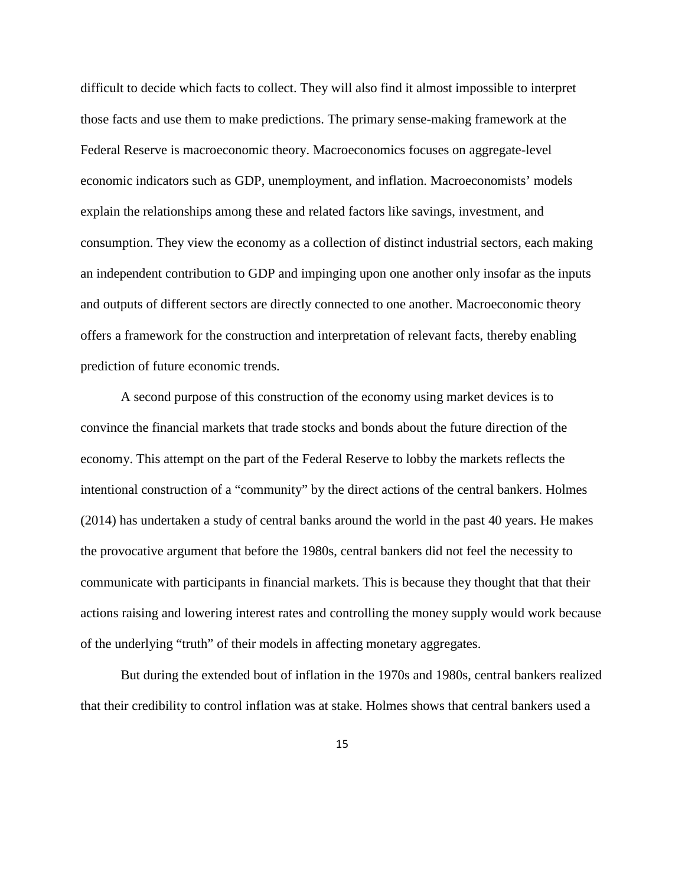difficult to decide which facts to collect. They will also find it almost impossible to interpret those facts and use them to make predictions. The primary sense-making framework at the Federal Reserve is macroeconomic theory. Macroeconomics focuses on aggregate-level economic indicators such as GDP, unemployment, and inflation. Macroeconomists' models explain the relationships among these and related factors like savings, investment, and consumption. They view the economy as a collection of distinct industrial sectors, each making an independent contribution to GDP and impinging upon one another only insofar as the inputs and outputs of different sectors are directly connected to one another. Macroeconomic theory offers a framework for the construction and interpretation of relevant facts, thereby enabling prediction of future economic trends.

A second purpose of this construction of the economy using market devices is to convince the financial markets that trade stocks and bonds about the future direction of the economy. This attempt on the part of the Federal Reserve to lobby the markets reflects the intentional construction of a "community" by the direct actions of the central bankers. Holmes (2014) has undertaken a study of central banks around the world in the past 40 years. He makes the provocative argument that before the 1980s, central bankers did not feel the necessity to communicate with participants in financial markets. This is because they thought that that their actions raising and lowering interest rates and controlling the money supply would work because of the underlying "truth" of their models in affecting monetary aggregates.

But during the extended bout of inflation in the 1970s and 1980s, central bankers realized that their credibility to control inflation was at stake. Holmes shows that central bankers used a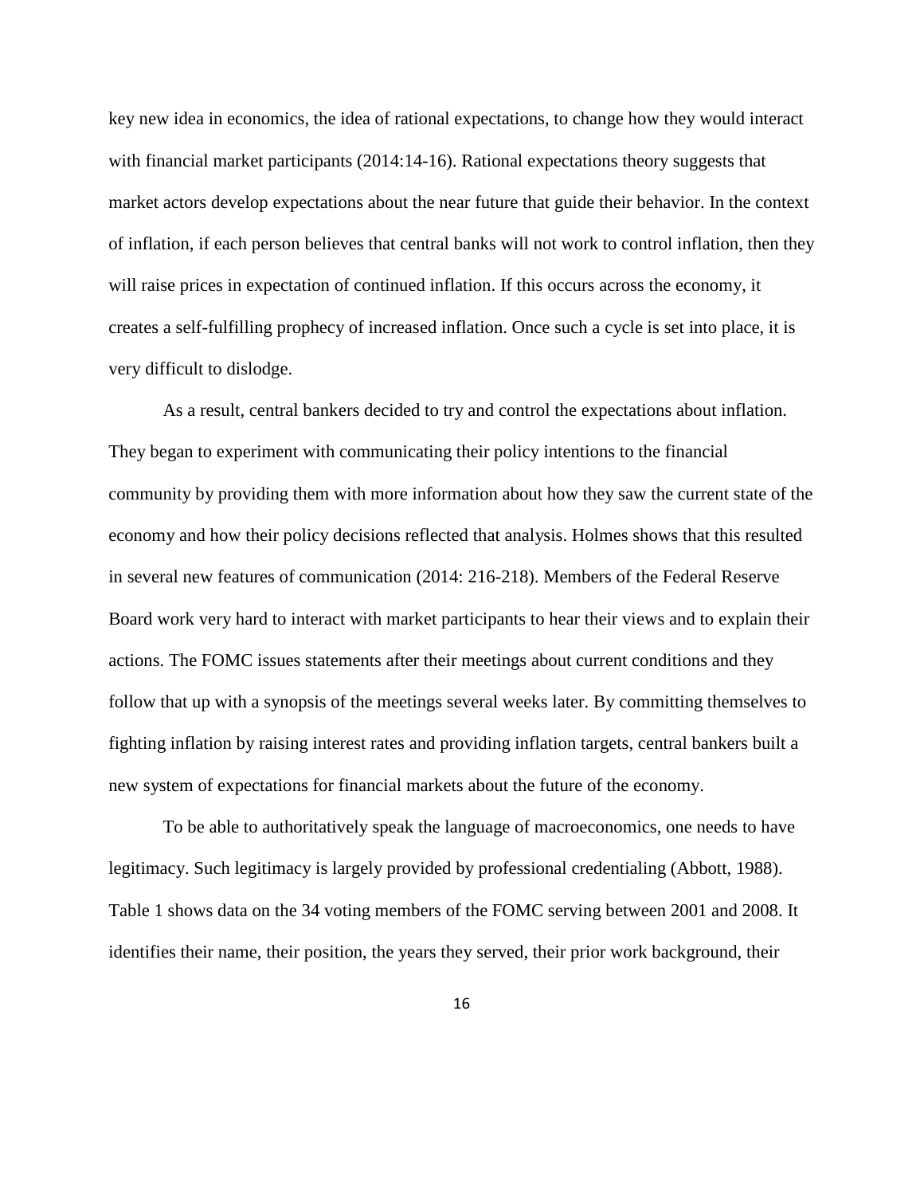key new idea in economics, the idea of rational expectations, to change how they would interact with financial market participants (2014:14-16). Rational expectations theory suggests that market actors develop expectations about the near future that guide their behavior. In the context of inflation, if each person believes that central banks will not work to control inflation, then they will raise prices in expectation of continued inflation. If this occurs across the economy, it creates a self-fulfilling prophecy of increased inflation. Once such a cycle is set into place, it is very difficult to dislodge.

As a result, central bankers decided to try and control the expectations about inflation. They began to experiment with communicating their policy intentions to the financial community by providing them with more information about how they saw the current state of the economy and how their policy decisions reflected that analysis. Holmes shows that this resulted in several new features of communication (2014: 216-218). Members of the Federal Reserve Board work very hard to interact with market participants to hear their views and to explain their actions. The FOMC issues statements after their meetings about current conditions and they follow that up with a synopsis of the meetings several weeks later. By committing themselves to fighting inflation by raising interest rates and providing inflation targets, central bankers built a new system of expectations for financial markets about the future of the economy.

To be able to authoritatively speak the language of macroeconomics, one needs to have legitimacy. Such legitimacy is largely provided by professional credentialing (Abbott, 1988). Table 1 shows data on the 34 voting members of the FOMC serving between 2001 and 2008. It identifies their name, their position, the years they served, their prior work background, their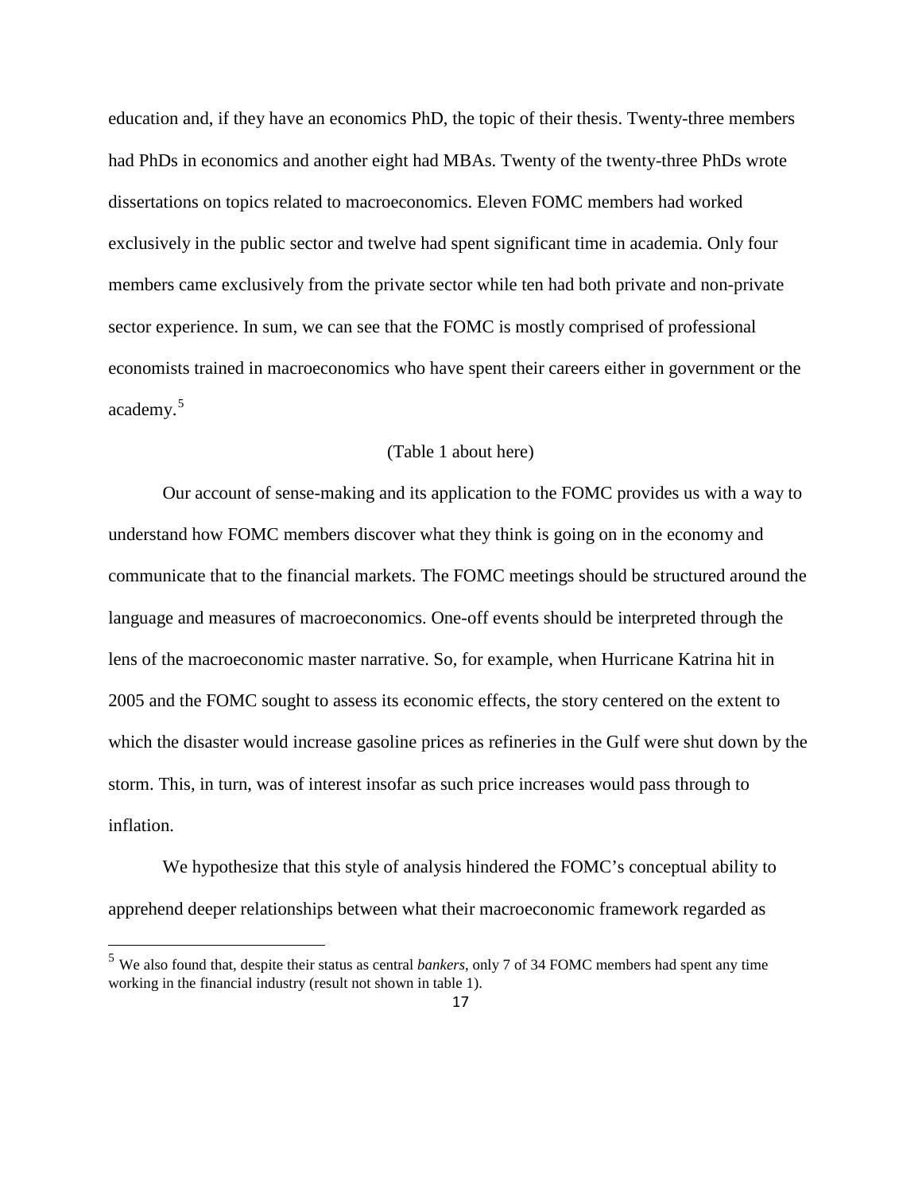education and, if they have an economics PhD, the topic of their thesis. Twenty-three members had PhDs in economics and another eight had MBAs. Twenty of the twenty-three PhDs wrote dissertations on topics related to macroeconomics. Eleven FOMC members had worked exclusively in the public sector and twelve had spent significant time in academia. Only four members came exclusively from the private sector while ten had both private and non-private sector experience. In sum, we can see that the FOMC is mostly comprised of professional economists trained in macroeconomics who have spent their careers either in government or the academy.[5]

(Table 1 about here)

Our account of sense-making and its application to the FOMC provides us with a way to understand how FOMC members discover what they think is going on in the economy and communicate that to the financial markets. The FOMC meetings should be structured around the language and measures of macroeconomics. One-off events should be interpreted through the lens of the macroeconomic master narrative. So, for example, when Hurricane Katrina hit in 2005 and the FOMC sought to assess its economic effects, the story centered on the extent to which the disaster would increase gasoline prices as refineries in the Gulf were shut down by the storm. This, in turn, was of interest insofar as such price increases would pass through to inflation.

We hypothesize that this style of analysis hindered the FOMC's conceptual ability to apprehend deeper relationships between what their macroeconomic framework regarded as

[5] We also found that, despite their status as central *bankers*, only 7 of 34 FOMC members had spent any time working in the financial industry (result not shown in table 1).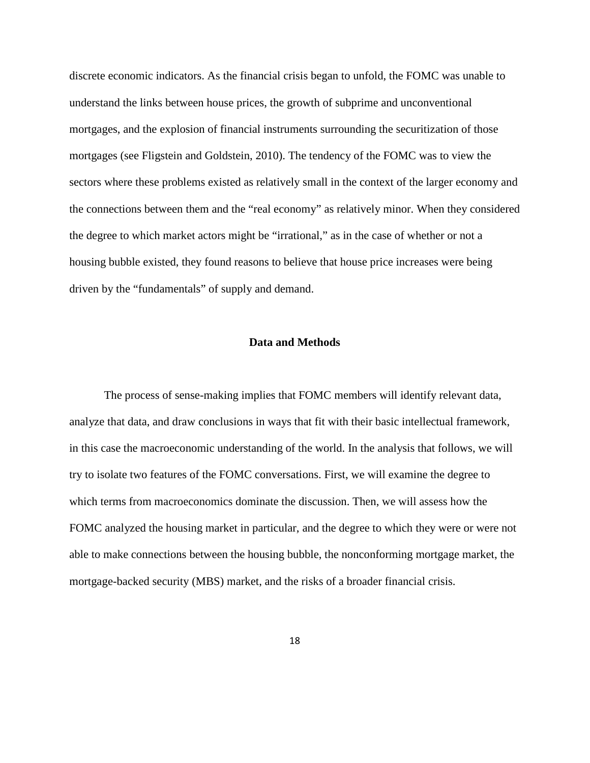discrete economic indicators. As the financial crisis began to unfold, the FOMC was unable to understand the links between house prices, the growth of subprime and unconventional mortgages, and the explosion of financial instruments surrounding the securitization of those mortgages (see Fligstein and Goldstein, 2010). The tendency of the FOMC was to view the sectors where these problems existed as relatively small in the context of the larger economy and the connections between them and the "real economy" as relatively minor. When they considered the degree to which market actors might be "irrational," as in the case of whether or not a housing bubble existed, they found reasons to believe that house price increases were being driven by the "fundamentals" of supply and demand.

## Data and Methods

The process of sense-making implies that FOMC members will identify relevant data, analyze that data, and draw conclusions in ways that fit with their basic intellectual framework, in this case the macroeconomic understanding of the world. In the analysis that follows, we will try to isolate two features of the FOMC conversations. First, we will examine the degree to which terms from macroeconomics dominate the discussion. Then, we will assess how the FOMC analyzed the housing market in particular, and the degree to which they were or were not able to make connections between the housing bubble, the nonconforming mortgage market, the mortgage-backed security (MBS) market, and the risks of a broader financial crisis.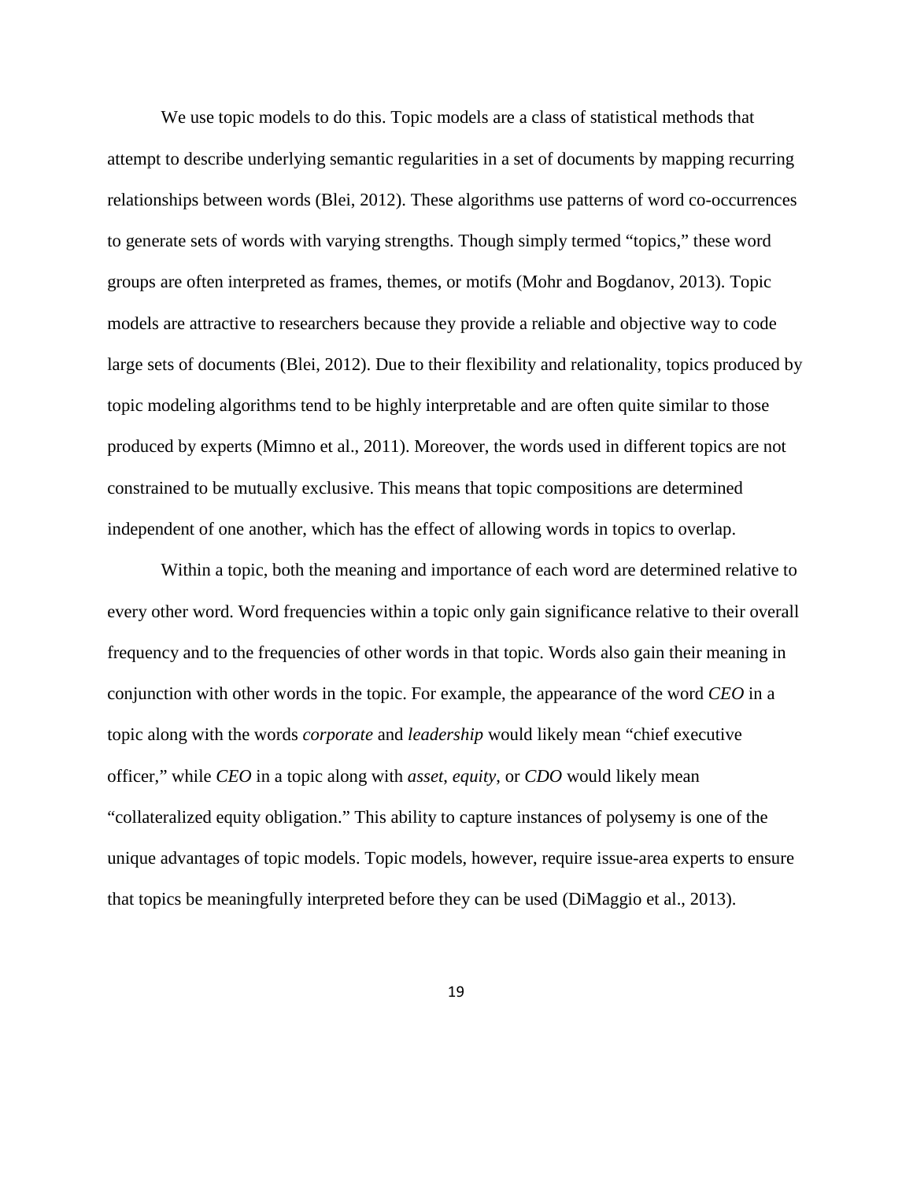We use topic models to do this. Topic models are a class of statistical methods that attempt to describe underlying semantic regularities in a set of documents by mapping recurring relationships between words (Blei, 2012). These algorithms use patterns of word co-occurrences to generate sets of words with varying strengths. Though simply termed "topics," these word groups are often interpreted as frames, themes, or motifs (Mohr and Bogdanov, 2013). Topic models are attractive to researchers because they provide a reliable and objective way to code large sets of documents (Blei, 2012). Due to their flexibility and relationality, topics produced by topic modeling algorithms tend to be highly interpretable and are often quite similar to those produced by experts (Mimno et al., 2011). Moreover, the words used in different topics are not constrained to be mutually exclusive. This means that topic compositions are determined independent of one another, which has the effect of allowing words in topics to overlap.

Within a topic, both the meaning and importance of each word are determined relative to every other word. Word frequencies within a topic only gain significance relative to their overall frequency and to the frequencies of other words in that topic. Words also gain their meaning in conjunction with other words in the topic. For example, the appearance of the word *CEO* in a topic along with the words *corporate* and *leadership* would likely mean "chief executive officer," while *CEO* in a topic along with *asset*, *equity*, or *CDO* would likely mean "collateralized equity obligation." This ability to capture instances of polysemy is one of the unique advantages of topic models. Topic models, however, require issue-area experts to ensure that topics be meaningfully interpreted before they can be used (DiMaggio et al., 2013).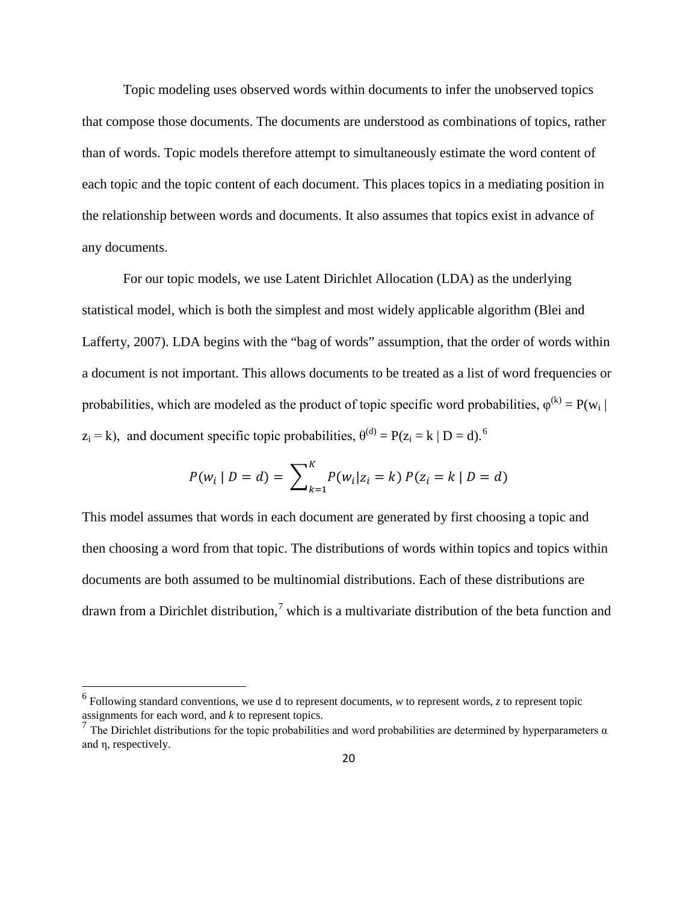Topic modeling uses observed words within documents to infer the unobserved topics that compose those documents. The documents are understood as combinations of topics, rather than of words. Topic models therefore attempt to simultaneously estimate the word content of each topic and the topic content of each document. This places topics in a mediating position in the relationship between words and documents. It also assumes that topics exist in advance of any documents.

For our topic models, we use Latent Dirichlet Allocation (LDA) as the underlying statistical model, which is both the simplest and most widely applicable algorithm (Blei and Lafferty, 2007). LDA begins with the "bag of words" assumption, that the order of words within a document is not important. This allows documents to be treated as a list of word frequencies or probabilities, which are modeled as the product of topic specific word probabilities, $\varphi^{(k)} = P(w_i \mid z_i = k)$, and document specific topic probabilities, $\theta^{(d)} = P(z_i = k \mid D = d)$.[6]

$$P(w_i \mid D = d) = \sum_{k=1}^{K} P(w_i | z_i = k)\, P(z_i = k \mid D = d)$$

This model assumes that words in each document are generated by first choosing a topic and then choosing a word from that topic. The distributions of words within topics and topics within documents are both assumed to be multinomial distributions. Each of these distributions are drawn from a Dirichlet distribution,[7] which is a multivariate distribution of the beta function and

---

[6] Following standard conventions, we use d to represent documents, *w* to represent words, *z* to represent topic assignments for each word, and *k* to represent topics.

[7] The Dirichlet distributions for the topic probabilities and word probabilities are determined by hyperparameters $\alpha$ and $\eta$, respectively.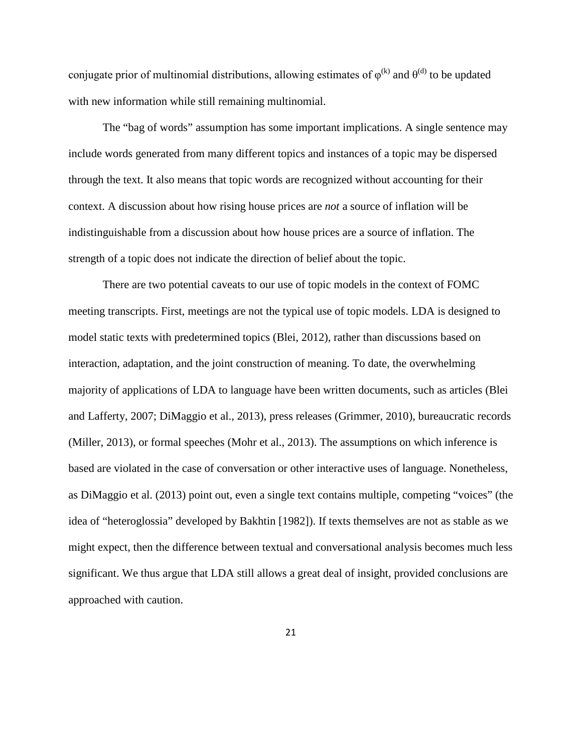conjugate prior of multinomial distributions, allowing estimates of $\varphi^{(k)}$ and $\theta^{(d)}$ to be updated with new information while still remaining multinomial.

The "bag of words" assumption has some important implications. A single sentence may include words generated from many different topics and instances of a topic may be dispersed through the text. It also means that topic words are recognized without accounting for their context. A discussion about how rising house prices are *not* a source of inflation will be indistinguishable from a discussion about how house prices are a source of inflation. The strength of a topic does not indicate the direction of belief about the topic.

There are two potential caveats to our use of topic models in the context of FOMC meeting transcripts. First, meetings are not the typical use of topic models. LDA is designed to model static texts with predetermined topics (Blei, 2012), rather than discussions based on interaction, adaptation, and the joint construction of meaning. To date, the overwhelming majority of applications of LDA to language have been written documents, such as articles (Blei and Lafferty, 2007; DiMaggio et al., 2013), press releases (Grimmer, 2010), bureaucratic records (Miller, 2013), or formal speeches (Mohr et al., 2013). The assumptions on which inference is based are violated in the case of conversation or other interactive uses of language. Nonetheless, as DiMaggio et al. (2013) point out, even a single text contains multiple, competing "voices" (the idea of "heteroglossia" developed by Bakhtin [1982]). If texts themselves are not as stable as we might expect, then the difference between textual and conversational analysis becomes much less significant. We thus argue that LDA still allows a great deal of insight, provided conclusions are approached with caution.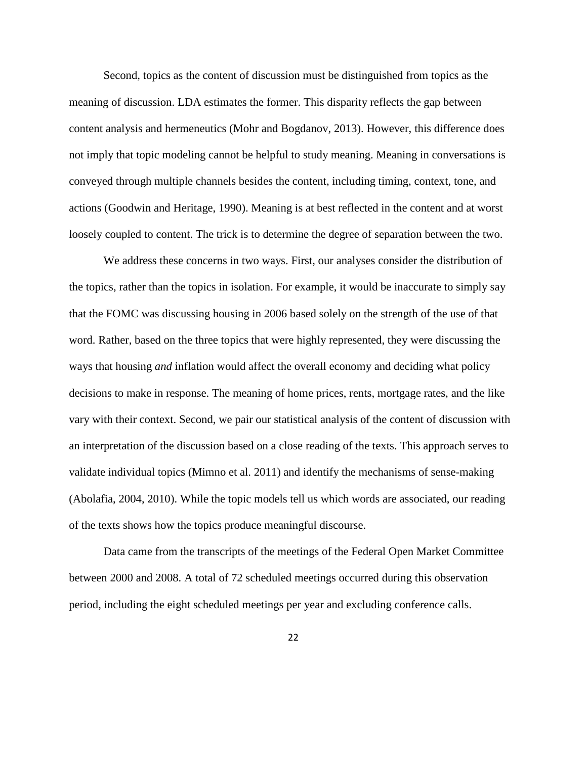Second, topics as the content of discussion must be distinguished from topics as the meaning of discussion. LDA estimates the former. This disparity reflects the gap between content analysis and hermeneutics (Mohr and Bogdanov, 2013). However, this difference does not imply that topic modeling cannot be helpful to study meaning. Meaning in conversations is conveyed through multiple channels besides the content, including timing, context, tone, and actions (Goodwin and Heritage, 1990). Meaning is at best reflected in the content and at worst loosely coupled to content. The trick is to determine the degree of separation between the two.

We address these concerns in two ways. First, our analyses consider the distribution of the topics, rather than the topics in isolation. For example, it would be inaccurate to simply say that the FOMC was discussing housing in 2006 based solely on the strength of the use of that word. Rather, based on the three topics that were highly represented, they were discussing the ways that housing *and* inflation would affect the overall economy and deciding what policy decisions to make in response. The meaning of home prices, rents, mortgage rates, and the like vary with their context. Second, we pair our statistical analysis of the content of discussion with an interpretation of the discussion based on a close reading of the texts. This approach serves to validate individual topics (Mimno et al. 2011) and identify the mechanisms of sense-making (Abolafia, 2004, 2010). While the topic models tell us which words are associated, our reading of the texts shows how the topics produce meaningful discourse.

Data came from the transcripts of the meetings of the Federal Open Market Committee between 2000 and 2008. A total of 72 scheduled meetings occurred during this observation period, including the eight scheduled meetings per year and excluding conference calls.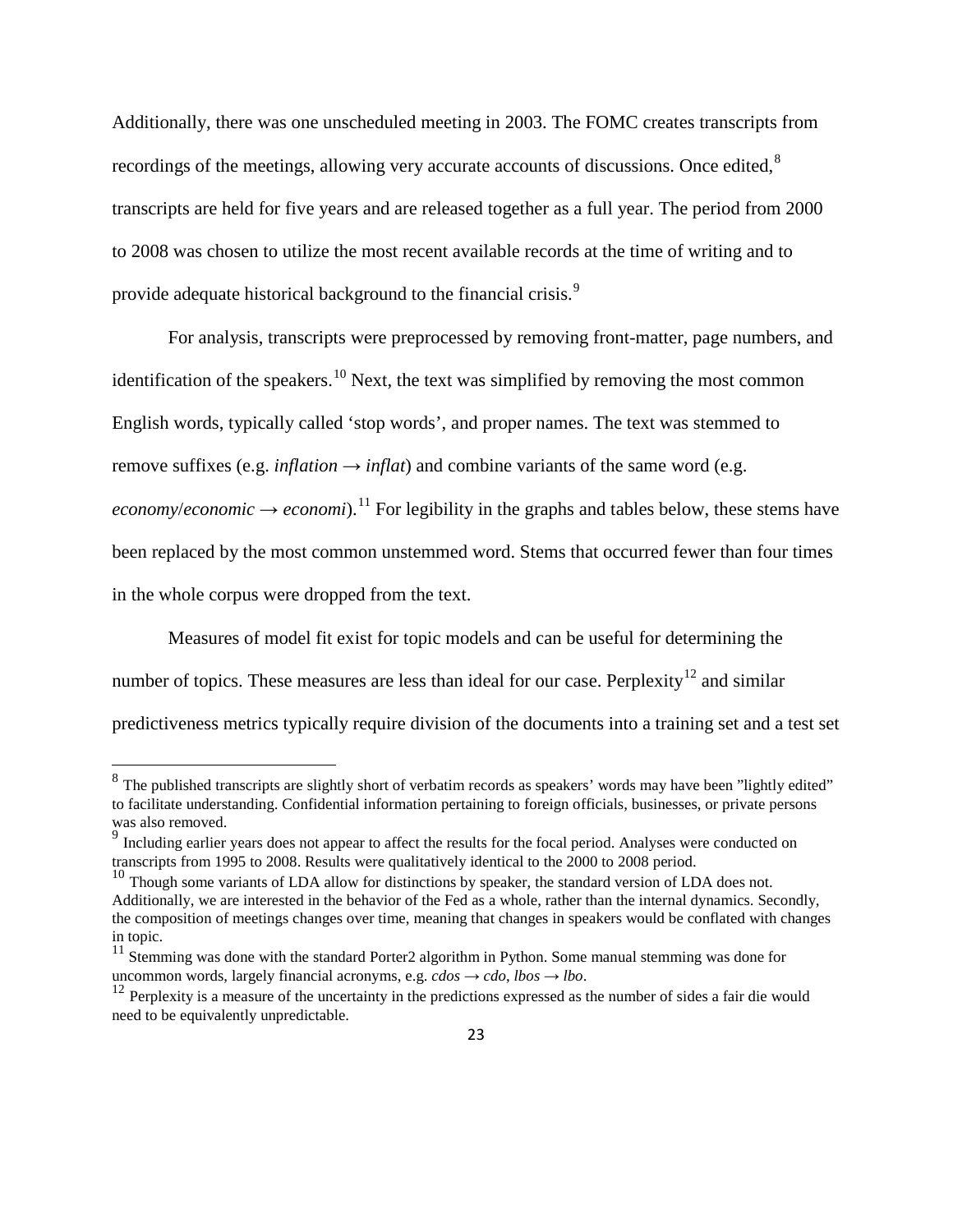Additionally, there was one unscheduled meeting in 2003. The FOMC creates transcripts from recordings of the meetings, allowing very accurate accounts of discussions. Once edited,[8] transcripts are held for five years and are released together as a full year. The period from 2000 to 2008 was chosen to utilize the most recent available records at the time of writing and to provide adequate historical background to the financial crisis.[9]

For analysis, transcripts were preprocessed by removing front-matter, page numbers, and identification of the speakers.[10] Next, the text was simplified by removing the most common English words, typically called 'stop words', and proper names. The text was stemmed to remove suffixes (e.g. *inflation* → *inflat*) and combine variants of the same word (e.g. *economy*/*economic* → *economi*).[11] For legibility in the graphs and tables below, these stems have been replaced by the most common unstemmed word. Stems that occurred fewer than four times in the whole corpus were dropped from the text.

Measures of model fit exist for topic models and can be useful for determining the number of topics. These measures are less than ideal for our case. Perplexity[12] and similar predictiveness metrics typically require division of the documents into a training set and a test set

---

[8] The published transcripts are slightly short of verbatim records as speakers' words may have been "lightly edited" to facilitate understanding. Confidential information pertaining to foreign officials, businesses, or private persons was also removed.

[9] Including earlier years does not appear to affect the results for the focal period. Analyses were conducted on transcripts from 1995 to 2008. Results were qualitatively identical to the 2000 to 2008 period.

[10] Though some variants of LDA allow for distinctions by speaker, the standard version of LDA does not. Additionally, we are interested in the behavior of the Fed as a whole, rather than the internal dynamics. Secondly, the composition of meetings changes over time, meaning that changes in speakers would be conflated with changes in topic.

[11] Stemming was done with the standard Porter2 algorithm in Python. Some manual stemming was done for uncommon words, largely financial acronyms, e.g. *cdos* → *cdo*, *lbos* → *lbo*.

[12] Perplexity is a measure of the uncertainty in the predictions expressed as the number of sides a fair die would need to be equivalently unpredictable.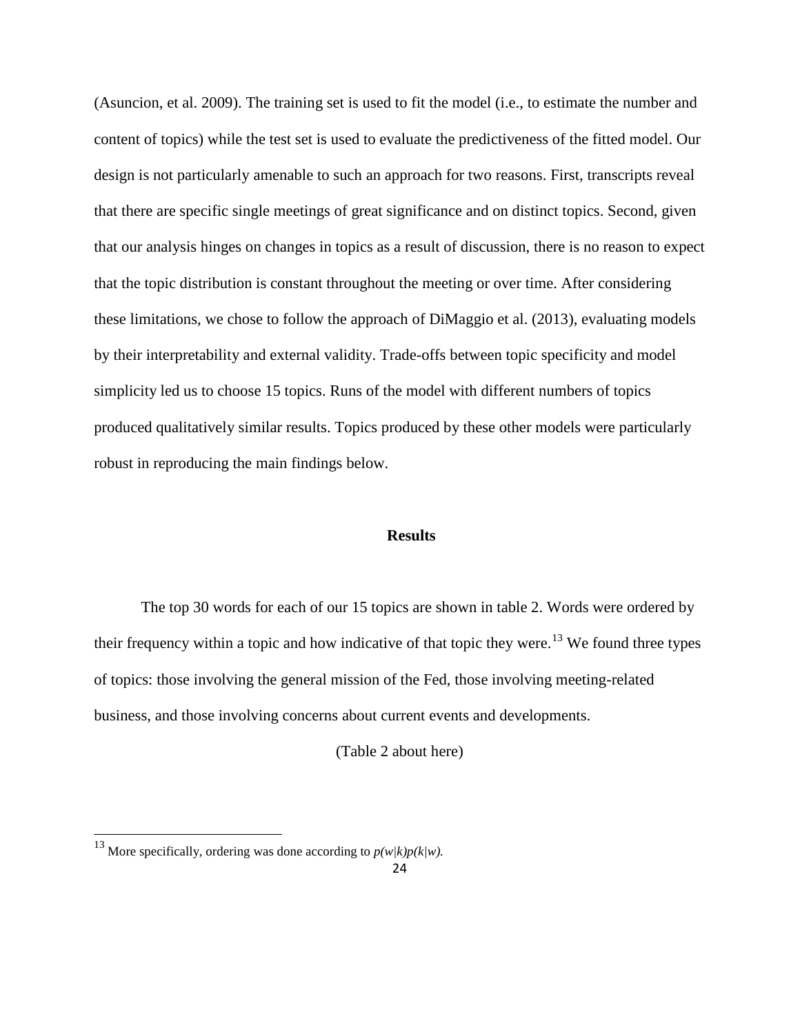(Asuncion, et al. 2009). The training set is used to fit the model (i.e., to estimate the number and content of topics) while the test set is used to evaluate the predictiveness of the fitted model. Our design is not particularly amenable to such an approach for two reasons. First, transcripts reveal that there are specific single meetings of great significance and on distinct topics. Second, given that our analysis hinges on changes in topics as a result of discussion, there is no reason to expect that the topic distribution is constant throughout the meeting or over time. After considering these limitations, we chose to follow the approach of DiMaggio et al. (2013), evaluating models by their interpretability and external validity. Trade-offs between topic specificity and model simplicity led us to choose 15 topics. Runs of the model with different numbers of topics produced qualitatively similar results. Topics produced by these other models were particularly robust in reproducing the main findings below.

## Results

The top 30 words for each of our 15 topics are shown in table 2. Words were ordered by their frequency within a topic and how indicative of that topic they were.[13] We found three types of topics: those involving the general mission of the Fed, those involving meeting-related business, and those involving concerns about current events and developments.

(Table 2 about here)

[13] More specifically, ordering was done according to $p(w|k)p(k|w)$.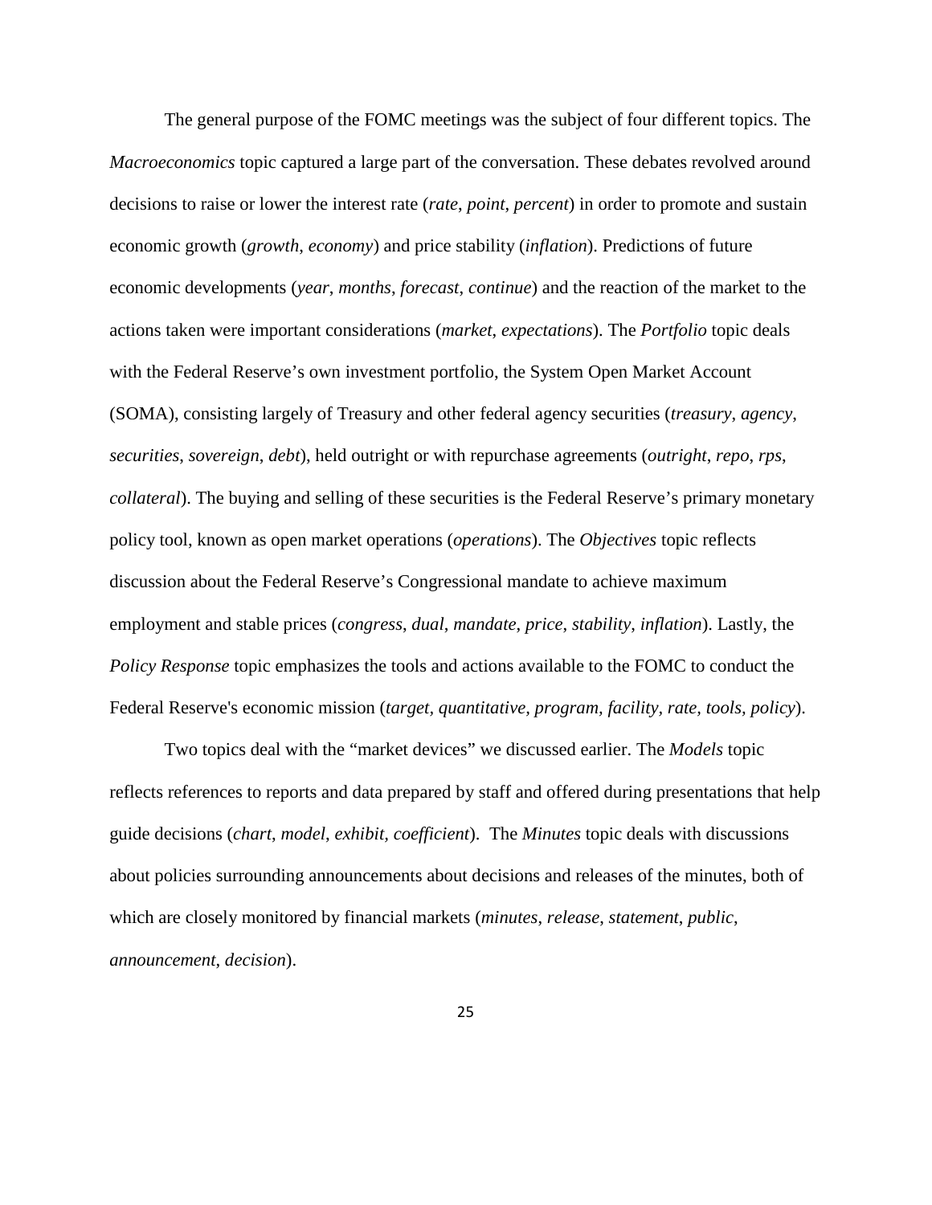The general purpose of the FOMC meetings was the subject of four different topics. The *Macroeconomics* topic captured a large part of the conversation. These debates revolved around decisions to raise or lower the interest rate (*rate*, *point, percent*) in order to promote and sustain economic growth (*growth*, *economy*) and price stability (*inflation*). Predictions of future economic developments (*year*, *months*, *forecast*, *continue*) and the reaction of the market to the actions taken were important considerations (*market*, *expectations*). The *Portfolio* topic deals with the Federal Reserve's own investment portfolio, the System Open Market Account (SOMA), consisting largely of Treasury and other federal agency securities (*treasury*, *agency*, *securities*, *sovereign*, *debt*), held outright or with repurchase agreements (*outright*, *repo*, *rps*, *collateral*). The buying and selling of these securities is the Federal Reserve's primary monetary policy tool, known as open market operations (*operations*). The *Objectives* topic reflects discussion about the Federal Reserve's Congressional mandate to achieve maximum employment and stable prices (*congress*, *dual, mandate, price*, *stability*, *inflation*). Lastly, the *Policy Response* topic emphasizes the tools and actions available to the FOMC to conduct the Federal Reserve's economic mission (*target*, *quantitative, program, facility*, *rate, tools, policy*).

Two topics deal with the "market devices" we discussed earlier. The *Models* topic reflects references to reports and data prepared by staff and offered during presentations that help guide decisions (*chart*, *model*, *exhibit, coefficient*). The *Minutes* topic deals with discussions about policies surrounding announcements about decisions and releases of the minutes, both of which are closely monitored by financial markets (*minutes*, *release*, *statement*, *public*, *announcement*, *decision*).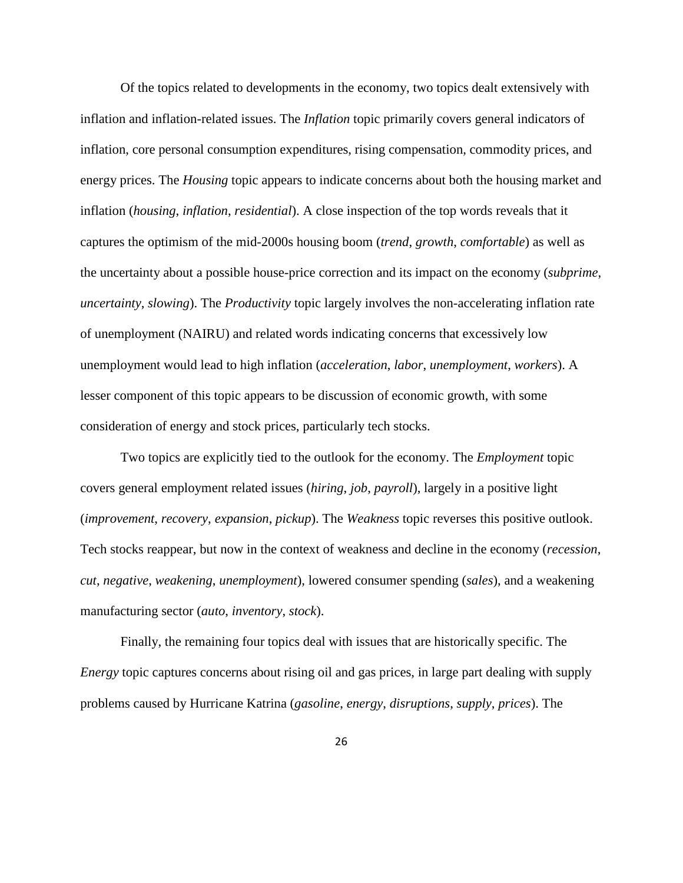Of the topics related to developments in the economy, two topics dealt extensively with inflation and inflation-related issues. The *Inflation* topic primarily covers general indicators of inflation, core personal consumption expenditures, rising compensation, commodity prices, and energy prices. The *Housing* topic appears to indicate concerns about both the housing market and inflation (*housing*, *inflation*, *residential*). A close inspection of the top words reveals that it captures the optimism of the mid-2000s housing boom (*trend*, *growth*, *comfortable*) as well as the uncertainty about a possible house-price correction and its impact on the economy (*subprime*, *uncertainty*, *slowing*). The *Productivity* topic largely involves the non-accelerating inflation rate of unemployment (NAIRU) and related words indicating concerns that excessively low unemployment would lead to high inflation (*acceleration*, *labor*, *unemployment*, *workers*). A lesser component of this topic appears to be discussion of economic growth, with some consideration of energy and stock prices, particularly tech stocks.

Two topics are explicitly tied to the outlook for the economy. The *Employment* topic covers general employment related issues (*hiring*, *job*, *payroll*), largely in a positive light (*improvement*, *recovery*, *expansion*, *pickup*). The *Weakness* topic reverses this positive outlook. Tech stocks reappear, but now in the context of weakness and decline in the economy (*recession*, *cut*, *negative*, *weakening*, *unemployment*), lowered consumer spending (*sales*), and a weakening manufacturing sector (*auto*, *inventory*, *stock*).

Finally, the remaining four topics deal with issues that are historically specific. The *Energy* topic captures concerns about rising oil and gas prices, in large part dealing with supply problems caused by Hurricane Katrina (*gasoline*, *energy*, *disruptions*, *supply*, *prices*). The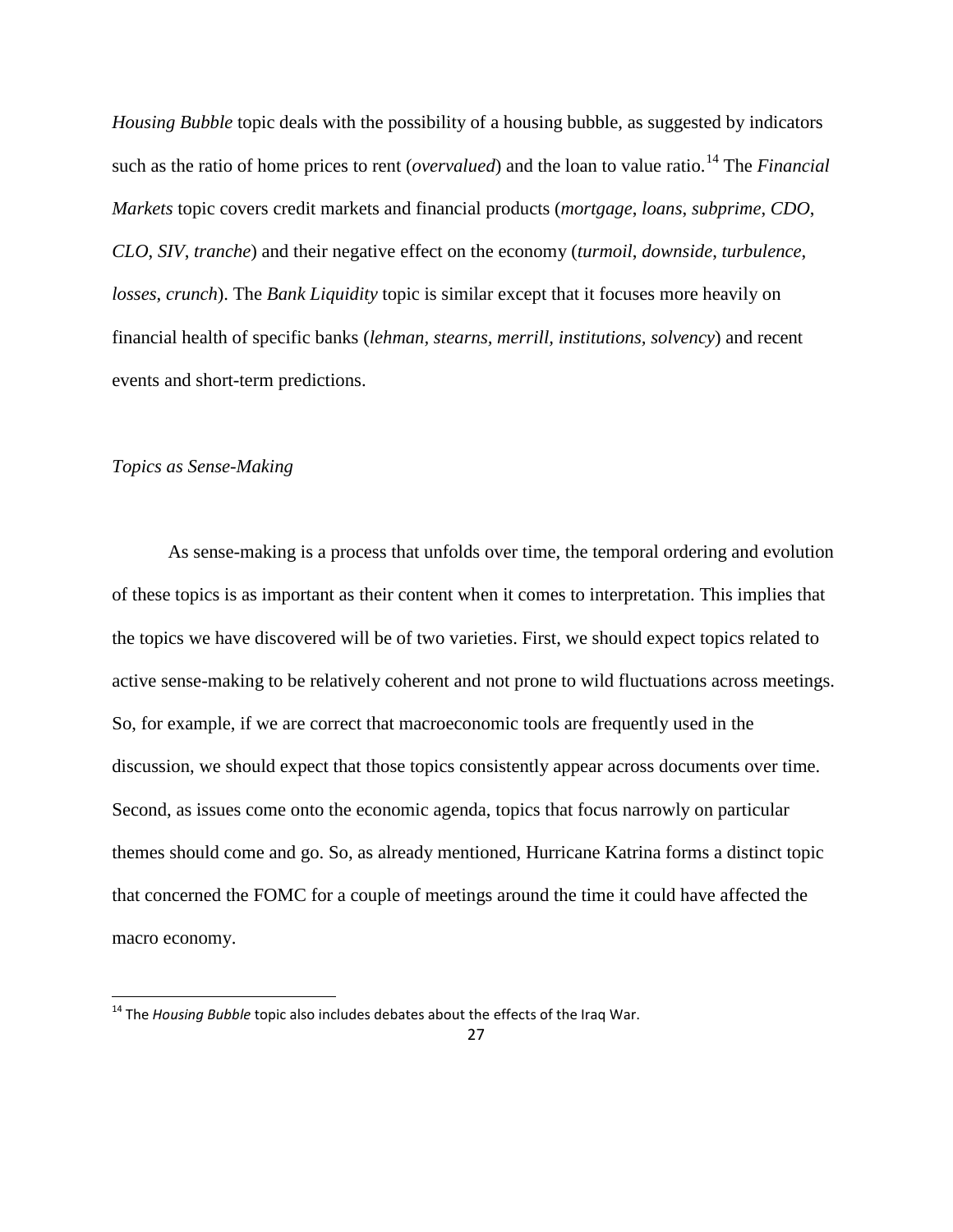*Housing Bubble* topic deals with the possibility of a housing bubble, as suggested by indicators such as the ratio of home prices to rent (*overvalued*) and the loan to value ratio.[14] The *Financial Markets* topic covers credit markets and financial products (*mortgage*, *loans*, *subprime*, *CDO*, *CLO*, *SIV*, *tranche*) and their negative effect on the economy (*turmoil*, *downside*, *turbulence*, *losses*, *crunch*). The *Bank Liquidity* topic is similar except that it focuses more heavily on financial health of specific banks (*lehman*, *stearns*, *merrill*, *institutions*, *solvency*) and recent events and short-term predictions.

### *Topics as Sense-Making*

As sense-making is a process that unfolds over time, the temporal ordering and evolution of these topics is as important as their content when it comes to interpretation. This implies that the topics we have discovered will be of two varieties. First, we should expect topics related to active sense-making to be relatively coherent and not prone to wild fluctuations across meetings. So, for example, if we are correct that macroeconomic tools are frequently used in the discussion, we should expect that those topics consistently appear across documents over time. Second, as issues come onto the economic agenda, topics that focus narrowly on particular themes should come and go. So, as already mentioned, Hurricane Katrina forms a distinct topic that concerned the FOMC for a couple of meetings around the time it could have affected the macro economy.

[14] The *Housing Bubble* topic also includes debates about the effects of the Iraq War.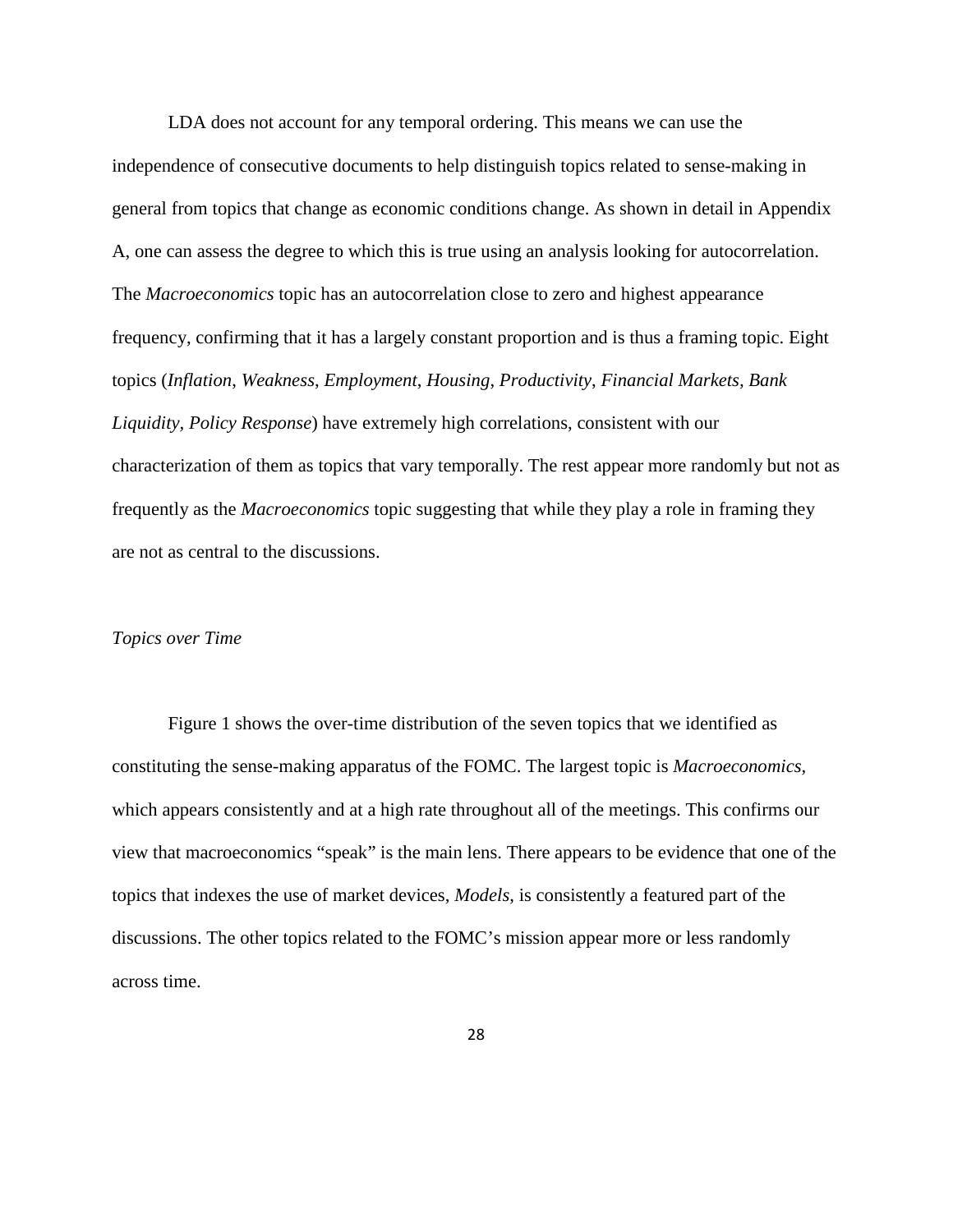LDA does not account for any temporal ordering. This means we can use the independence of consecutive documents to help distinguish topics related to sense-making in general from topics that change as economic conditions change. As shown in detail in Appendix A, one can assess the degree to which this is true using an analysis looking for autocorrelation. The *Macroeconomics* topic has an autocorrelation close to zero and highest appearance frequency, confirming that it has a largely constant proportion and is thus a framing topic. Eight topics (*Inflation*, *Weakness*, *Employment*, *Housing*, *Productivity*, *Financial Markets, Bank Liquidity, Policy Response*) have extremely high correlations, consistent with our characterization of them as topics that vary temporally. The rest appear more randomly but not as frequently as the *Macroeconomics* topic suggesting that while they play a role in framing they are not as central to the discussions.

*Topics over Time*

Figure 1 shows the over-time distribution of the seven topics that we identified as constituting the sense-making apparatus of the FOMC. The largest topic is *Macroeconomics*, which appears consistently and at a high rate throughout all of the meetings. This confirms our view that macroeconomics "speak" is the main lens. There appears to be evidence that one of the topics that indexes the use of market devices, *Models,* is consistently a featured part of the discussions. The other topics related to the FOMC's mission appear more or less randomly across time.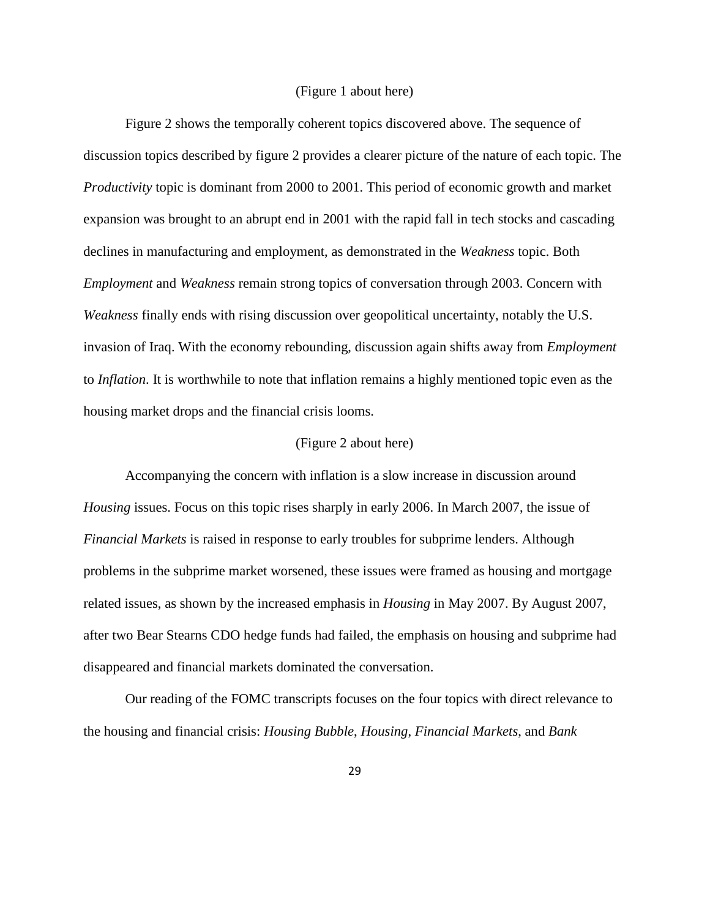(Figure 1 about here)

Figure 2 shows the temporally coherent topics discovered above. The sequence of discussion topics described by figure 2 provides a clearer picture of the nature of each topic. The *Productivity* topic is dominant from 2000 to 2001. This period of economic growth and market expansion was brought to an abrupt end in 2001 with the rapid fall in tech stocks and cascading declines in manufacturing and employment, as demonstrated in the *Weakness* topic. Both *Employment* and *Weakness* remain strong topics of conversation through 2003. Concern with *Weakness* finally ends with rising discussion over geopolitical uncertainty, notably the U.S. invasion of Iraq. With the economy rebounding, discussion again shifts away from *Employment* to *Inflation*. It is worthwhile to note that inflation remains a highly mentioned topic even as the housing market drops and the financial crisis looms.

(Figure 2 about here)

Accompanying the concern with inflation is a slow increase in discussion around *Housing* issues. Focus on this topic rises sharply in early 2006. In March 2007, the issue of *Financial Markets* is raised in response to early troubles for subprime lenders. Although problems in the subprime market worsened, these issues were framed as housing and mortgage related issues, as shown by the increased emphasis in *Housing* in May 2007. By August 2007, after two Bear Stearns CDO hedge funds had failed, the emphasis on housing and subprime had disappeared and financial markets dominated the conversation.

Our reading of the FOMC transcripts focuses on the four topics with direct relevance to the housing and financial crisis: *Housing Bubble*, *Housing*, *Financial Markets*, and *Bank*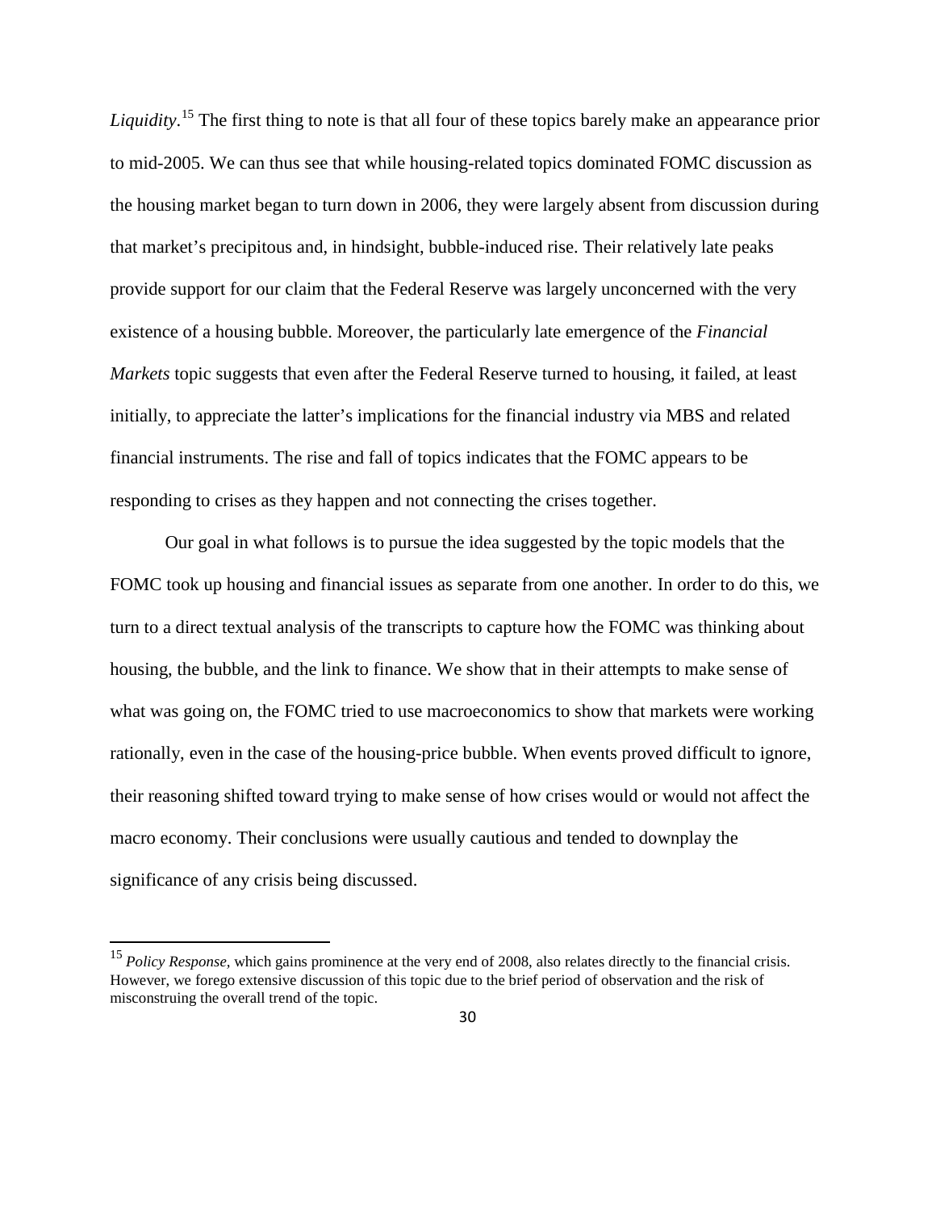*Liquidity*.[15] The first thing to note is that all four of these topics barely make an appearance prior to mid-2005. We can thus see that while housing-related topics dominated FOMC discussion as the housing market began to turn down in 2006, they were largely absent from discussion during that market's precipitous and, in hindsight, bubble-induced rise. Their relatively late peaks provide support for our claim that the Federal Reserve was largely unconcerned with the very existence of a housing bubble. Moreover, the particularly late emergence of the *Financial Markets* topic suggests that even after the Federal Reserve turned to housing, it failed, at least initially, to appreciate the latter's implications for the financial industry via MBS and related financial instruments. The rise and fall of topics indicates that the FOMC appears to be responding to crises as they happen and not connecting the crises together.

Our goal in what follows is to pursue the idea suggested by the topic models that the FOMC took up housing and financial issues as separate from one another. In order to do this, we turn to a direct textual analysis of the transcripts to capture how the FOMC was thinking about housing, the bubble, and the link to finance. We show that in their attempts to make sense of what was going on, the FOMC tried to use macroeconomics to show that markets were working rationally, even in the case of the housing-price bubble. When events proved difficult to ignore, their reasoning shifted toward trying to make sense of how crises would or would not affect the macro economy. Their conclusions were usually cautious and tended to downplay the significance of any crisis being discussed.

---

[15] *Policy Response*, which gains prominence at the very end of 2008, also relates directly to the financial crisis. However, we forego extensive discussion of this topic due to the brief period of observation and the risk of misconstruing the overall trend of the topic.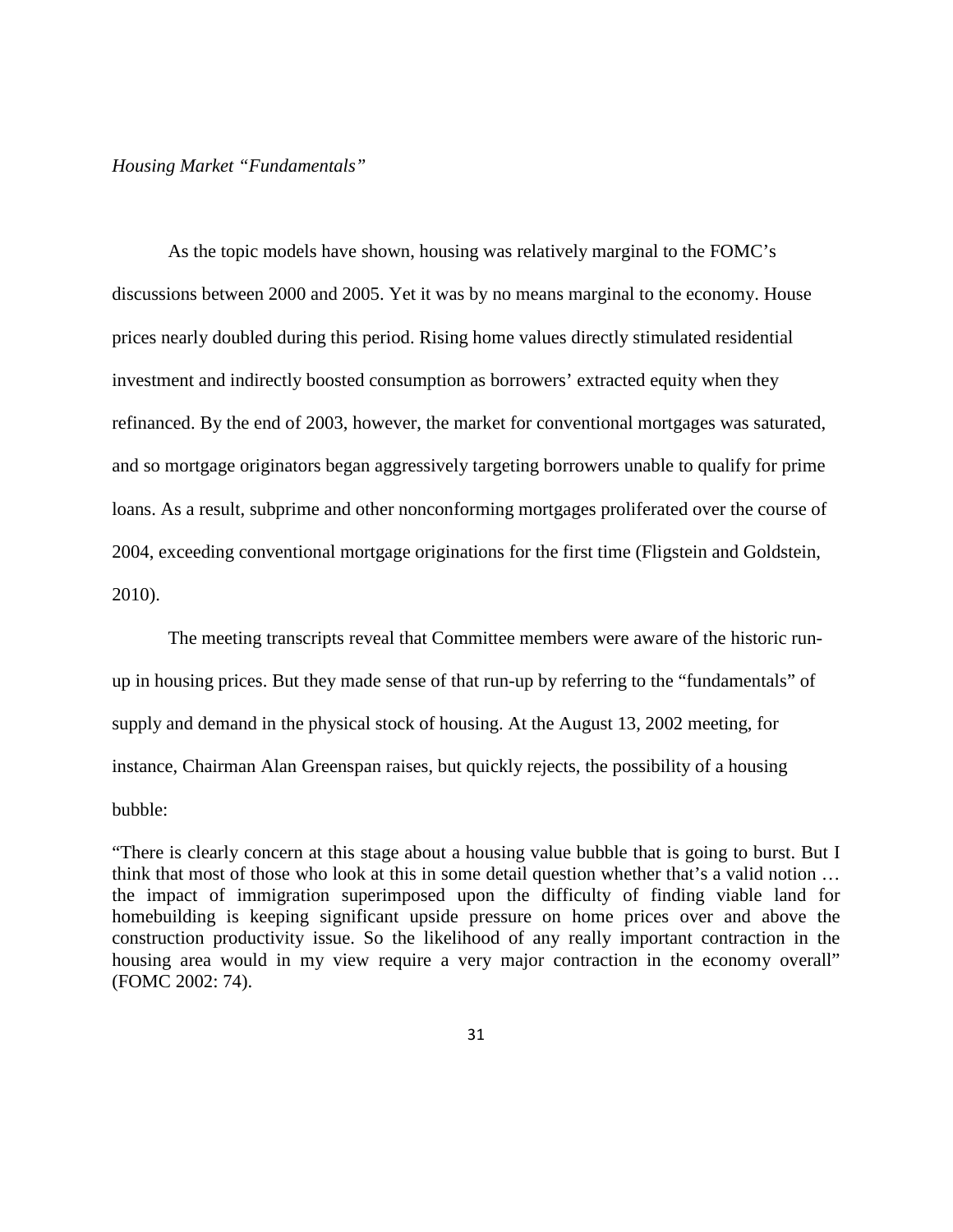*Housing Market "Fundamentals"*

As the topic models have shown, housing was relatively marginal to the FOMC's discussions between 2000 and 2005. Yet it was by no means marginal to the economy. House prices nearly doubled during this period. Rising home values directly stimulated residential investment and indirectly boosted consumption as borrowers' extracted equity when they refinanced. By the end of 2003, however, the market for conventional mortgages was saturated, and so mortgage originators began aggressively targeting borrowers unable to qualify for prime loans. As a result, subprime and other nonconforming mortgages proliferated over the course of 2004, exceeding conventional mortgage originations for the first time (Fligstein and Goldstein, 2010).

The meeting transcripts reveal that Committee members were aware of the historic run-up in housing prices. But they made sense of that run-up by referring to the "fundamentals" of supply and demand in the physical stock of housing. At the August 13, 2002 meeting, for instance, Chairman Alan Greenspan raises, but quickly rejects, the possibility of a housing bubble:

> "There is clearly concern at this stage about a housing value bubble that is going to burst. But I think that most of those who look at this in some detail question whether that's a valid notion … the impact of immigration superimposed upon the difficulty of finding viable land for homebuilding is keeping significant upside pressure on home prices over and above the construction productivity issue. So the likelihood of any really important contraction in the housing area would in my view require a very major contraction in the economy overall" (FOMC 2002: 74).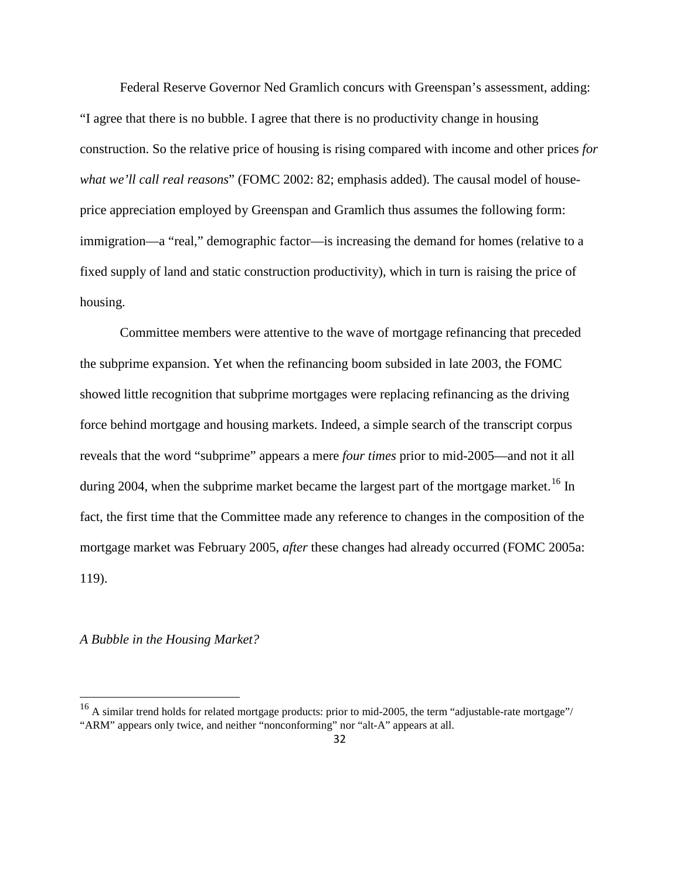Federal Reserve Governor Ned Gramlich concurs with Greenspan's assessment, adding: "I agree that there is no bubble. I agree that there is no productivity change in housing construction. So the relative price of housing is rising compared with income and other prices *for what we'll call real reasons*" (FOMC 2002: 82; emphasis added). The causal model of house-price appreciation employed by Greenspan and Gramlich thus assumes the following form: immigration—a "real," demographic factor—is increasing the demand for homes (relative to a fixed supply of land and static construction productivity), which in turn is raising the price of housing.

Committee members were attentive to the wave of mortgage refinancing that preceded the subprime expansion. Yet when the refinancing boom subsided in late 2003, the FOMC showed little recognition that subprime mortgages were replacing refinancing as the driving force behind mortgage and housing markets. Indeed, a simple search of the transcript corpus reveals that the word "subprime" appears a mere *four times* prior to mid-2005—and not it all during 2004, when the subprime market became the largest part of the mortgage market.[16] In fact, the first time that the Committee made any reference to changes in the composition of the mortgage market was February 2005, *after* these changes had already occurred (FOMC 2005a: 119).

*A Bubble in the Housing Market?*

[16] A similar trend holds for related mortgage products: prior to mid-2005, the term "adjustable-rate mortgage"/ "ARM" appears only twice, and neither "nonconforming" nor "alt-A" appears at all.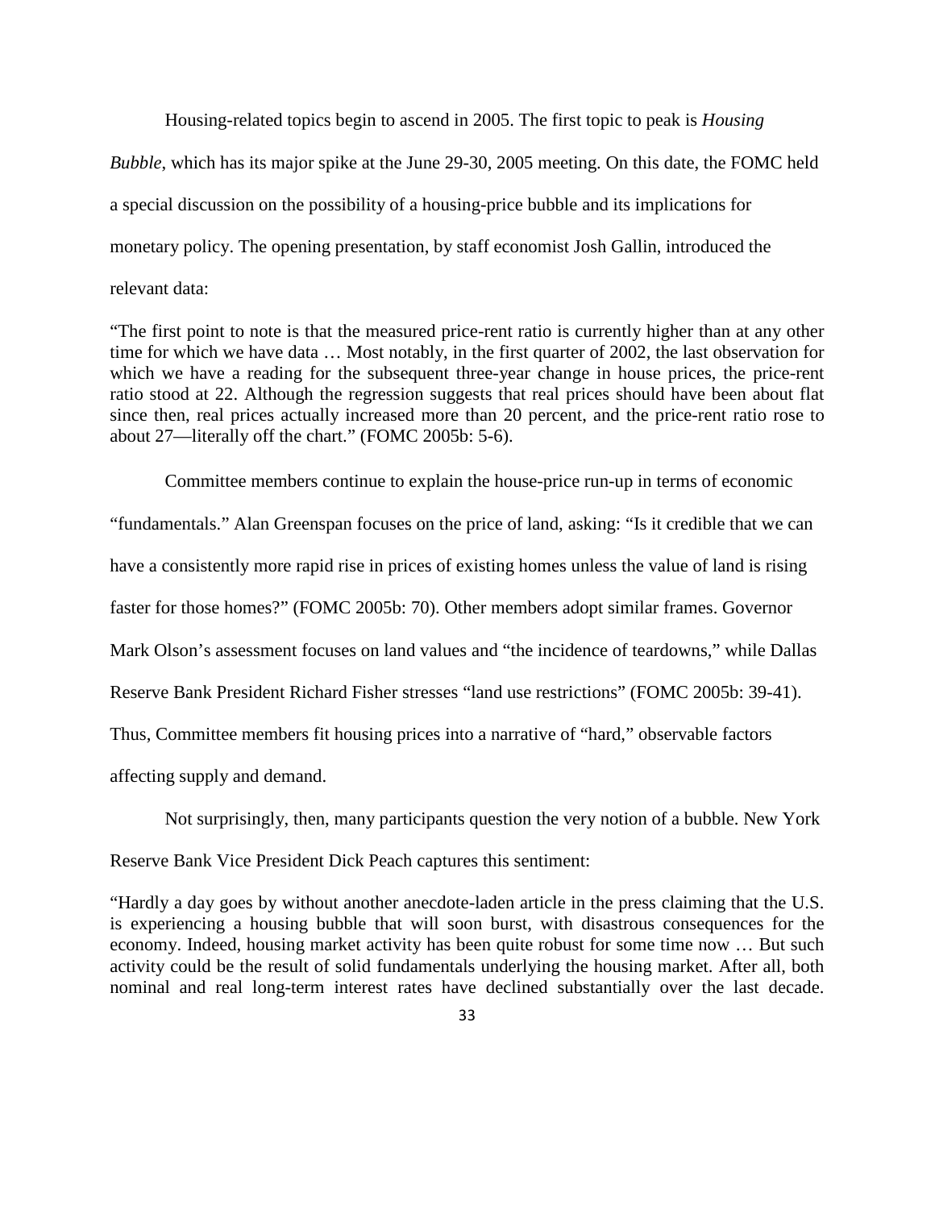Housing-related topics begin to ascend in 2005. The first topic to peak is *Housing Bubble*, which has its major spike at the June 29-30, 2005 meeting. On this date, the FOMC held a special discussion on the possibility of a housing-price bubble and its implications for monetary policy. The opening presentation, by staff economist Josh Gallin, introduced the relevant data:

> "The first point to note is that the measured price-rent ratio is currently higher than at any other time for which we have data … Most notably, in the first quarter of 2002, the last observation for which we have a reading for the subsequent three-year change in house prices, the price-rent ratio stood at 22. Although the regression suggests that real prices should have been about flat since then, real prices actually increased more than 20 percent, and the price-rent ratio rose to about 27—literally off the chart." (FOMC 2005b: 5-6).

Committee members continue to explain the house-price run-up in terms of economic "fundamentals." Alan Greenspan focuses on the price of land, asking: "Is it credible that we can have a consistently more rapid rise in prices of existing homes unless the value of land is rising faster for those homes?" (FOMC 2005b: 70). Other members adopt similar frames. Governor Mark Olson's assessment focuses on land values and "the incidence of teardowns," while Dallas Reserve Bank President Richard Fisher stresses "land use restrictions" (FOMC 2005b: 39-41). Thus, Committee members fit housing prices into a narrative of "hard," observable factors affecting supply and demand.

Not surprisingly, then, many participants question the very notion of a bubble. New York Reserve Bank Vice President Dick Peach captures this sentiment:

> "Hardly a day goes by without another anecdote-laden article in the press claiming that the U.S. is experiencing a housing bubble that will soon burst, with disastrous consequences for the economy. Indeed, housing market activity has been quite robust for some time now … But such activity could be the result of solid fundamentals underlying the housing market. After all, both nominal and real long-term interest rates have declined substantially over the last decade.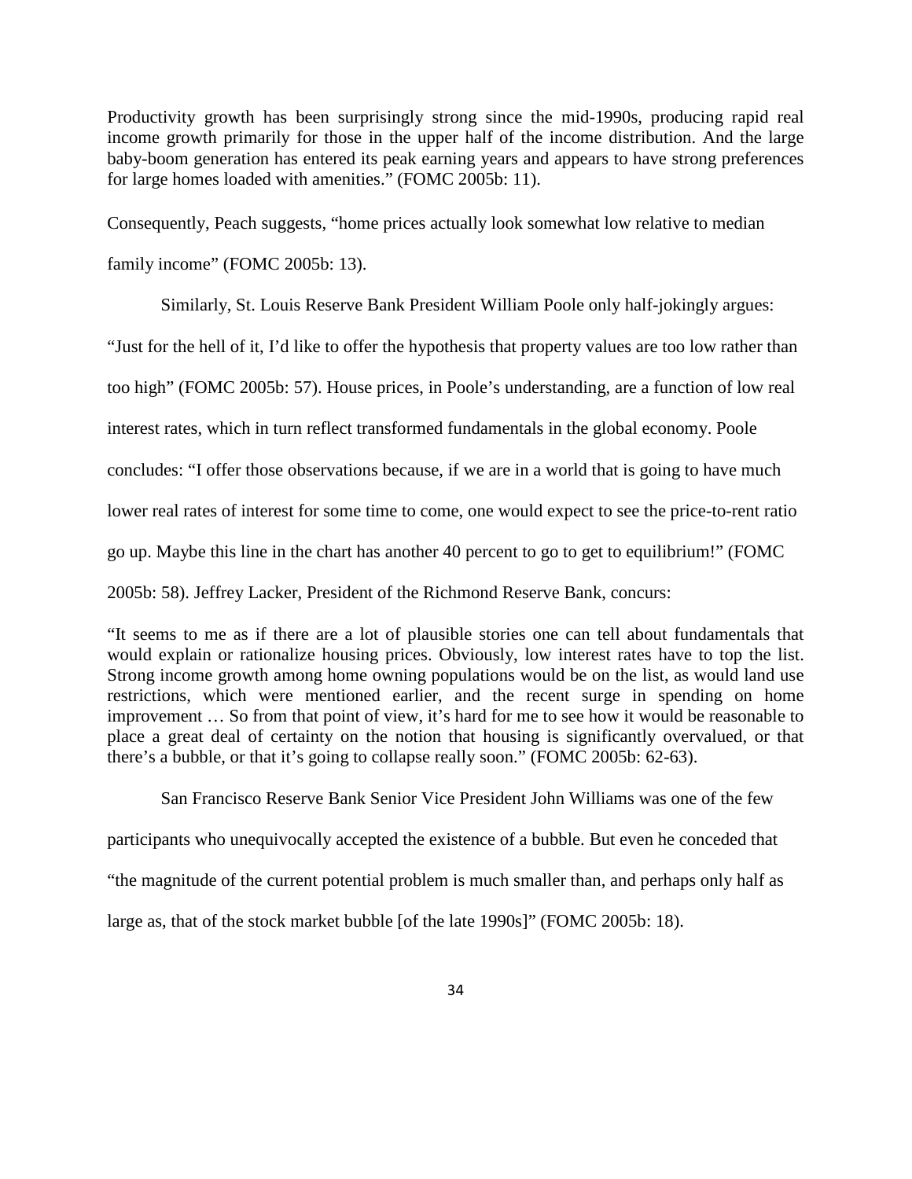Productivity growth has been surprisingly strong since the mid-1990s, producing rapid real income growth primarily for those in the upper half of the income distribution. And the large baby-boom generation has entered its peak earning years and appears to have strong preferences for large homes loaded with amenities." (FOMC 2005b: 11).

Consequently, Peach suggests, "home prices actually look somewhat low relative to median family income" (FOMC 2005b: 13).

Similarly, St. Louis Reserve Bank President William Poole only half-jokingly argues: "Just for the hell of it, I'd like to offer the hypothesis that property values are too low rather than too high" (FOMC 2005b: 57). House prices, in Poole's understanding, are a function of low real interest rates, which in turn reflect transformed fundamentals in the global economy. Poole concludes: "I offer those observations because, if we are in a world that is going to have much lower real rates of interest for some time to come, one would expect to see the price-to-rent ratio go up. Maybe this line in the chart has another 40 percent to go to get to equilibrium!" (FOMC 2005b: 58). Jeffrey Lacker, President of the Richmond Reserve Bank, concurs:

> "It seems to me as if there are a lot of plausible stories one can tell about fundamentals that would explain or rationalize housing prices. Obviously, low interest rates have to top the list. Strong income growth among home owning populations would be on the list, as would land use restrictions, which were mentioned earlier, and the recent surge in spending on home improvement … So from that point of view, it's hard for me to see how it would be reasonable to place a great deal of certainty on the notion that housing is significantly overvalued, or that there's a bubble, or that it's going to collapse really soon." (FOMC 2005b: 62-63).

San Francisco Reserve Bank Senior Vice President John Williams was one of the few participants who unequivocally accepted the existence of a bubble. But even he conceded that "the magnitude of the current potential problem is much smaller than, and perhaps only half as large as, that of the stock market bubble [of the late 1990s]" (FOMC 2005b: 18).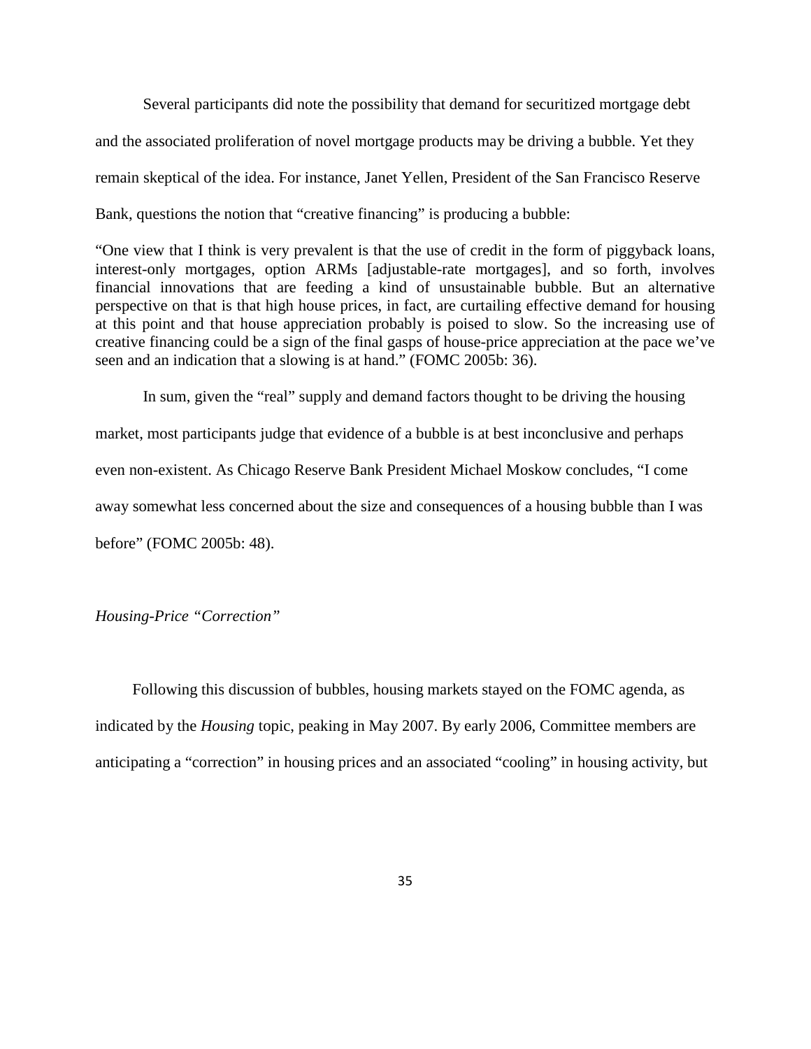Several participants did note the possibility that demand for securitized mortgage debt and the associated proliferation of novel mortgage products may be driving a bubble. Yet they remain skeptical of the idea. For instance, Janet Yellen, President of the San Francisco Reserve Bank, questions the notion that "creative financing" is producing a bubble:

"One view that I think is very prevalent is that the use of credit in the form of piggyback loans, interest-only mortgages, option ARMs [adjustable-rate mortgages], and so forth, involves financial innovations that are feeding a kind of unsustainable bubble. But an alternative perspective on that is that high house prices, in fact, are curtailing effective demand for housing at this point and that house appreciation probably is poised to slow. So the increasing use of creative financing could be a sign of the final gasps of house-price appreciation at the pace we've seen and an indication that a slowing is at hand." (FOMC 2005b: 36).

In sum, given the "real" supply and demand factors thought to be driving the housing market, most participants judge that evidence of a bubble is at best inconclusive and perhaps even non-existent. As Chicago Reserve Bank President Michael Moskow concludes, "I come away somewhat less concerned about the size and consequences of a housing bubble than I was before" (FOMC 2005b: 48).

*Housing-Price "Correction"*

Following this discussion of bubbles, housing markets stayed on the FOMC agenda, as indicated by the *Housing* topic, peaking in May 2007. By early 2006, Committee members are anticipating a "correction" in housing prices and an associated "cooling" in housing activity, but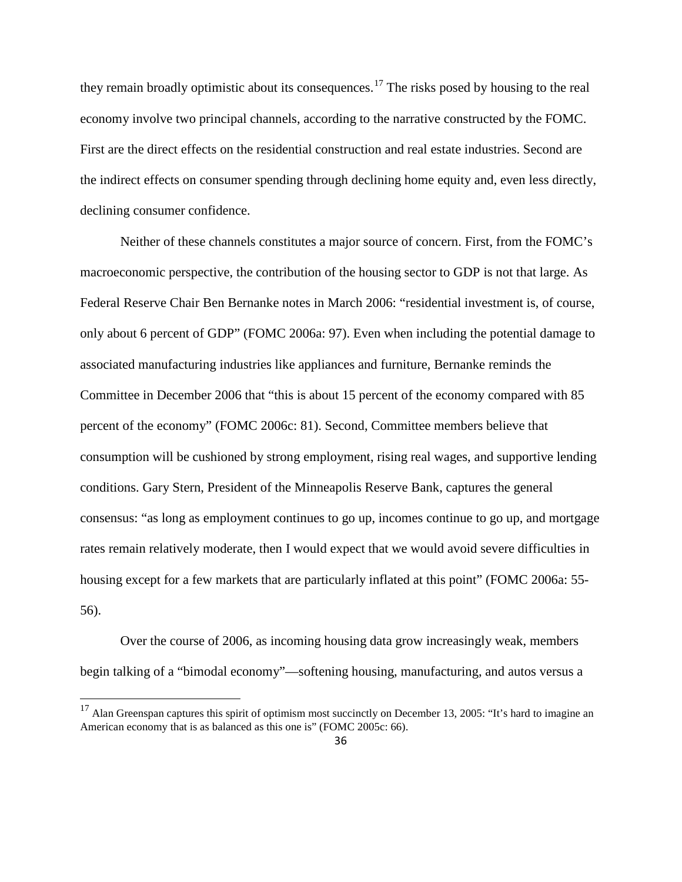they remain broadly optimistic about its consequences.[17] The risks posed by housing to the real economy involve two principal channels, according to the narrative constructed by the FOMC. First are the direct effects on the residential construction and real estate industries. Second are the indirect effects on consumer spending through declining home equity and, even less directly, declining consumer confidence.

Neither of these channels constitutes a major source of concern. First, from the FOMC's macroeconomic perspective, the contribution of the housing sector to GDP is not that large. As Federal Reserve Chair Ben Bernanke notes in March 2006: "residential investment is, of course, only about 6 percent of GDP" (FOMC 2006a: 97). Even when including the potential damage to associated manufacturing industries like appliances and furniture, Bernanke reminds the Committee in December 2006 that "this is about 15 percent of the economy compared with 85 percent of the economy" (FOMC 2006c: 81). Second, Committee members believe that consumption will be cushioned by strong employment, rising real wages, and supportive lending conditions. Gary Stern, President of the Minneapolis Reserve Bank, captures the general consensus: "as long as employment continues to go up, incomes continue to go up, and mortgage rates remain relatively moderate, then I would expect that we would avoid severe difficulties in housing except for a few markets that are particularly inflated at this point" (FOMC 2006a: 55-56).

Over the course of 2006, as incoming housing data grow increasingly weak, members begin talking of a "bimodal economy"—softening housing, manufacturing, and autos versus a

[17] Alan Greenspan captures this spirit of optimism most succinctly on December 13, 2005: "It's hard to imagine an American economy that is as balanced as this one is" (FOMC 2005c: 66).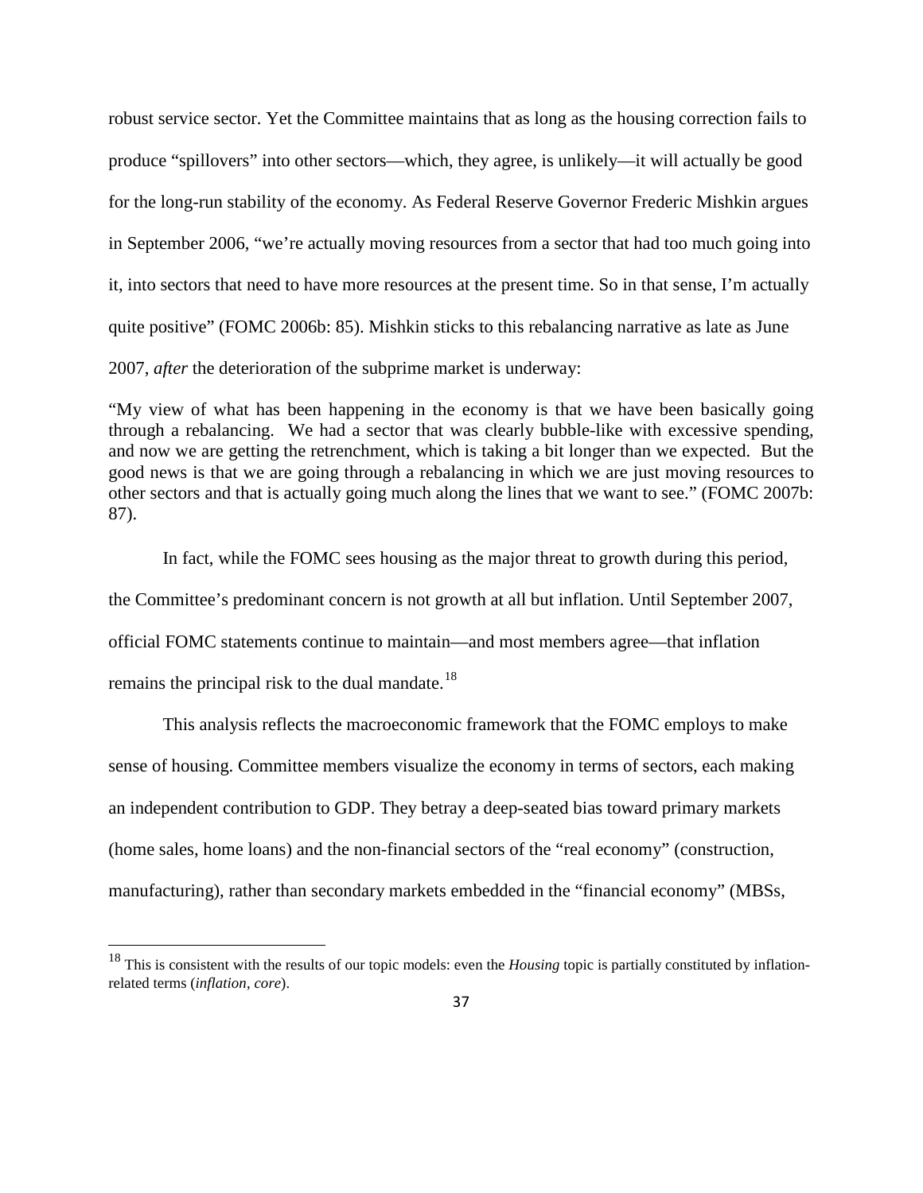robust service sector. Yet the Committee maintains that as long as the housing correction fails to produce "spillovers" into other sectors—which, they agree, is unlikely—it will actually be good for the long-run stability of the economy. As Federal Reserve Governor Frederic Mishkin argues in September 2006, "we're actually moving resources from a sector that had too much going into it, into sectors that need to have more resources at the present time. So in that sense, I'm actually quite positive" (FOMC 2006b: 85). Mishkin sticks to this rebalancing narrative as late as June 2007, *after* the deterioration of the subprime market is underway:

"My view of what has been happening in the economy is that we have been basically going through a rebalancing. We had a sector that was clearly bubble-like with excessive spending, and now we are getting the retrenchment, which is taking a bit longer than we expected. But the good news is that we are going through a rebalancing in which we are just moving resources to other sectors and that is actually going much along the lines that we want to see." (FOMC 2007b: 87).

In fact, while the FOMC sees housing as the major threat to growth during this period, the Committee's predominant concern is not growth at all but inflation. Until September 2007, official FOMC statements continue to maintain—and most members agree—that inflation remains the principal risk to the dual mandate.[18]

This analysis reflects the macroeconomic framework that the FOMC employs to make sense of housing. Committee members visualize the economy in terms of sectors, each making an independent contribution to GDP. They betray a deep-seated bias toward primary markets (home sales, home loans) and the non-financial sectors of the "real economy" (construction, manufacturing), rather than secondary markets embedded in the "financial economy" (MBSs,

[18] This is consistent with the results of our topic models: even the *Housing* topic is partially constituted by inflation-related terms (*inflation*, *core*).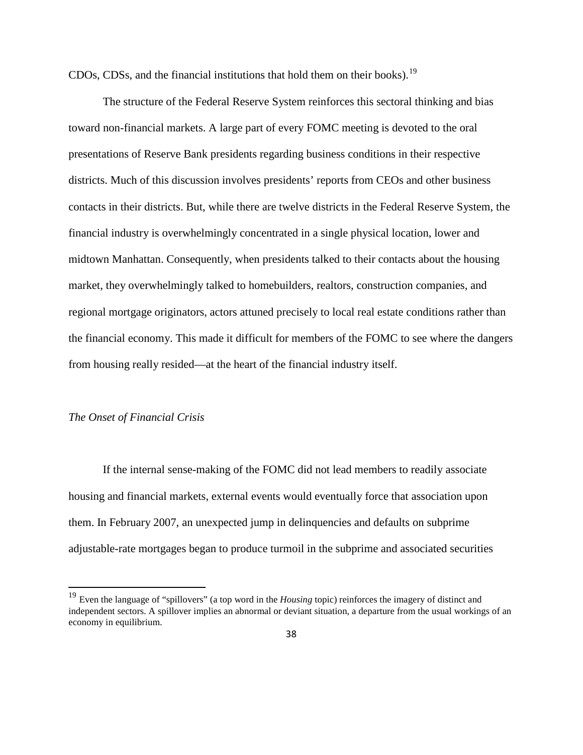CDOs, CDSs, and the financial institutions that hold them on their books).[19]

The structure of the Federal Reserve System reinforces this sectoral thinking and bias toward non-financial markets. A large part of every FOMC meeting is devoted to the oral presentations of Reserve Bank presidents regarding business conditions in their respective districts. Much of this discussion involves presidents' reports from CEOs and other business contacts in their districts. But, while there are twelve districts in the Federal Reserve System, the financial industry is overwhelmingly concentrated in a single physical location, lower and midtown Manhattan. Consequently, when presidents talked to their contacts about the housing market, they overwhelmingly talked to homebuilders, realtors, construction companies, and regional mortgage originators, actors attuned precisely to local real estate conditions rather than the financial economy. This made it difficult for members of the FOMC to see where the dangers from housing really resided—at the heart of the financial industry itself.

*The Onset of Financial Crisis*

If the internal sense-making of the FOMC did not lead members to readily associate housing and financial markets, external events would eventually force that association upon them. In February 2007, an unexpected jump in delinquencies and defaults on subprime adjustable-rate mortgages began to produce turmoil in the subprime and associated securities

[19] Even the language of "spillovers" (a top word in the *Housing* topic) reinforces the imagery of distinct and independent sectors. A spillover implies an abnormal or deviant situation, a departure from the usual workings of an economy in equilibrium.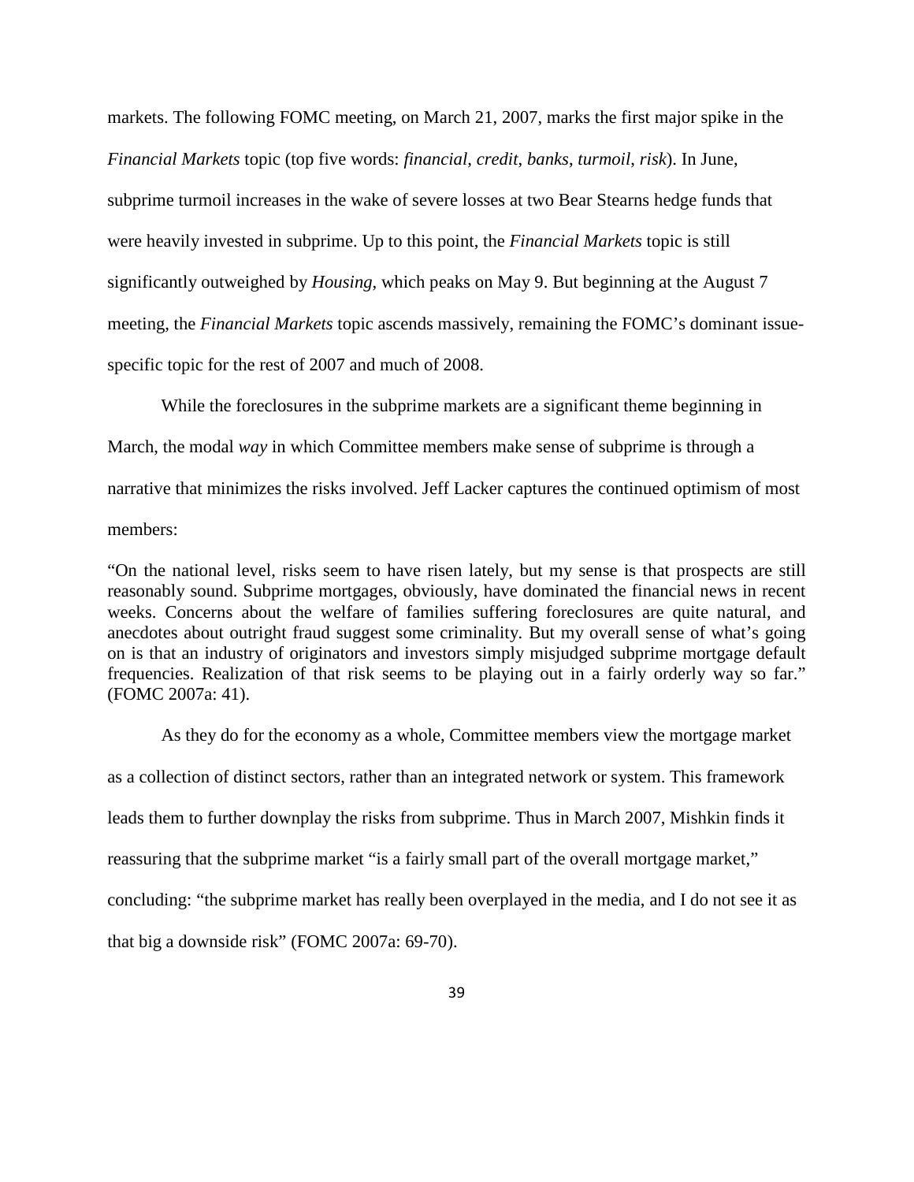markets. The following FOMC meeting, on March 21, 2007, marks the first major spike in the *Financial Markets* topic (top five words: *financial*, *credit*, *banks*, *turmoil*, *risk*). In June, subprime turmoil increases in the wake of severe losses at two Bear Stearns hedge funds that were heavily invested in subprime. Up to this point, the *Financial Markets* topic is still significantly outweighed by *Housing*, which peaks on May 9. But beginning at the August 7 meeting, the *Financial Markets* topic ascends massively, remaining the FOMC's dominant issue-specific topic for the rest of 2007 and much of 2008.

While the foreclosures in the subprime markets are a significant theme beginning in March, the modal *way* in which Committee members make sense of subprime is through a narrative that minimizes the risks involved. Jeff Lacker captures the continued optimism of most members:

"On the national level, risks seem to have risen lately, but my sense is that prospects are still reasonably sound. Subprime mortgages, obviously, have dominated the financial news in recent weeks. Concerns about the welfare of families suffering foreclosures are quite natural, and anecdotes about outright fraud suggest some criminality. But my overall sense of what's going on is that an industry of originators and investors simply misjudged subprime mortgage default frequencies. Realization of that risk seems to be playing out in a fairly orderly way so far." (FOMC 2007a: 41).

As they do for the economy as a whole, Committee members view the mortgage market as a collection of distinct sectors, rather than an integrated network or system. This framework leads them to further downplay the risks from subprime. Thus in March 2007, Mishkin finds it reassuring that the subprime market "is a fairly small part of the overall mortgage market," concluding: "the subprime market has really been overplayed in the media, and I do not see it as that big a downside risk" (FOMC 2007a: 69-70).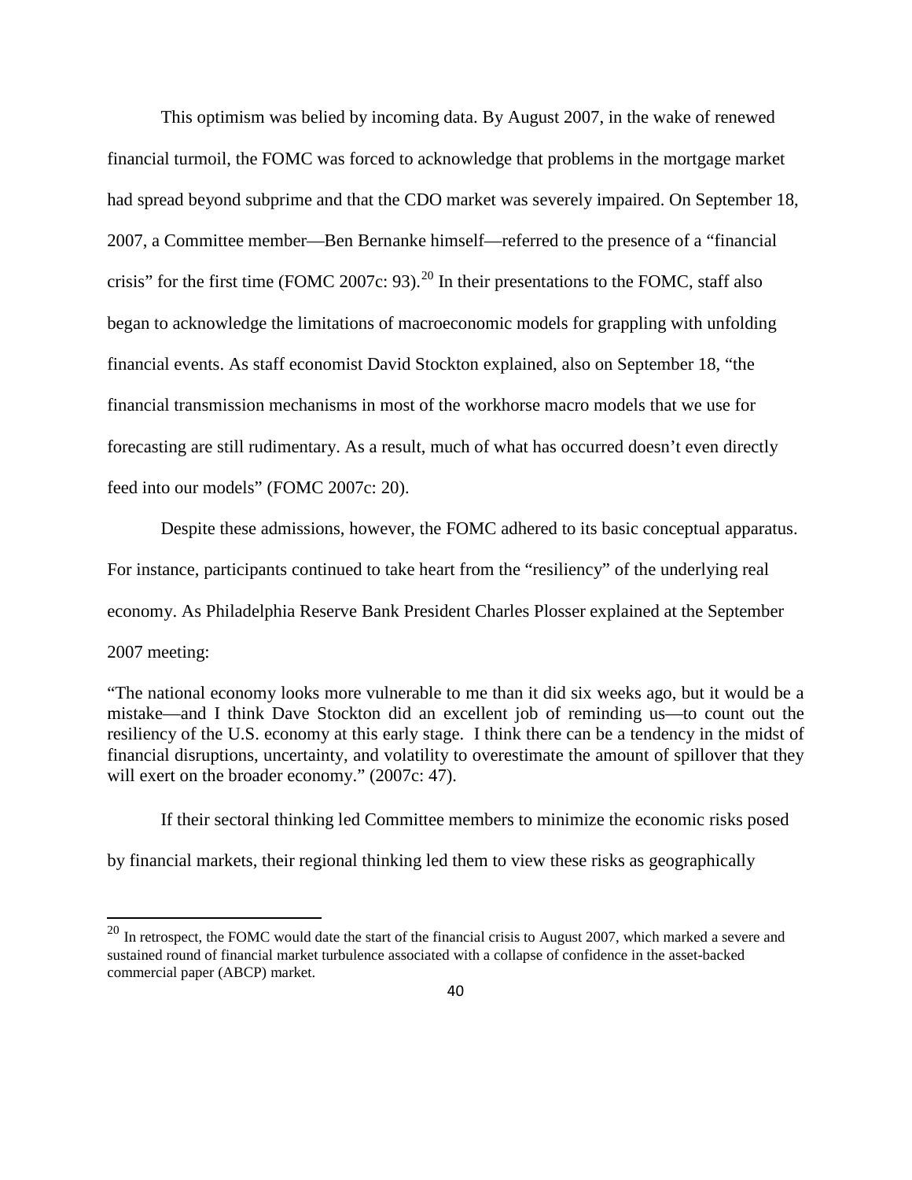This optimism was belied by incoming data. By August 2007, in the wake of renewed financial turmoil, the FOMC was forced to acknowledge that problems in the mortgage market had spread beyond subprime and that the CDO market was severely impaired. On September 18, 2007, a Committee member—Ben Bernanke himself—referred to the presence of a "financial crisis" for the first time (FOMC 2007c: 93).[20] In their presentations to the FOMC, staff also began to acknowledge the limitations of macroeconomic models for grappling with unfolding financial events. As staff economist David Stockton explained, also on September 18, "the financial transmission mechanisms in most of the workhorse macro models that we use for forecasting are still rudimentary. As a result, much of what has occurred doesn't even directly feed into our models" (FOMC 2007c: 20).

Despite these admissions, however, the FOMC adhered to its basic conceptual apparatus. For instance, participants continued to take heart from the "resiliency" of the underlying real economy. As Philadelphia Reserve Bank President Charles Plosser explained at the September 2007 meeting:

> "The national economy looks more vulnerable to me than it did six weeks ago, but it would be a mistake—and I think Dave Stockton did an excellent job of reminding us—to count out the resiliency of the U.S. economy at this early stage. I think there can be a tendency in the midst of financial disruptions, uncertainty, and volatility to overestimate the amount of spillover that they will exert on the broader economy." (2007c: 47).

If their sectoral thinking led Committee members to minimize the economic risks posed by financial markets, their regional thinking led them to view these risks as geographically

[20] In retrospect, the FOMC would date the start of the financial crisis to August 2007, which marked a severe and sustained round of financial market turbulence associated with a collapse of confidence in the asset-backed commercial paper (ABCP) market.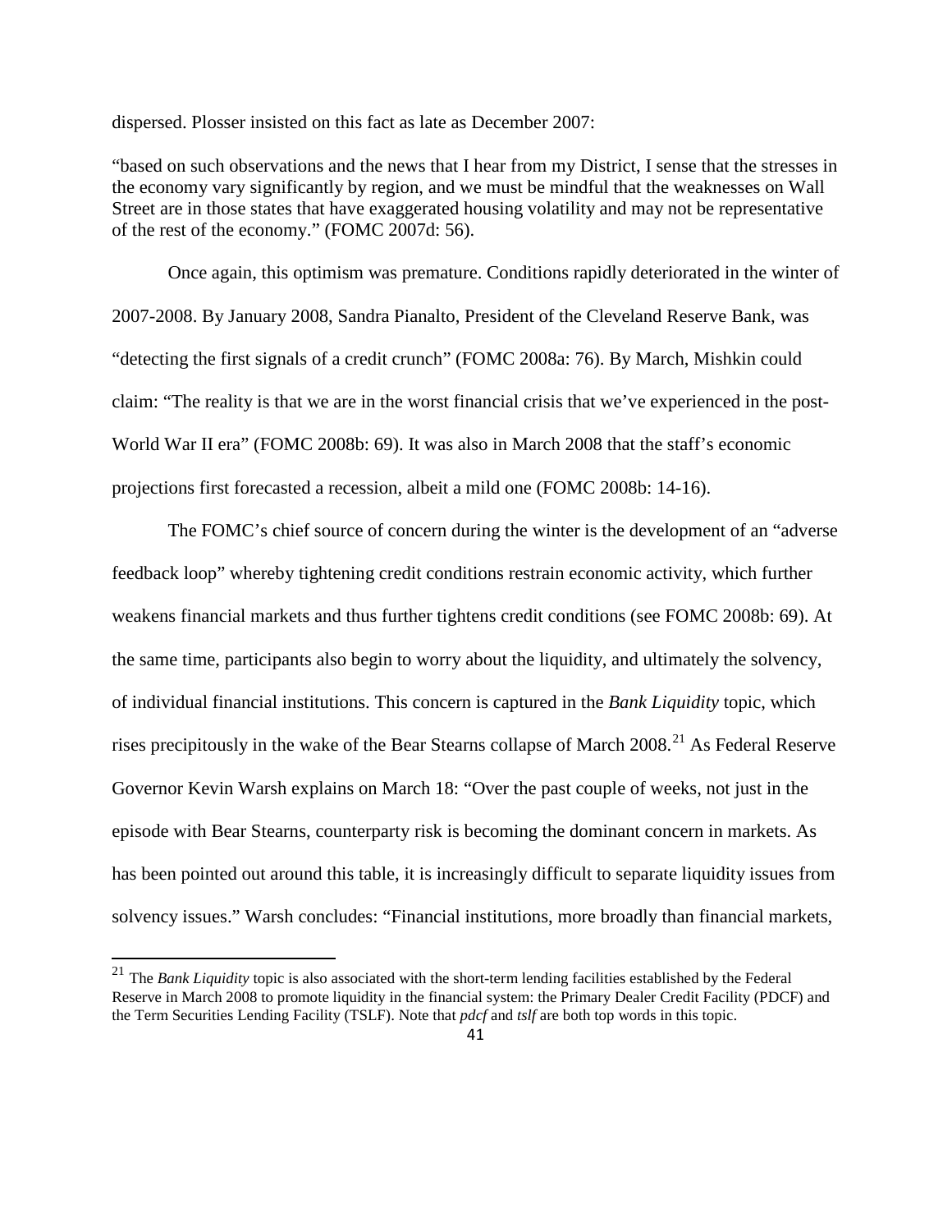dispersed. Plosser insisted on this fact as late as December 2007:

"based on such observations and the news that I hear from my District, I sense that the stresses in the economy vary significantly by region, and we must be mindful that the weaknesses on Wall Street are in those states that have exaggerated housing volatility and may not be representative of the rest of the economy." (FOMC 2007d: 56).

Once again, this optimism was premature. Conditions rapidly deteriorated in the winter of 2007-2008. By January 2008, Sandra Pianalto, President of the Cleveland Reserve Bank, was "detecting the first signals of a credit crunch" (FOMC 2008a: 76). By March, Mishkin could claim: "The reality is that we are in the worst financial crisis that we've experienced in the post-World War II era" (FOMC 2008b: 69). It was also in March 2008 that the staff's economic projections first forecasted a recession, albeit a mild one (FOMC 2008b: 14-16).

The FOMC's chief source of concern during the winter is the development of an "adverse feedback loop" whereby tightening credit conditions restrain economic activity, which further weakens financial markets and thus further tightens credit conditions (see FOMC 2008b: 69). At the same time, participants also begin to worry about the liquidity, and ultimately the solvency, of individual financial institutions. This concern is captured in the *Bank Liquidity* topic, which rises precipitously in the wake of the Bear Stearns collapse of March 2008.[21] As Federal Reserve Governor Kevin Warsh explains on March 18: "Over the past couple of weeks, not just in the episode with Bear Stearns, counterparty risk is becoming the dominant concern in markets. As has been pointed out around this table, it is increasingly difficult to separate liquidity issues from solvency issues." Warsh concludes: "Financial institutions, more broadly than financial markets,

[21] The *Bank Liquidity* topic is also associated with the short-term lending facilities established by the Federal Reserve in March 2008 to promote liquidity in the financial system: the Primary Dealer Credit Facility (PDCF) and the Term Securities Lending Facility (TSLF). Note that *pdcf* and *tslf* are both top words in this topic.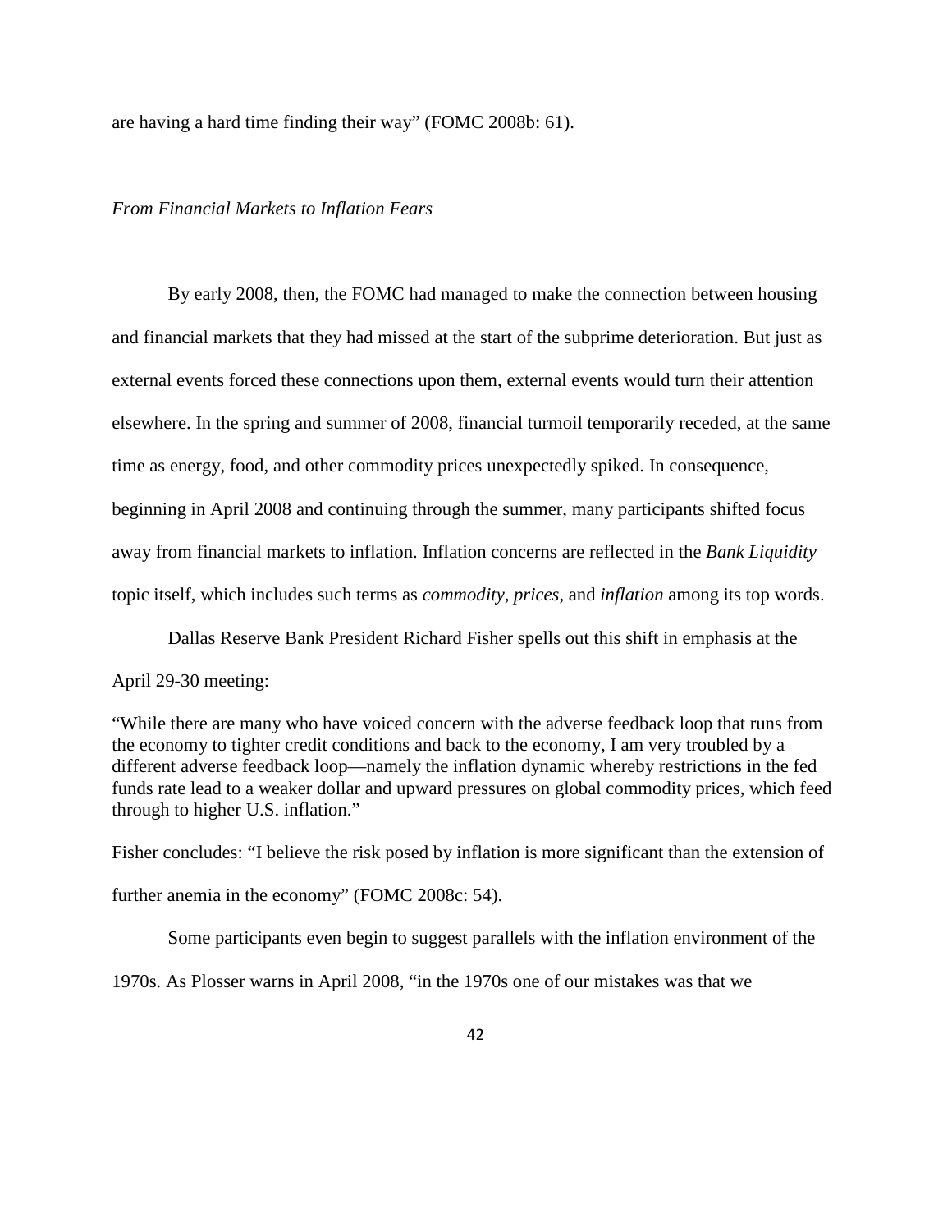are having a hard time finding their way" (FOMC 2008b: 61).

### *From Financial Markets to Inflation Fears*

By early 2008, then, the FOMC had managed to make the connection between housing and financial markets that they had missed at the start of the subprime deterioration. But just as external events forced these connections upon them, external events would turn their attention elsewhere. In the spring and summer of 2008, financial turmoil temporarily receded, at the same time as energy, food, and other commodity prices unexpectedly spiked. In consequence, beginning in April 2008 and continuing through the summer, many participants shifted focus away from financial markets to inflation. Inflation concerns are reflected in the *Bank Liquidity* topic itself, which includes such terms as *commodity*, *prices*, and *inflation* among its top words.

Dallas Reserve Bank President Richard Fisher spells out this shift in emphasis at the April 29-30 meeting:

"While there are many who have voiced concern with the adverse feedback loop that runs from the economy to tighter credit conditions and back to the economy, I am very troubled by a different adverse feedback loop—namely the inflation dynamic whereby restrictions in the fed funds rate lead to a weaker dollar and upward pressures on global commodity prices, which feed through to higher U.S. inflation."

Fisher concludes: "I believe the risk posed by inflation is more significant than the extension of further anemia in the economy" (FOMC 2008c: 54).

Some participants even begin to suggest parallels with the inflation environment of the 1970s. As Plosser warns in April 2008, "in the 1970s one of our mistakes was that we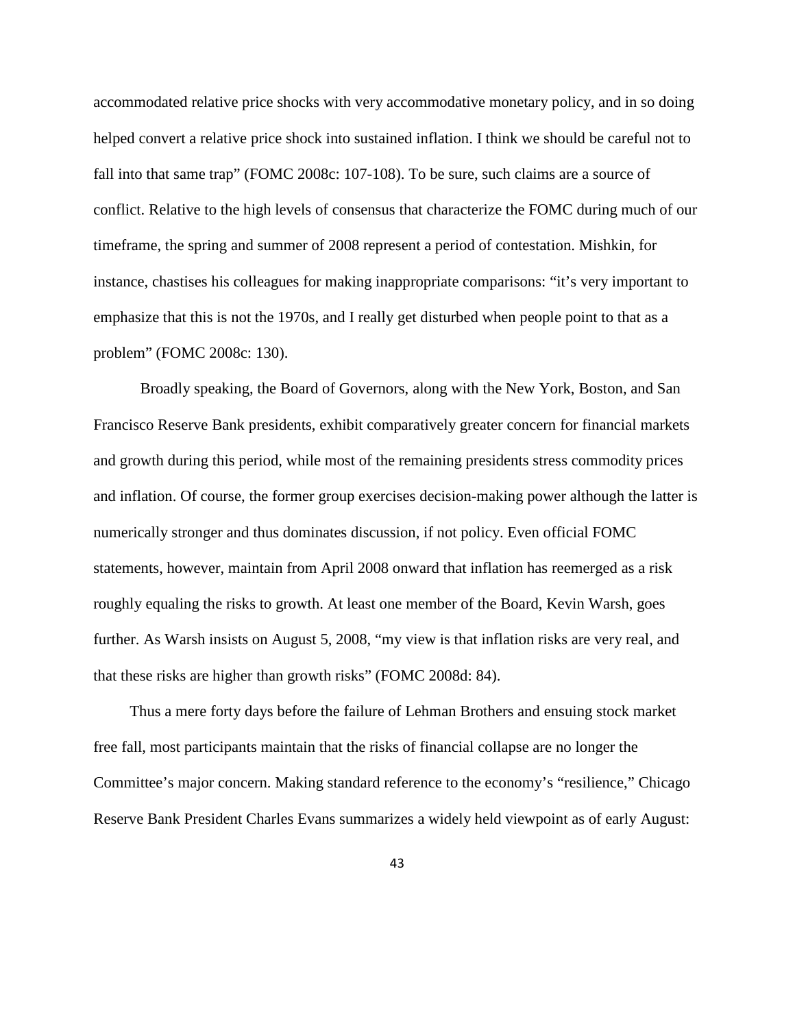accommodated relative price shocks with very accommodative monetary policy, and in so doing helped convert a relative price shock into sustained inflation. I think we should be careful not to fall into that same trap" (FOMC 2008c: 107-108). To be sure, such claims are a source of conflict. Relative to the high levels of consensus that characterize the FOMC during much of our timeframe, the spring and summer of 2008 represent a period of contestation. Mishkin, for instance, chastises his colleagues for making inappropriate comparisons: "it's very important to emphasize that this is not the 1970s, and I really get disturbed when people point to that as a problem" (FOMC 2008c: 130).

Broadly speaking, the Board of Governors, along with the New York, Boston, and San Francisco Reserve Bank presidents, exhibit comparatively greater concern for financial markets and growth during this period, while most of the remaining presidents stress commodity prices and inflation. Of course, the former group exercises decision-making power although the latter is numerically stronger and thus dominates discussion, if not policy. Even official FOMC statements, however, maintain from April 2008 onward that inflation has reemerged as a risk roughly equaling the risks to growth. At least one member of the Board, Kevin Warsh, goes further. As Warsh insists on August 5, 2008, "my view is that inflation risks are very real, and that these risks are higher than growth risks" (FOMC 2008d: 84).

Thus a mere forty days before the failure of Lehman Brothers and ensuing stock market free fall, most participants maintain that the risks of financial collapse are no longer the Committee's major concern. Making standard reference to the economy's "resilience," Chicago Reserve Bank President Charles Evans summarizes a widely held viewpoint as of early August: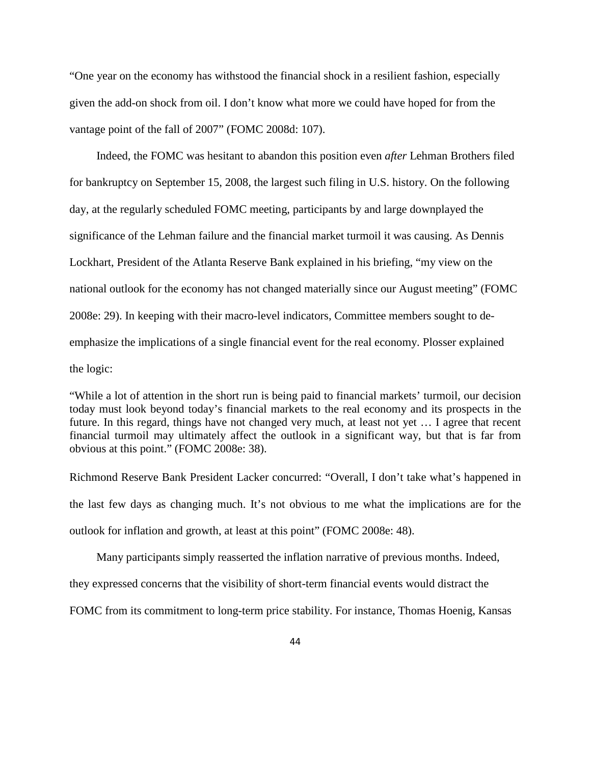"One year on the economy has withstood the financial shock in a resilient fashion, especially given the add-on shock from oil. I don't know what more we could have hoped for from the vantage point of the fall of 2007" (FOMC 2008d: 107).

Indeed, the FOMC was hesitant to abandon this position even *after* Lehman Brothers filed for bankruptcy on September 15, 2008, the largest such filing in U.S. history. On the following day, at the regularly scheduled FOMC meeting, participants by and large downplayed the significance of the Lehman failure and the financial market turmoil it was causing. As Dennis Lockhart, President of the Atlanta Reserve Bank explained in his briefing, "my view on the national outlook for the economy has not changed materially since our August meeting" (FOMC 2008e: 29). In keeping with their macro-level indicators, Committee members sought to de-emphasize the implications of a single financial event for the real economy. Plosser explained the logic:

> "While a lot of attention in the short run is being paid to financial markets' turmoil, our decision today must look beyond today's financial markets to the real economy and its prospects in the future. In this regard, things have not changed very much, at least not yet … I agree that recent financial turmoil may ultimately affect the outlook in a significant way, but that is far from obvious at this point." (FOMC 2008e: 38).

Richmond Reserve Bank President Lacker concurred: "Overall, I don't take what's happened in the last few days as changing much. It's not obvious to me what the implications are for the outlook for inflation and growth, at least at this point" (FOMC 2008e: 48).

Many participants simply reasserted the inflation narrative of previous months. Indeed, they expressed concerns that the visibility of short-term financial events would distract the FOMC from its commitment to long-term price stability. For instance, Thomas Hoenig, Kansas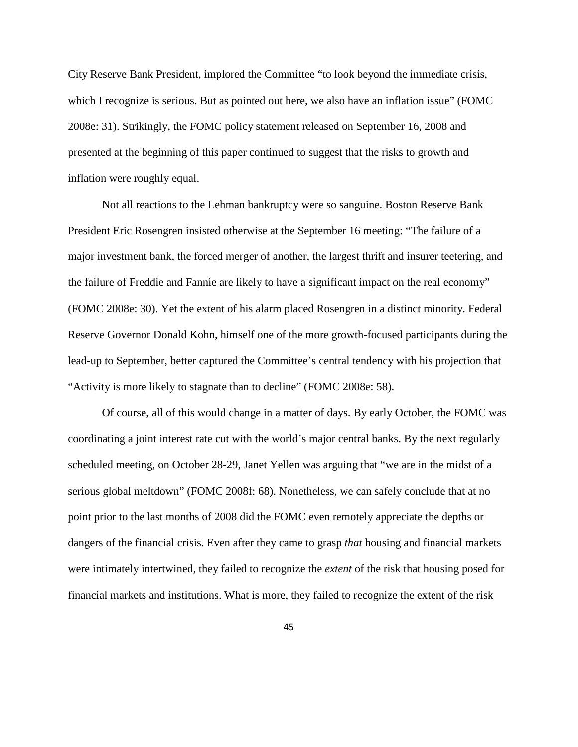City Reserve Bank President, implored the Committee "to look beyond the immediate crisis, which I recognize is serious. But as pointed out here, we also have an inflation issue" (FOMC 2008e: 31). Strikingly, the FOMC policy statement released on September 16, 2008 and presented at the beginning of this paper continued to suggest that the risks to growth and inflation were roughly equal.

Not all reactions to the Lehman bankruptcy were so sanguine. Boston Reserve Bank President Eric Rosengren insisted otherwise at the September 16 meeting: "The failure of a major investment bank, the forced merger of another, the largest thrift and insurer teetering, and the failure of Freddie and Fannie are likely to have a significant impact on the real economy" (FOMC 2008e: 30). Yet the extent of his alarm placed Rosengren in a distinct minority. Federal Reserve Governor Donald Kohn, himself one of the more growth-focused participants during the lead-up to September, better captured the Committee's central tendency with his projection that "Activity is more likely to stagnate than to decline" (FOMC 2008e: 58).

Of course, all of this would change in a matter of days. By early October, the FOMC was coordinating a joint interest rate cut with the world's major central banks. By the next regularly scheduled meeting, on October 28-29, Janet Yellen was arguing that "we are in the midst of a serious global meltdown" (FOMC 2008f: 68). Nonetheless, we can safely conclude that at no point prior to the last months of 2008 did the FOMC even remotely appreciate the depths or dangers of the financial crisis. Even after they came to grasp *that* housing and financial markets were intimately intertwined, they failed to recognize the *extent* of the risk that housing posed for financial markets and institutions. What is more, they failed to recognize the extent of the risk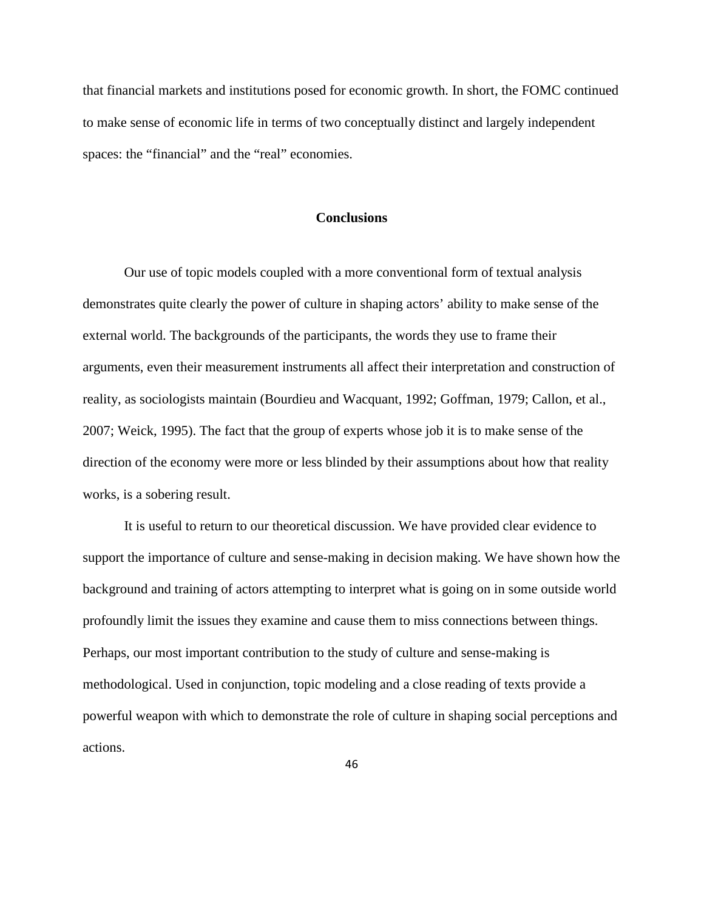that financial markets and institutions posed for economic growth. In short, the FOMC continued to make sense of economic life in terms of two conceptually distinct and largely independent spaces: the "financial" and the "real" economies.

## Conclusions

Our use of topic models coupled with a more conventional form of textual analysis demonstrates quite clearly the power of culture in shaping actors' ability to make sense of the external world. The backgrounds of the participants, the words they use to frame their arguments, even their measurement instruments all affect their interpretation and construction of reality, as sociologists maintain (Bourdieu and Wacquant, 1992; Goffman, 1979; Callon, et al., 2007; Weick, 1995). The fact that the group of experts whose job it is to make sense of the direction of the economy were more or less blinded by their assumptions about how that reality works, is a sobering result.

It is useful to return to our theoretical discussion. We have provided clear evidence to support the importance of culture and sense-making in decision making. We have shown how the background and training of actors attempting to interpret what is going on in some outside world profoundly limit the issues they examine and cause them to miss connections between things. Perhaps, our most important contribution to the study of culture and sense-making is methodological. Used in conjunction, topic modeling and a close reading of texts provide a powerful weapon with which to demonstrate the role of culture in shaping social perceptions and actions.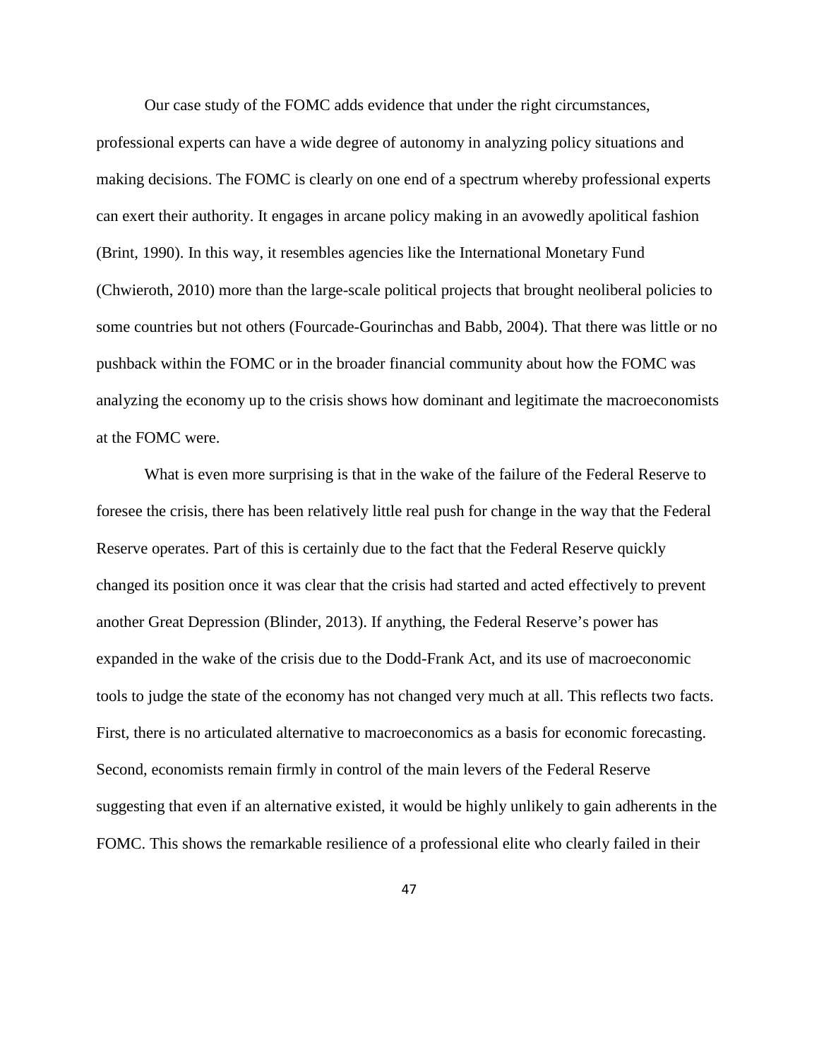Our case study of the FOMC adds evidence that under the right circumstances, professional experts can have a wide degree of autonomy in analyzing policy situations and making decisions. The FOMC is clearly on one end of a spectrum whereby professional experts can exert their authority. It engages in arcane policy making in an avowedly apolitical fashion (Brint, 1990). In this way, it resembles agencies like the International Monetary Fund (Chwieroth, 2010) more than the large-scale political projects that brought neoliberal policies to some countries but not others (Fourcade-Gourinchas and Babb, 2004). That there was little or no pushback within the FOMC or in the broader financial community about how the FOMC was analyzing the economy up to the crisis shows how dominant and legitimate the macroeconomists at the FOMC were.

What is even more surprising is that in the wake of the failure of the Federal Reserve to foresee the crisis, there has been relatively little real push for change in the way that the Federal Reserve operates. Part of this is certainly due to the fact that the Federal Reserve quickly changed its position once it was clear that the crisis had started and acted effectively to prevent another Great Depression (Blinder, 2013). If anything, the Federal Reserve's power has expanded in the wake of the crisis due to the Dodd-Frank Act, and its use of macroeconomic tools to judge the state of the economy has not changed very much at all. This reflects two facts. First, there is no articulated alternative to macroeconomics as a basis for economic forecasting. Second, economists remain firmly in control of the main levers of the Federal Reserve suggesting that even if an alternative existed, it would be highly unlikely to gain adherents in the FOMC. This shows the remarkable resilience of a professional elite who clearly failed in their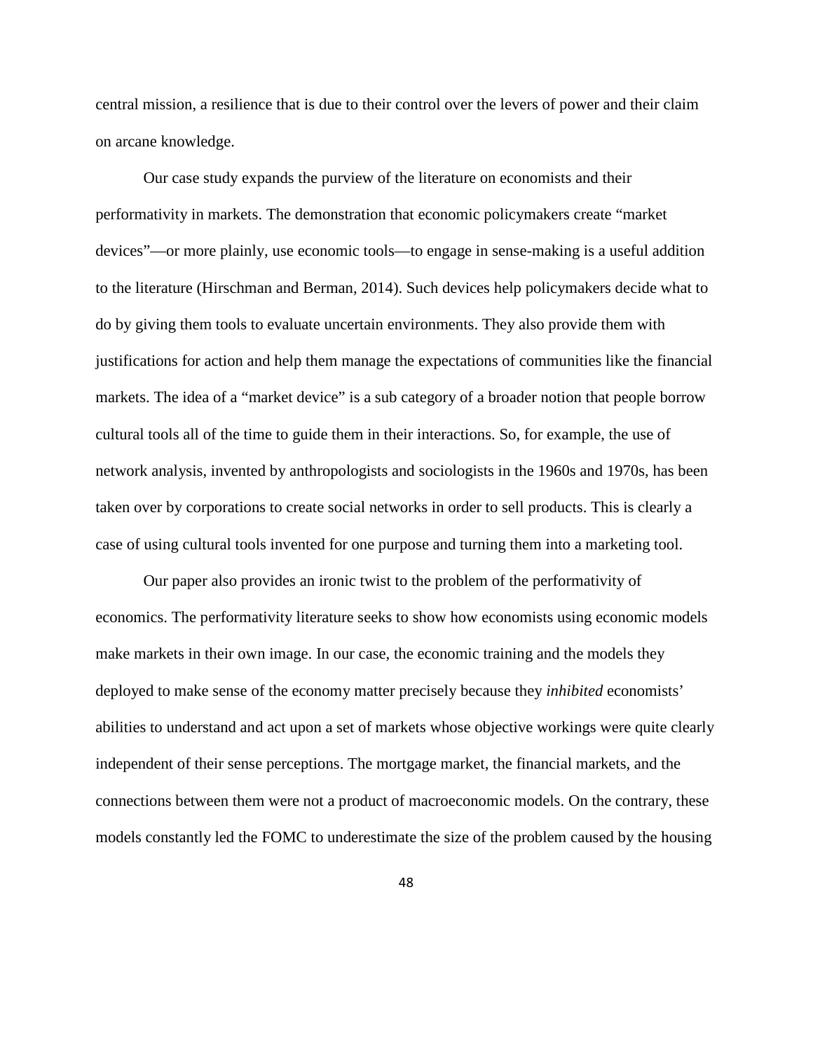central mission, a resilience that is due to their control over the levers of power and their claim on arcane knowledge.

Our case study expands the purview of the literature on economists and their performativity in markets. The demonstration that economic policymakers create "market devices"—or more plainly, use economic tools—to engage in sense-making is a useful addition to the literature (Hirschman and Berman, 2014). Such devices help policymakers decide what to do by giving them tools to evaluate uncertain environments. They also provide them with justifications for action and help them manage the expectations of communities like the financial markets. The idea of a "market device" is a sub category of a broader notion that people borrow cultural tools all of the time to guide them in their interactions. So, for example, the use of network analysis, invented by anthropologists and sociologists in the 1960s and 1970s, has been taken over by corporations to create social networks in order to sell products. This is clearly a case of using cultural tools invented for one purpose and turning them into a marketing tool.

Our paper also provides an ironic twist to the problem of the performativity of economics. The performativity literature seeks to show how economists using economic models make markets in their own image. In our case, the economic training and the models they deployed to make sense of the economy matter precisely because they *inhibited* economists' abilities to understand and act upon a set of markets whose objective workings were quite clearly independent of their sense perceptions. The mortgage market, the financial markets, and the connections between them were not a product of macroeconomic models. On the contrary, these models constantly led the FOMC to underestimate the size of the problem caused by the housing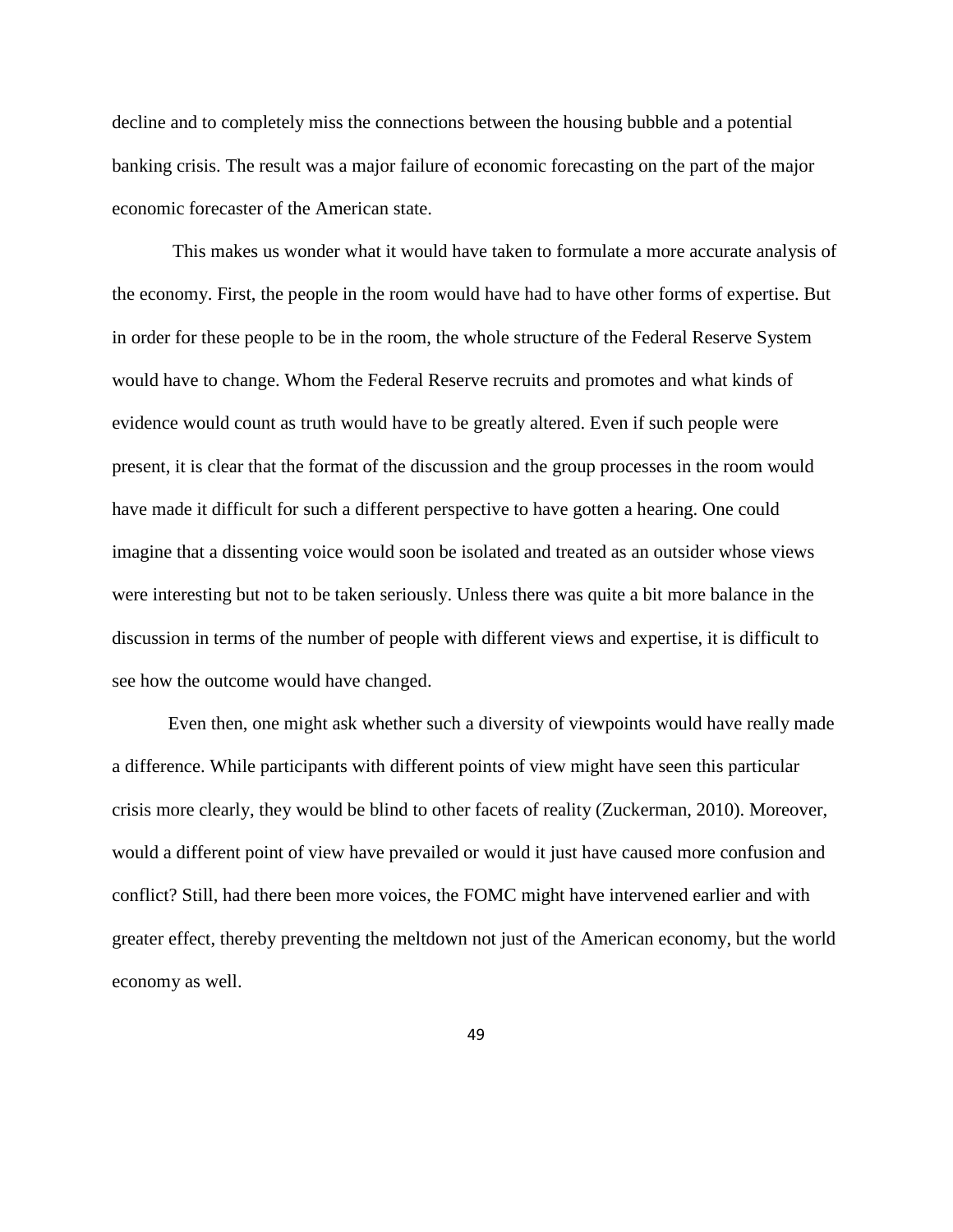decline and to completely miss the connections between the housing bubble and a potential banking crisis. The result was a major failure of economic forecasting on the part of the major economic forecaster of the American state.

This makes us wonder what it would have taken to formulate a more accurate analysis of the economy. First, the people in the room would have had to have other forms of expertise. But in order for these people to be in the room, the whole structure of the Federal Reserve System would have to change. Whom the Federal Reserve recruits and promotes and what kinds of evidence would count as truth would have to be greatly altered. Even if such people were present, it is clear that the format of the discussion and the group processes in the room would have made it difficult for such a different perspective to have gotten a hearing. One could imagine that a dissenting voice would soon be isolated and treated as an outsider whose views were interesting but not to be taken seriously. Unless there was quite a bit more balance in the discussion in terms of the number of people with different views and expertise, it is difficult to see how the outcome would have changed.

Even then, one might ask whether such a diversity of viewpoints would have really made a difference. While participants with different points of view might have seen this particular crisis more clearly, they would be blind to other facets of reality (Zuckerman, 2010). Moreover, would a different point of view have prevailed or would it just have caused more confusion and conflict? Still, had there been more voices, the FOMC might have intervened earlier and with greater effect, thereby preventing the meltdown not just of the American economy, but the world economy as well.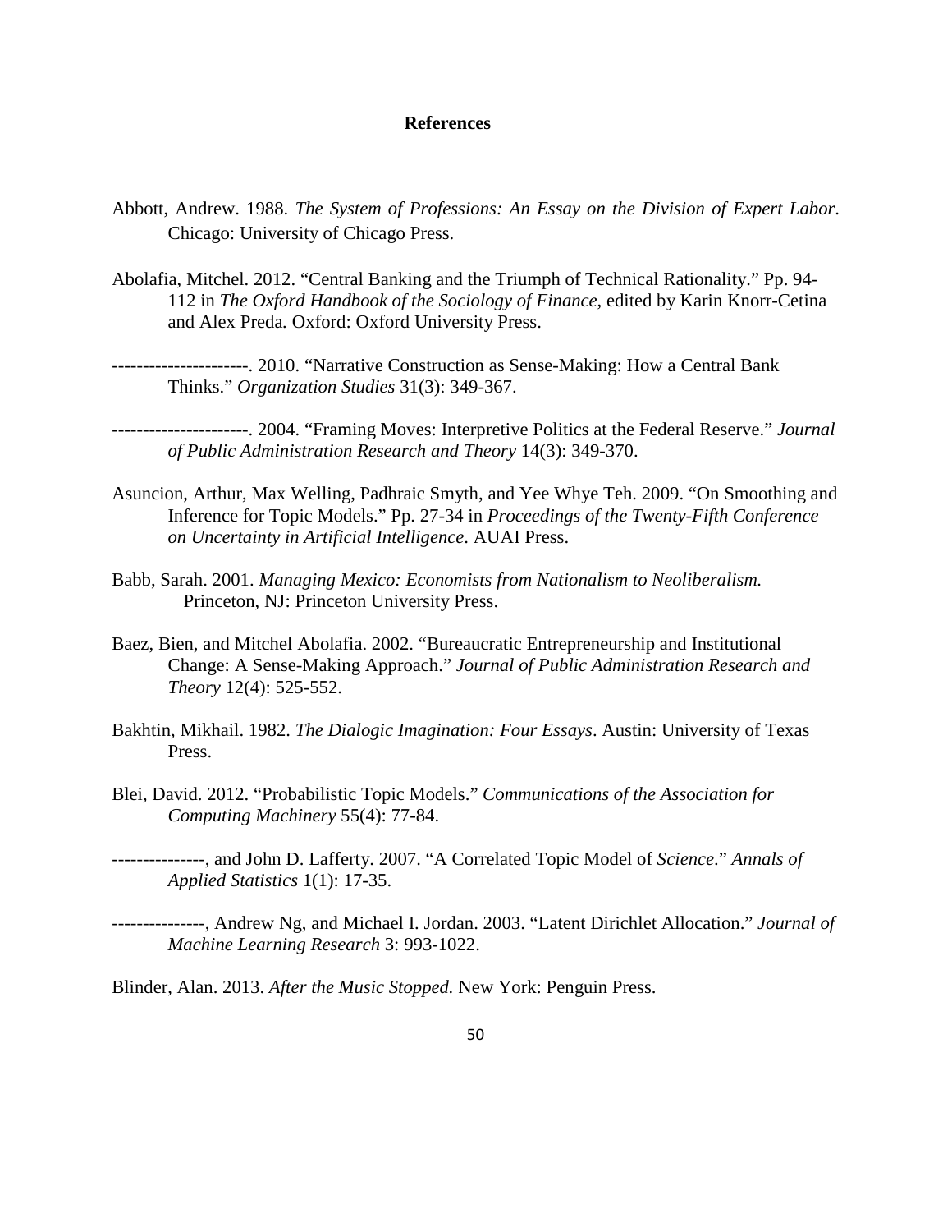## References

Abbott, Andrew. 1988. *The System of Professions: An Essay on the Division of Expert Labor*. Chicago: University of Chicago Press.

Abolafia, Mitchel. 2012. "Central Banking and the Triumph of Technical Rationality." Pp. 94-112 in *The Oxford Handbook of the Sociology of Finance*, edited by Karin Knorr-Cetina and Alex Preda. Oxford: Oxford University Press.

----------------------. 2010. "Narrative Construction as Sense-Making: How a Central Bank Thinks." *Organization Studies* 31(3): 349-367.

----------------------. 2004. "Framing Moves: Interpretive Politics at the Federal Reserve." *Journal of Public Administration Research and Theory* 14(3): 349-370.

Asuncion, Arthur, Max Welling, Padhraic Smyth, and Yee Whye Teh. 2009. "On Smoothing and Inference for Topic Models." Pp. 27-34 in *Proceedings of the Twenty-Fifth Conference on Uncertainty in Artificial Intelligence*. AUAI Press.

Babb, Sarah. 2001. *Managing Mexico: Economists from Nationalism to Neoliberalism.* Princeton, NJ: Princeton University Press.

Baez, Bien, and Mitchel Abolafia. 2002. "Bureaucratic Entrepreneurship and Institutional Change: A Sense-Making Approach." *Journal of Public Administration Research and Theory* 12(4): 525-552.

Bakhtin, Mikhail. 1982. *The Dialogic Imagination: Four Essays*. Austin: University of Texas Press.

Blei, David. 2012. "Probabilistic Topic Models." *Communications of the Association for Computing Machinery* 55(4): 77-84.

---------------, and John D. Lafferty. 2007. "A Correlated Topic Model of *Science*." *Annals of Applied Statistics* 1(1): 17-35.

---------------, Andrew Ng, and Michael I. Jordan. 2003. "Latent Dirichlet Allocation." *Journal of Machine Learning Research* 3: 993-1022.

Blinder, Alan. 2013. *After the Music Stopped.* New York: Penguin Press.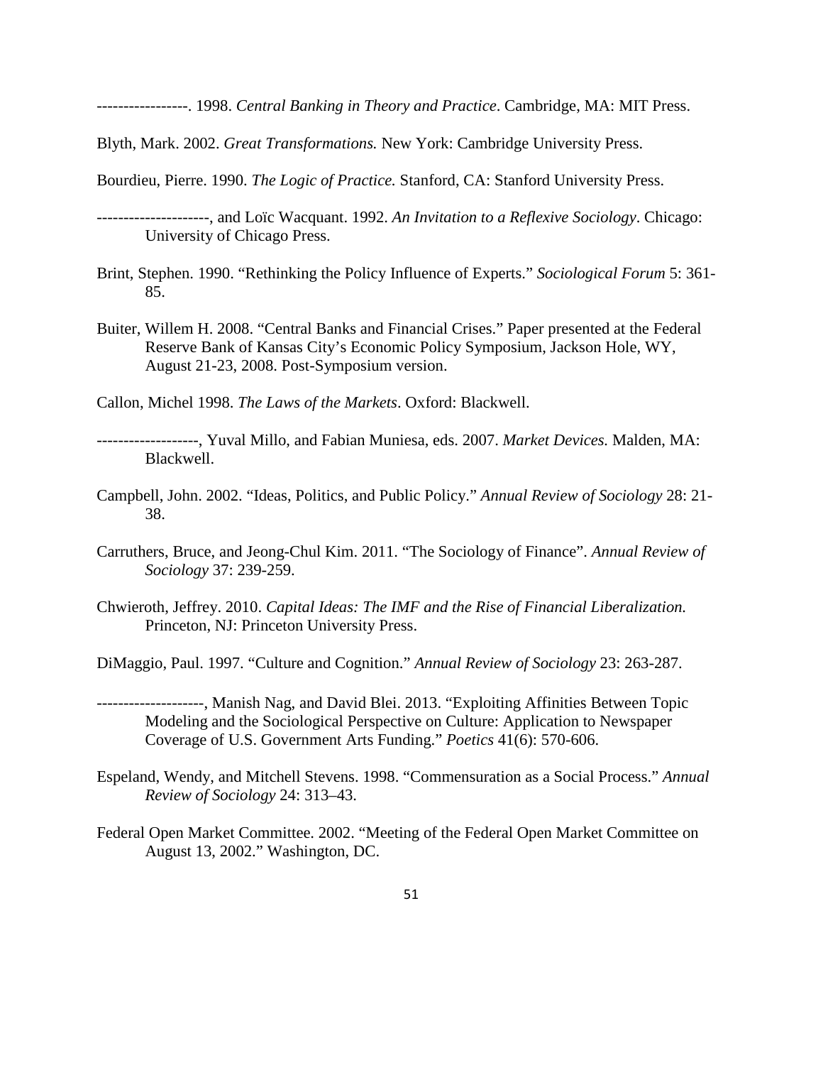-----------------. 1998. *Central Banking in Theory and Practice*. Cambridge, MA: MIT Press.

Blyth, Mark. 2002. *Great Transformations.* New York: Cambridge University Press.

Bourdieu, Pierre. 1990. *The Logic of Practice.* Stanford, CA: Stanford University Press.

---------------------, and Loïc Wacquant. 1992. *An Invitation to a Reflexive Sociology*. Chicago: University of Chicago Press.

Brint, Stephen. 1990. "Rethinking the Policy Influence of Experts." *Sociological Forum* 5: 361-85.

Buiter, Willem H. 2008. "Central Banks and Financial Crises." Paper presented at the Federal Reserve Bank of Kansas City's Economic Policy Symposium, Jackson Hole, WY, August 21-23, 2008. Post-Symposium version.

Callon, Michel 1998. *The Laws of the Markets*. Oxford: Blackwell.

-------------------, Yuval Millo, and Fabian Muniesa, eds. 2007. *Market Devices.* Malden, MA: Blackwell.

Campbell, John. 2002. "Ideas, Politics, and Public Policy." *Annual Review of Sociology* 28: 21-38.

Carruthers, Bruce, and Jeong-Chul Kim. 2011. "The Sociology of Finance". *Annual Review of Sociology* 37: 239-259.

Chwieroth, Jeffrey. 2010. *Capital Ideas: The IMF and the Rise of Financial Liberalization.* Princeton, NJ: Princeton University Press.

DiMaggio, Paul. 1997. "Culture and Cognition." *Annual Review of Sociology* 23: 263-287.

--------------------, Manish Nag, and David Blei. 2013. "Exploiting Affinities Between Topic Modeling and the Sociological Perspective on Culture: Application to Newspaper Coverage of U.S. Government Arts Funding." *Poetics* 41(6): 570-606.

Espeland, Wendy, and Mitchell Stevens. 1998. "Commensuration as a Social Process." *Annual Review of Sociology* 24: 313–43.

Federal Open Market Committee. 2002. "Meeting of the Federal Open Market Committee on August 13, 2002." Washington, DC.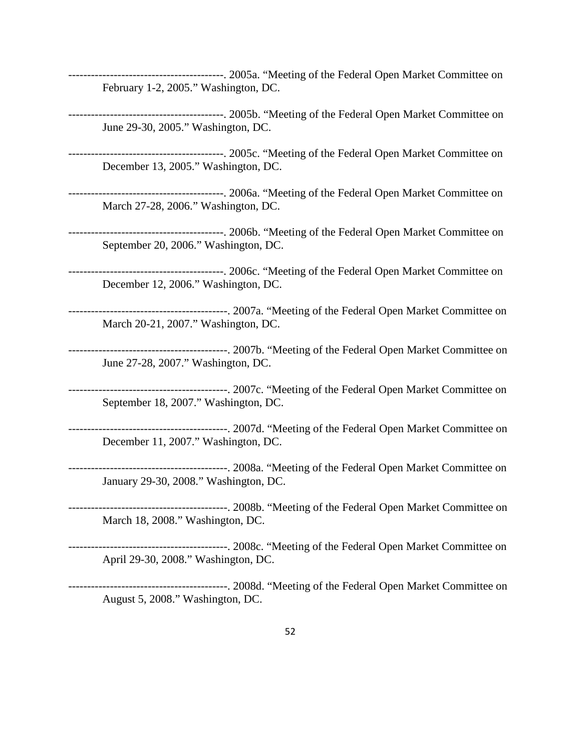-----------------------------------------. 2005a. “Meeting of the Federal Open Market Committee on February 1-2, 2005.” Washington, DC.

-----------------------------------------. 2005b. “Meeting of the Federal Open Market Committee on June 29-30, 2005.” Washington, DC.

-----------------------------------------. 2005c. “Meeting of the Federal Open Market Committee on December 13, 2005.” Washington, DC.

-----------------------------------------. 2006a. “Meeting of the Federal Open Market Committee on March 27-28, 2006.” Washington, DC.

-----------------------------------------. 2006b. “Meeting of the Federal Open Market Committee on September 20, 2006.” Washington, DC.

-----------------------------------------. 2006c. “Meeting of the Federal Open Market Committee on December 12, 2006.” Washington, DC.

------------------------------------------. 2007a. “Meeting of the Federal Open Market Committee on March 20-21, 2007.” Washington, DC.

------------------------------------------. 2007b. “Meeting of the Federal Open Market Committee on June 27-28, 2007.” Washington, DC.

------------------------------------------. 2007c. “Meeting of the Federal Open Market Committee on September 18, 2007.” Washington, DC.

------------------------------------------. 2007d. “Meeting of the Federal Open Market Committee on December 11, 2007.” Washington, DC.

------------------------------------------. 2008a. “Meeting of the Federal Open Market Committee on January 29-30, 2008.” Washington, DC.

------------------------------------------. 2008b. “Meeting of the Federal Open Market Committee on March 18, 2008.” Washington, DC.

------------------------------------------. 2008c. “Meeting of the Federal Open Market Committee on April 29-30, 2008.” Washington, DC.

------------------------------------------. 2008d. “Meeting of the Federal Open Market Committee on August 5, 2008.” Washington, DC.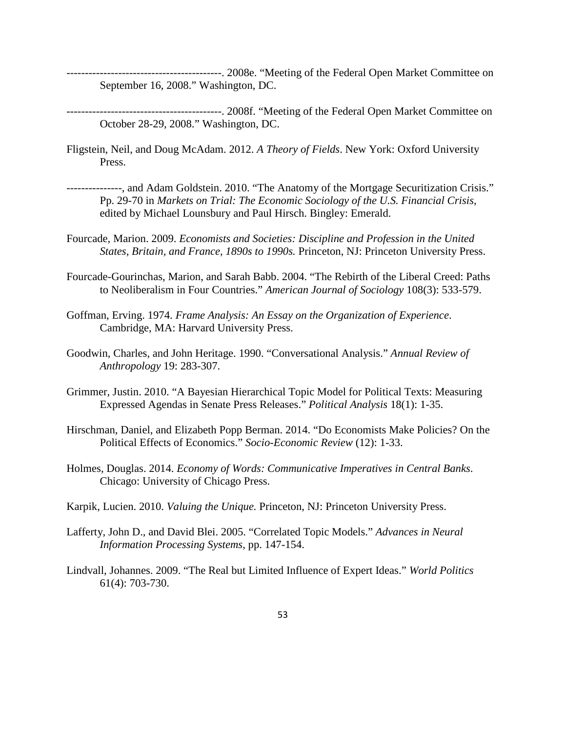------------------------------------------. 2008e. “Meeting of the Federal Open Market Committee on September 16, 2008.” Washington, DC.

------------------------------------------. 2008f. “Meeting of the Federal Open Market Committee on October 28-29, 2008.” Washington, DC.

Fligstein, Neil, and Doug McAdam. 2012. *A Theory of Fields*. New York: Oxford University Press.

---------------, and Adam Goldstein. 2010. “The Anatomy of the Mortgage Securitization Crisis.” Pp. 29-70 in *Markets on Trial: The Economic Sociology of the U.S. Financial Crisis*, edited by Michael Lounsbury and Paul Hirsch. Bingley: Emerald.

Fourcade, Marion. 2009. *Economists and Societies: Discipline and Profession in the United States, Britain, and France, 1890s to 1990s.* Princeton, NJ: Princeton University Press.

Fourcade-Gourinchas, Marion, and Sarah Babb. 2004. “The Rebirth of the Liberal Creed: Paths to Neoliberalism in Four Countries.” *American Journal of Sociology* 108(3): 533-579.

Goffman, Erving. 1974. *Frame Analysis: An Essay on the Organization of Experience*. Cambridge, MA: Harvard University Press.

Goodwin, Charles, and John Heritage. 1990. “Conversational Analysis.” *Annual Review of Anthropology* 19: 283-307.

Grimmer, Justin. 2010. “A Bayesian Hierarchical Topic Model for Political Texts: Measuring Expressed Agendas in Senate Press Releases.” *Political Analysis* 18(1): 1-35.

Hirschman, Daniel, and Elizabeth Popp Berman. 2014. “Do Economists Make Policies? On the Political Effects of Economics.” *Socio-Economic Review* (12): 1-33.

Holmes, Douglas. 2014. *Economy of Words: Communicative Imperatives in Central Banks*. Chicago: University of Chicago Press.

Karpik, Lucien. 2010. *Valuing the Unique.* Princeton, NJ: Princeton University Press.

Lafferty, John D., and David Blei. 2005. “Correlated Topic Models.” *Advances in Neural Information Processing Systems*, pp. 147-154.

Lindvall, Johannes. 2009. “The Real but Limited Influence of Expert Ideas.” *World Politics* 61(4): 703-730.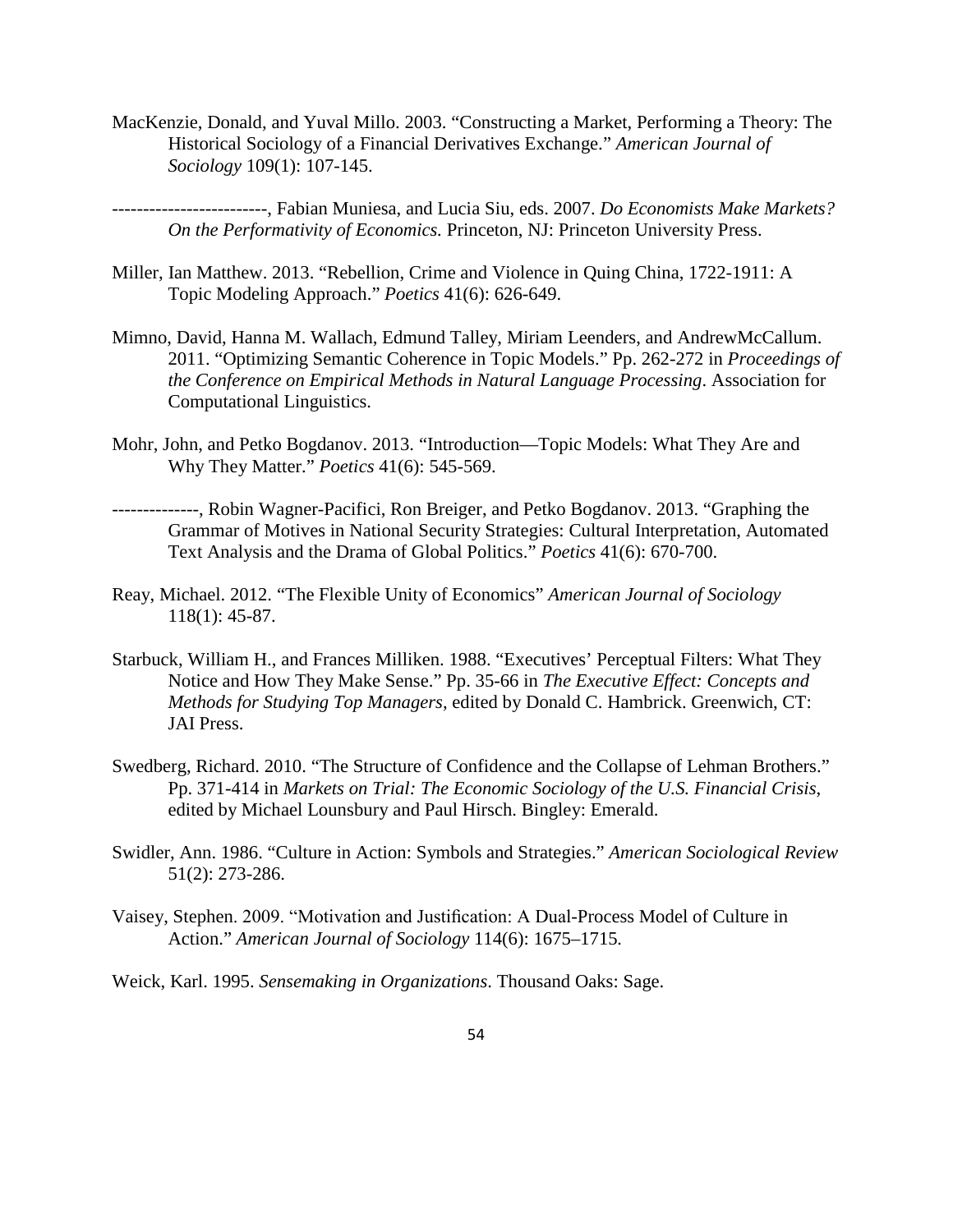MacKenzie, Donald, and Yuval Millo. 2003. "Constructing a Market, Performing a Theory: The Historical Sociology of a Financial Derivatives Exchange." *American Journal of Sociology* 109(1): 107-145.

-------------------------, Fabian Muniesa, and Lucia Siu, eds. 2007. *Do Economists Make Markets? On the Performativity of Economics.* Princeton, NJ: Princeton University Press.

Miller, Ian Matthew. 2013. "Rebellion, Crime and Violence in Quing China, 1722-1911: A Topic Modeling Approach." *Poetics* 41(6): 626-649.

Mimno, David, Hanna M. Wallach, Edmund Talley, Miriam Leenders, and AndrewMcCallum. 2011. "Optimizing Semantic Coherence in Topic Models." Pp. 262-272 in *Proceedings of the Conference on Empirical Methods in Natural Language Processing*. Association for Computational Linguistics.

Mohr, John, and Petko Bogdanov. 2013. "Introduction—Topic Models: What They Are and Why They Matter." *Poetics* 41(6): 545-569.

--------------, Robin Wagner-Pacifici, Ron Breiger, and Petko Bogdanov. 2013. "Graphing the Grammar of Motives in National Security Strategies: Cultural Interpretation, Automated Text Analysis and the Drama of Global Politics." *Poetics* 41(6): 670-700.

Reay, Michael. 2012. "The Flexible Unity of Economics" *American Journal of Sociology* 118(1): 45-87.

Starbuck, William H., and Frances Milliken. 1988. "Executives' Perceptual Filters: What They Notice and How They Make Sense." Pp. 35-66 in *The Executive Effect: Concepts and Methods for Studying Top Managers*, edited by Donald C. Hambrick. Greenwich, CT: JAI Press.

Swedberg, Richard. 2010. "The Structure of Confidence and the Collapse of Lehman Brothers." Pp. 371-414 in *Markets on Trial: The Economic Sociology of the U.S. Financial Crisis*, edited by Michael Lounsbury and Paul Hirsch. Bingley: Emerald.

Swidler, Ann. 1986. "Culture in Action: Symbols and Strategies." *American Sociological Review* 51(2): 273-286.

Vaisey, Stephen. 2009. "Motivation and Justification: A Dual-Process Model of Culture in Action." *American Journal of Sociology* 114(6): 1675–1715.

Weick, Karl. 1995. *Sensemaking in Organizations*. Thousand Oaks: Sage.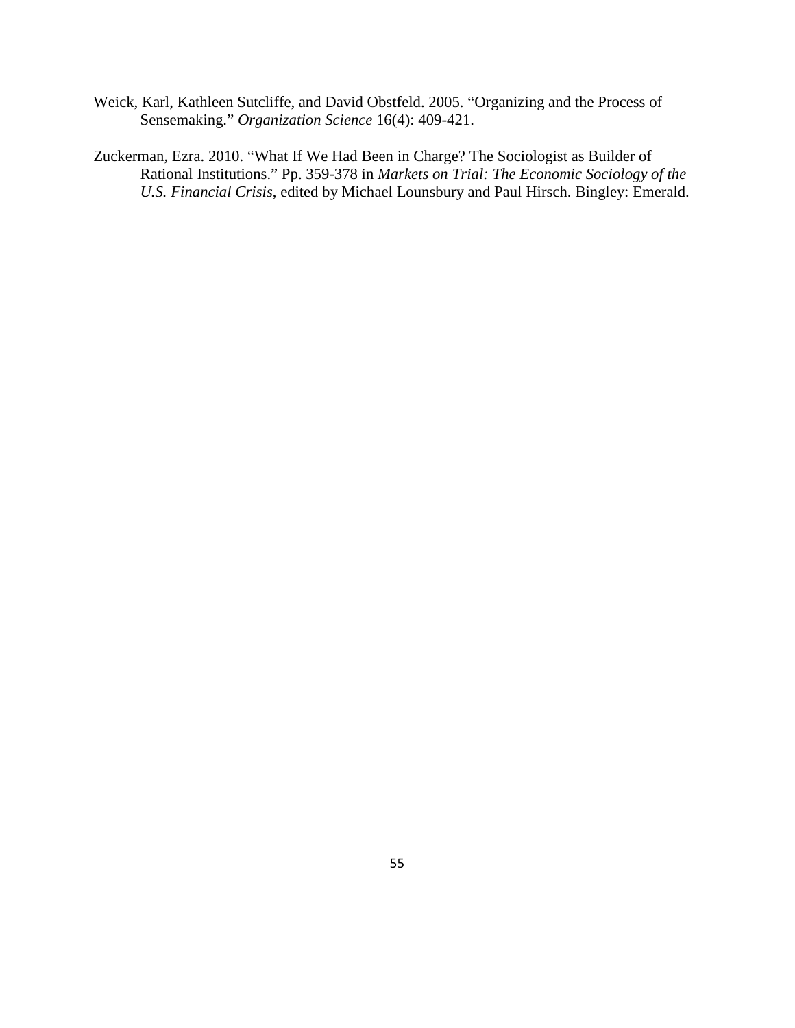Weick, Karl, Kathleen Sutcliffe, and David Obstfeld. 2005. "Organizing and the Process of Sensemaking." *Organization Science* 16(4): 409-421.

Zuckerman, Ezra. 2010. "What If We Had Been in Charge? The Sociologist as Builder of Rational Institutions." Pp. 359-378 in *Markets on Trial: The Economic Sociology of the U.S. Financial Crisis*, edited by Michael Lounsbury and Paul Hirsch. Bingley: Emerald.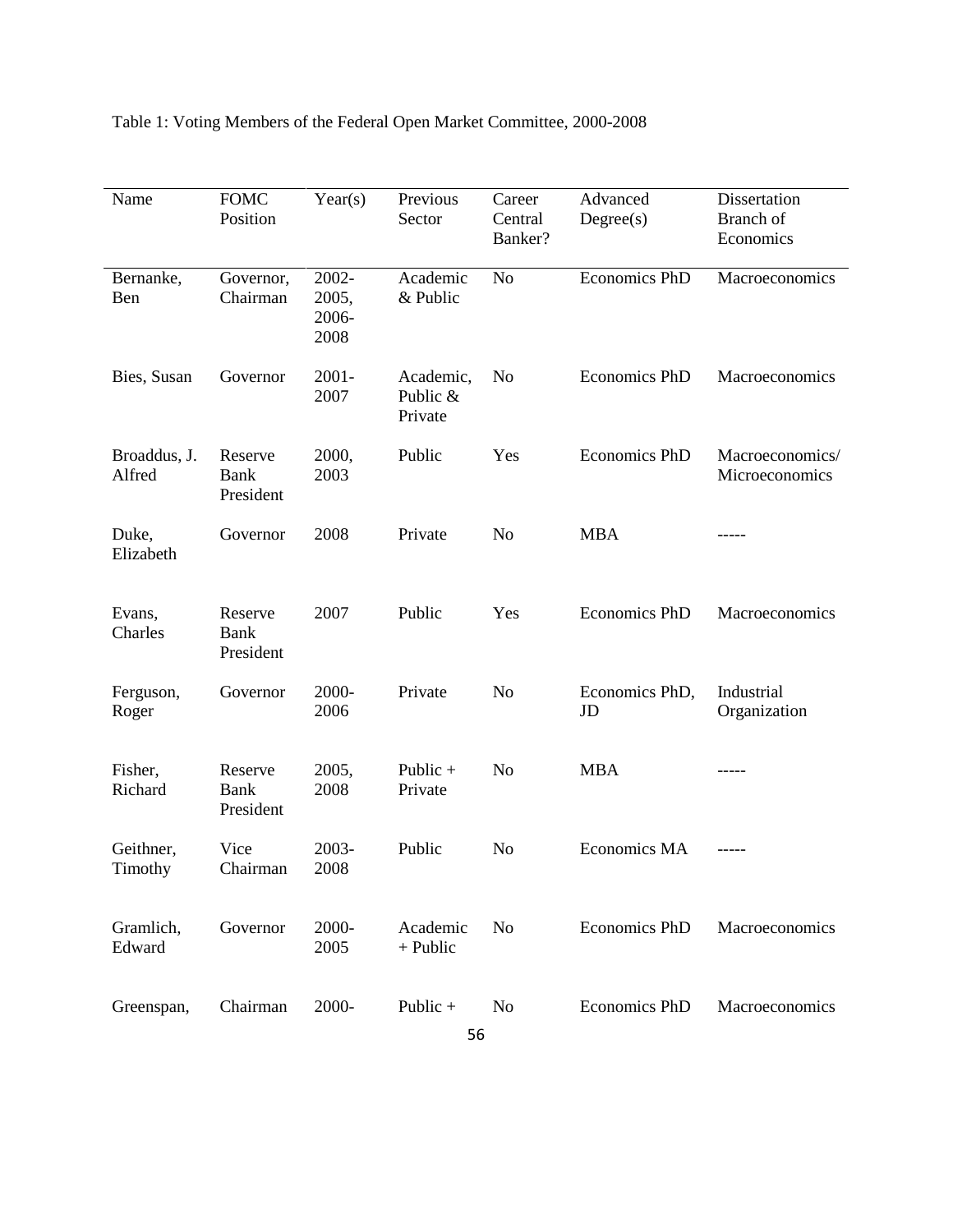Table 1: Voting Members of the Federal Open Market Committee, 2000-2008

| Name | FOMC Position | Year(s) | Previous Sector | Career Central Banker? | Advanced Degree(s) | Dissertation Branch of Economics |
|---|---|---|---|---|---|---|
| Bernanke, Ben | Governor, Chairman | 2002-2005, 2006-2008 | Academic & Public | No | Economics PhD | Macroeconomics |
| Bies, Susan | Governor | 2001-2007 | Academic, Public & Private | No | Economics PhD | Macroeconomics |
| Broaddus, J. Alfred | Reserve Bank President | 2000, 2003 | Public | Yes | Economics PhD | Macroeconomics/ Microeconomics |
| Duke, Elizabeth | Governor | 2008 | Private | No | MBA | ----- |
| Evans, Charles | Reserve Bank President | 2007 | Public | Yes | Economics PhD | Macroeconomics |
| Ferguson, Roger | Governor | 2000-2006 | Private | No | Economics PhD, JD | Industrial Organization |
| Fisher, Richard | Reserve Bank President | 2005, 2008 | Public + Private | No | MBA | ----- |
| Geithner, Timothy | Vice Chairman | 2003-2008 | Public | No | Economics MA | ----- |
| Gramlich, Edward | Governor | 2000-2005 | Academic + Public | No | Economics PhD | Macroeconomics |
| Greenspan, | Chairman | 2000- | Public + | No | Economics PhD | Macroeconomics |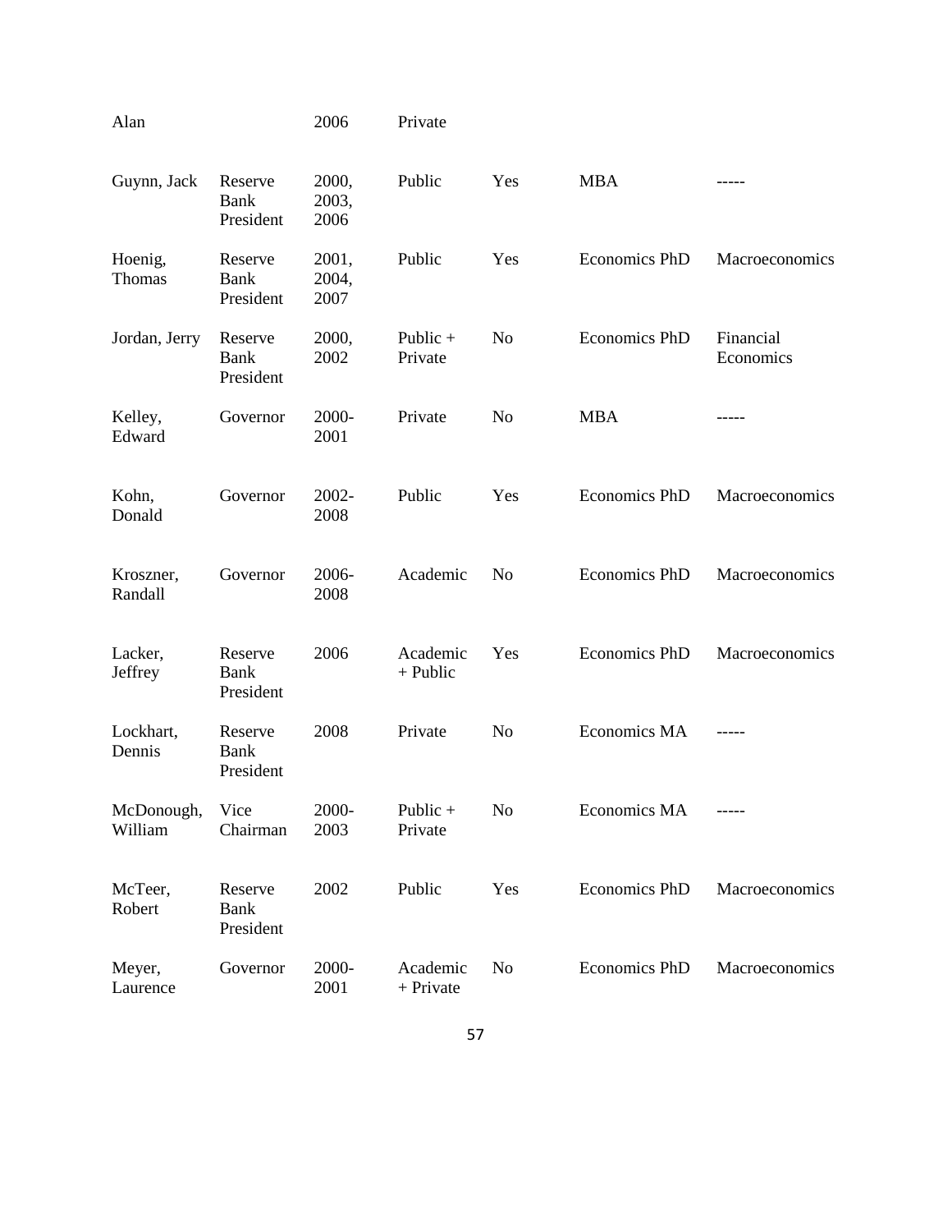| Alan | | 2006 | Private | | | |
|---|---|---|---|---|---|---|
| Guynn, Jack | Reserve Bank President | 2000, 2003, 2006 | Public | Yes | MBA | ----- |
| Hoenig, Thomas | Reserve Bank President | 2001, 2004, 2007 | Public | Yes | Economics PhD | Macroeconomics |
| Jordan, Jerry | Reserve Bank President | 2000, 2002 | Public + Private | No | Economics PhD | Financial Economics |
| Kelley, Edward | Governor | 2000-2001 | Private | No | MBA | ----- |
| Kohn, Donald | Governor | 2002-2008 | Public | Yes | Economics PhD | Macroeconomics |
| Kroszner, Randall | Governor | 2006-2008 | Academic | No | Economics PhD | Macroeconomics |
| Lacker, Jeffrey | Reserve Bank President | 2006 | Academic + Public | Yes | Economics PhD | Macroeconomics |
| Lockhart, Dennis | Reserve Bank President | 2008 | Private | No | Economics MA | ----- |
| McDonough, William | Vice Chairman | 2000-2003 | Public + Private | No | Economics MA | ----- |
| McTeer, Robert | Reserve Bank President | 2002 | Public | Yes | Economics PhD | Macroeconomics |
| Meyer, Laurence | Governor | 2000-2001 | Academic + Private | No | Economics PhD | Macroeconomics |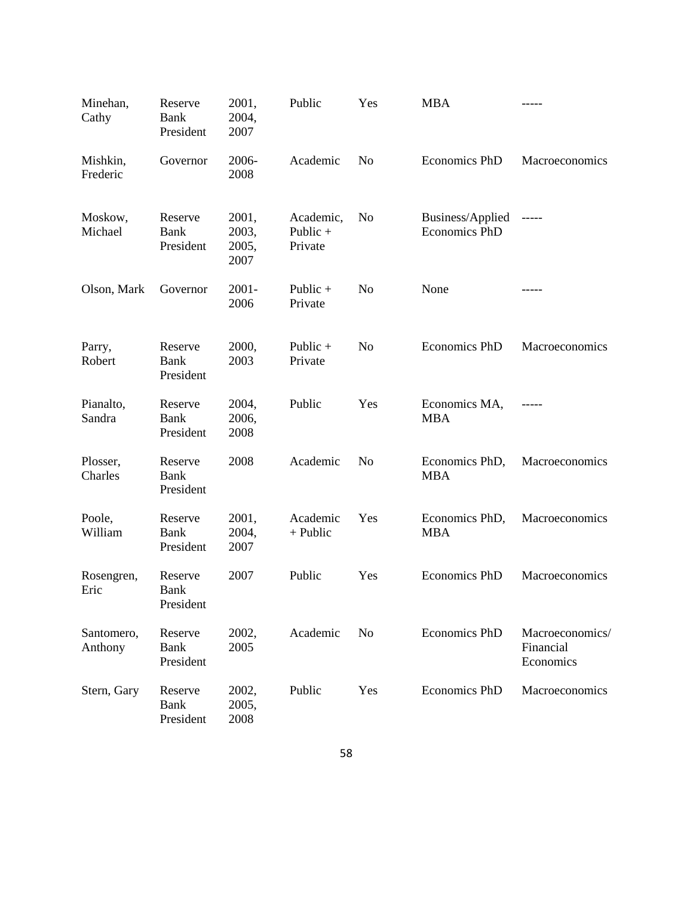| | | | | | | |
|---|---|---|---|---|---|---|
| Minehan, Cathy | Reserve Bank President | 2001, 2004, 2007 | Public | Yes | MBA | ----- |
| Mishkin, Frederic | Governor | 2006-2008 | Academic | No | Economics PhD | Macroeconomics |
| Moskow, Michael | Reserve Bank President | 2001, 2003, 2005, 2007 | Academic, Public + Private | No | Business/Applied Economics PhD | ----- |
| Olson, Mark | Governor | 2001-2006 | Public + Private | No | None | ----- |
| Parry, Robert | Reserve Bank President | 2000, 2003 | Public + Private | No | Economics PhD | Macroeconomics |
| Pianalto, Sandra | Reserve Bank President | 2004, 2006, 2008 | Public | Yes | Economics MA, MBA | ----- |
| Plosser, Charles | Reserve Bank President | 2008 | Academic | No | Economics PhD, MBA | Macroeconomics |
| Poole, William | Reserve Bank President | 2001, 2004, 2007 | Academic + Public | Yes | Economics PhD, MBA | Macroeconomics |
| Rosengren, Eric | Reserve Bank President | 2007 | Public | Yes | Economics PhD | Macroeconomics |
| Santomero, Anthony | Reserve Bank President | 2002, 2005 | Academic | No | Economics PhD | Macroeconomics/ Financial Economics |
| Stern, Gary | Reserve Bank President | 2002, 2005, 2008 | Public | Yes | Economics PhD | Macroeconomics |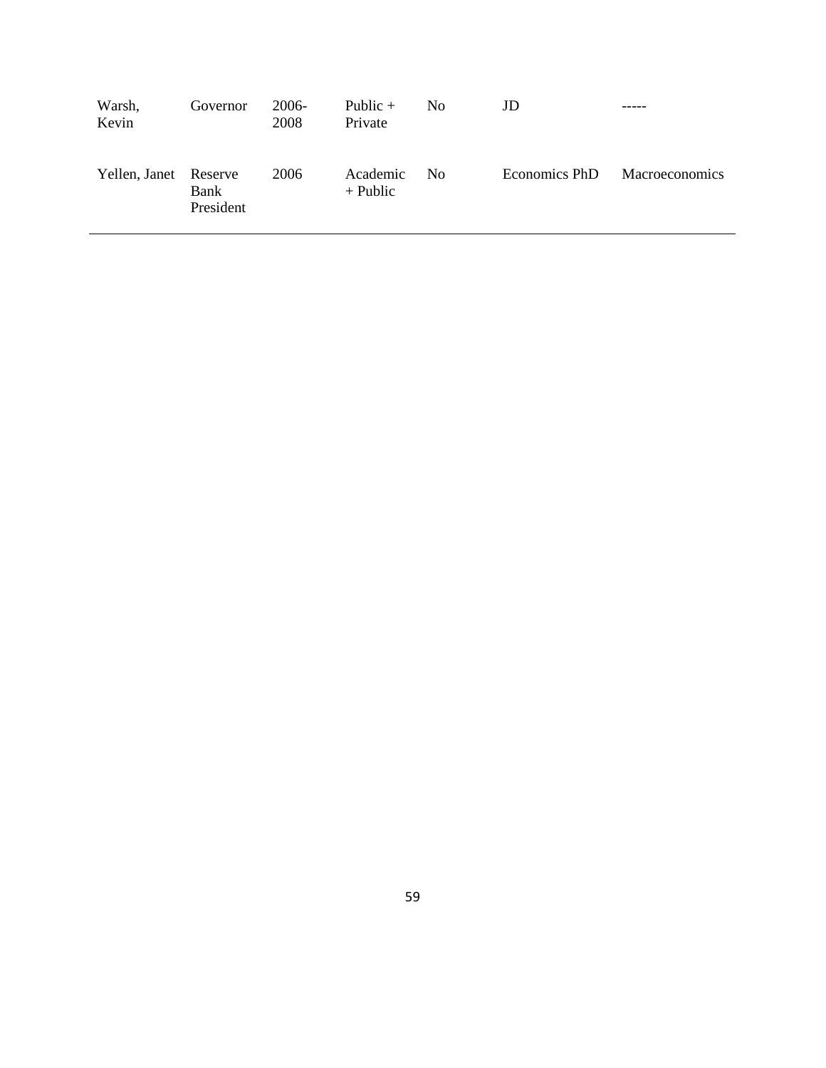| | | | | | | |
|---|---|---|---|---|---|---|
| Warsh, Kevin | Governor | 2006-2008 | Public + Private | No | JD | ----- |
| Yellen, Janet | Reserve Bank President | 2006 | Academic + Public | No | Economics PhD | Macroeconomics |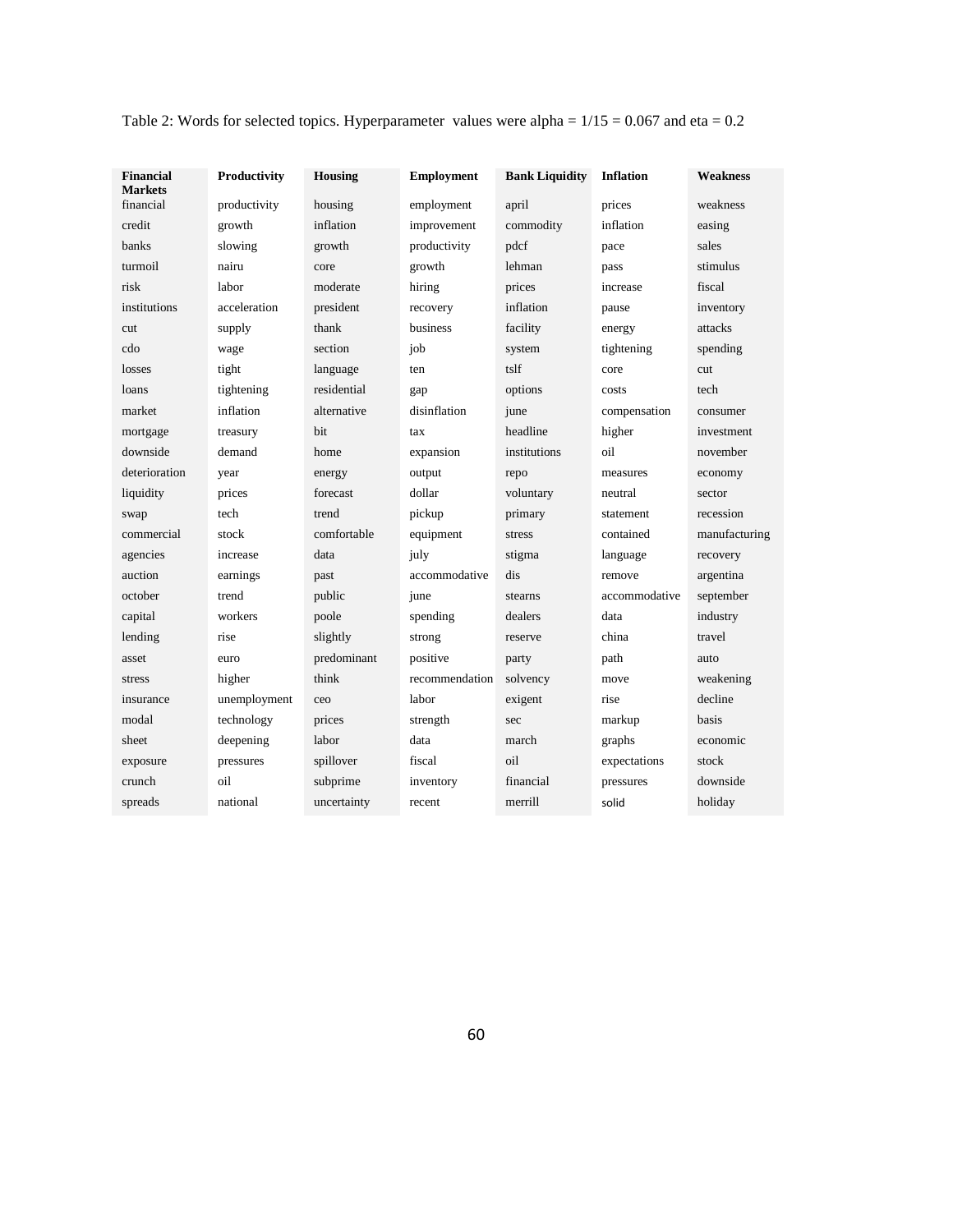Table 2: Words for selected topics. Hyperparameter values were alpha = 1/15 = 0.067 and eta = 0.2

| Financial Markets | Productivity | Housing | Employment | Bank Liquidity | Inflation | Weakness |
|---|---|---|---|---|---|---|
| financial | productivity | housing | employment | april | prices | weakness |
| credit | growth | inflation | improvement | commodity | inflation | easing |
| banks | slowing | growth | productivity | pdcf | pace | sales |
| turmoil | nairu | core | growth | lehman | pass | stimulus |
| risk | labor | moderate | hiring | prices | increase | fiscal |
| institutions | acceleration | president | recovery | inflation | pause | inventory |
| cut | supply | thank | business | facility | energy | attacks |
| cdo | wage | section | job | system | tightening | spending |
| losses | tight | language | ten | tslf | core | cut |
| loans | tightening | residential | gap | options | costs | tech |
| market | inflation | alternative | disinflation | june | compensation | consumer |
| mortgage | treasury | bit | tax | headline | higher | investment |
| downside | demand | home | expansion | institutions | oil | november |
| deterioration | year | energy | output | repo | measures | economy |
| liquidity | prices | forecast | dollar | voluntary | neutral | sector |
| swap | tech | trend | pickup | primary | statement | recession |
| commercial | stock | comfortable | equipment | stress | contained | manufacturing |
| agencies | increase | data | july | stigma | language | recovery |
| auction | earnings | past | accommodative | dis | remove | argentina |
| october | trend | public | june | stearns | accommodative | september |
| capital | workers | poole | spending | dealers | data | industry |
| lending | rise | slightly | strong | reserve | china | travel |
| asset | euro | predominant | positive | party | path | auto |
| stress | higher | think | recommendation | solvency | move | weakening |
| insurance | unemployment | ceo | labor | exigent | rise | decline |
| modal | technology | prices | strength | sec | markup | basis |
| sheet | deepening | labor | data | march | graphs | economic |
| exposure | pressures | spillover | fiscal | oil | expectations | stock |
| crunch | oil | subprime | inventory | financial | pressures | downside |
| spreads | national | uncertainty | recent | merrill | solid | holiday |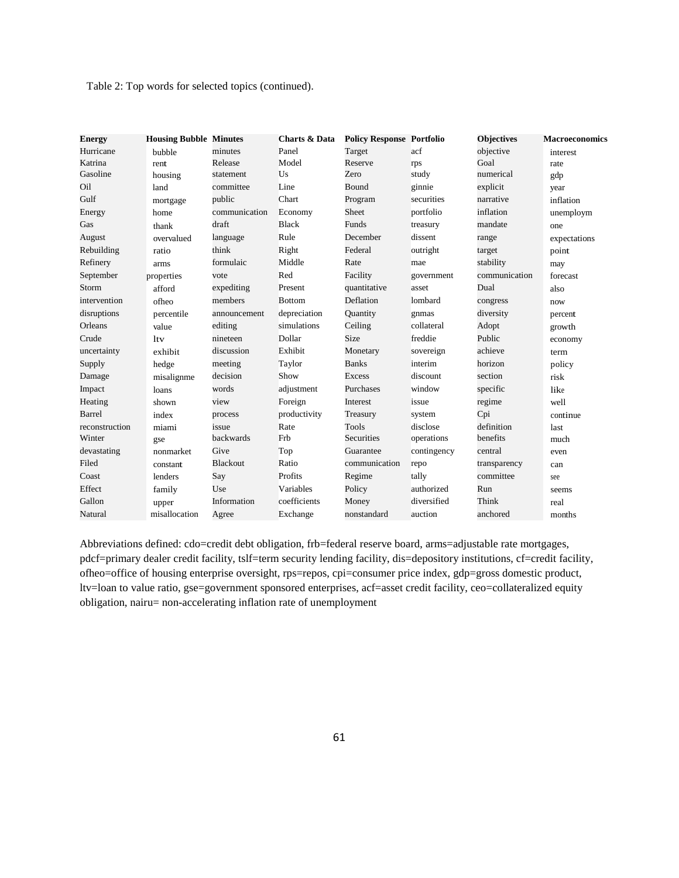Table 2: Top words for selected topics (continued).

| Energy | Housing Bubble | Minutes | Charts & Data | Policy Response | Portfolio | Objectives | Macroeconomics |
|---|---|---|---|---|---|---|---|
| Hurricane | bubble | minutes | Panel | Target | acf | objective | interest |
| Katrina | rent | Release | Model | Reserve | rps | Goal | rate |
| Gasoline | housing | statement | Us | Zero | study | numerical | gdp |
| Oil | land | committee | Line | Bound | ginnie | explicit | year |
| Gulf | mortgage | public | Chart | Program | securities | narrative | inflation |
| Energy | home | communication | Economy | Sheet | portfolio | inflation | unemploym |
| Gas | thank | draft | Black | Funds | treasury | mandate | one |
| August | overvalued | language | Rule | December | dissent | range | expectations |
| Rebuilding | ratio | think | Right | Federal | outright | target | point |
| Refinery | arms | formulaic | Middle | Rate | mae | stability | may |
| September | properties | vote | Red | Facility | government | communication | forecast |
| Storm | afford | expediting | Present | quantitative | asset | Dual | also |
| intervention | ofheo | members | Bottom | Deflation | lombard | congress | now |
| disruptions | percentile | announcement | depreciation | Quantity | gnmas | diversity | percent |
| Orleans | value | editing | simulations | Ceiling | collateral | Adopt | growth |
| Crude | ltv | nineteen | Dollar | Size | freddie | Public | economy |
| uncertainty | exhibit | discussion | Exhibit | Monetary | sovereign | achieve | term |
| Supply | hedge | meeting | Taylor | Banks | interim | horizon | policy |
| Damage | misalignme | decision | Show | Excess | discount | section | risk |
| Impact | loans | words | adjustment | Purchases | window | specific | like |
| Heating | shown | view | Foreign | Interest | issue | regime | well |
| Barrel | index | process | productivity | Treasury | system | Cpi | continue |
| reconstruction | miami | issue | Rate | Tools | disclose | definition | last |
| Winter | gse | backwards | Frb | Securities | operations | benefits | much |
| devastating | nonmarket | Give | Top | Guarantee | contingency | central | even |
| Filed | constant | Blackout | Ratio | communication | repo | transparency | can |
| Coast | lenders | Say | Profits | Regime | tally | committee | see |
| Effect | family | Use | Variables | Policy | authorized | Run | seems |
| Gallon | upper | Information | coefficients | Money | diversified | Think | real |
| Natural | misallocation | Agree | Exchange | nonstandard | auction | anchored | months |

Abbreviations defined: cdo=credit debt obligation, frb=federal reserve board, arms=adjustable rate mortgages, pdcf=primary dealer credit facility, tslf=term security lending facility, dis=depository institutions, cf=credit facility, ofheo=office of housing enterprise oversight, rps=repos, cpi=consumer price index, gdp=gross domestic product, ltv=loan to value ratio, gse=government sponsored enterprises, acf=asset credit facility, ceo=collateralized equity obligation, nairu= non-accelerating inflation rate of unemployment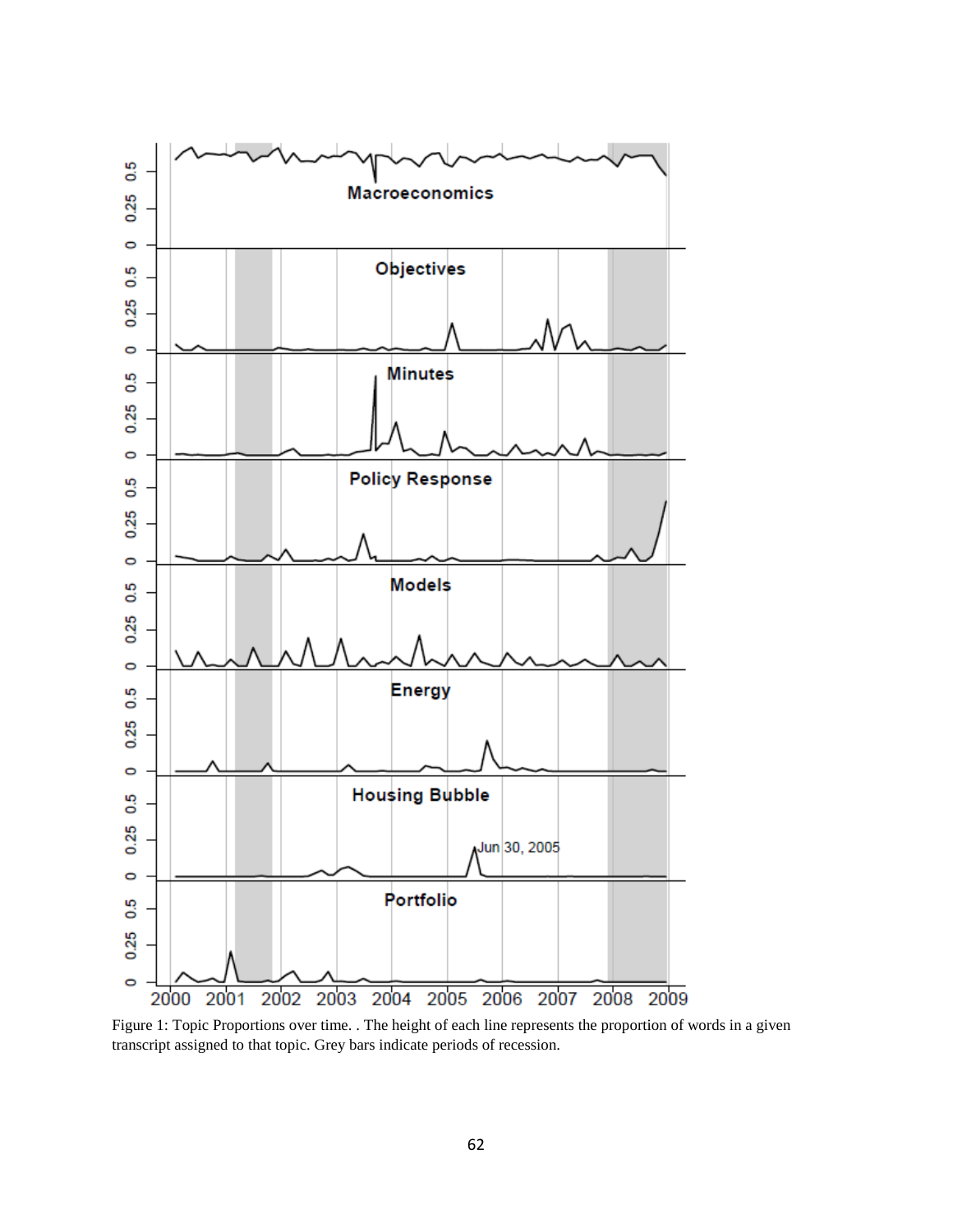Figure 1: Topic Proportions over time. . The height of each line represents the proportion of words in a given transcript assigned to that topic. Grey bars indicate periods of recession.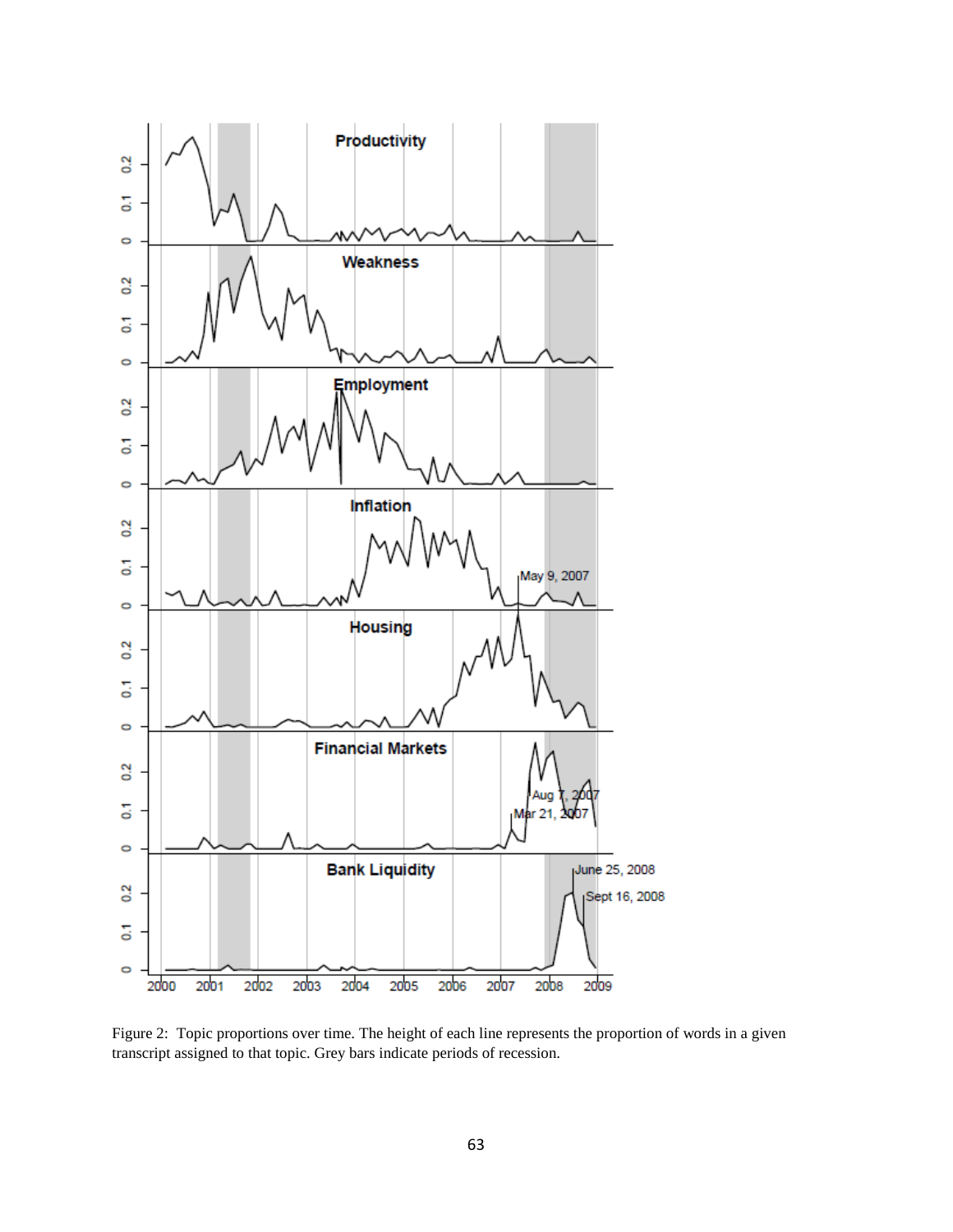Figure 2: Topic proportions over time. The height of each line represents the proportion of words in a given transcript assigned to that topic. Grey bars indicate periods of recession.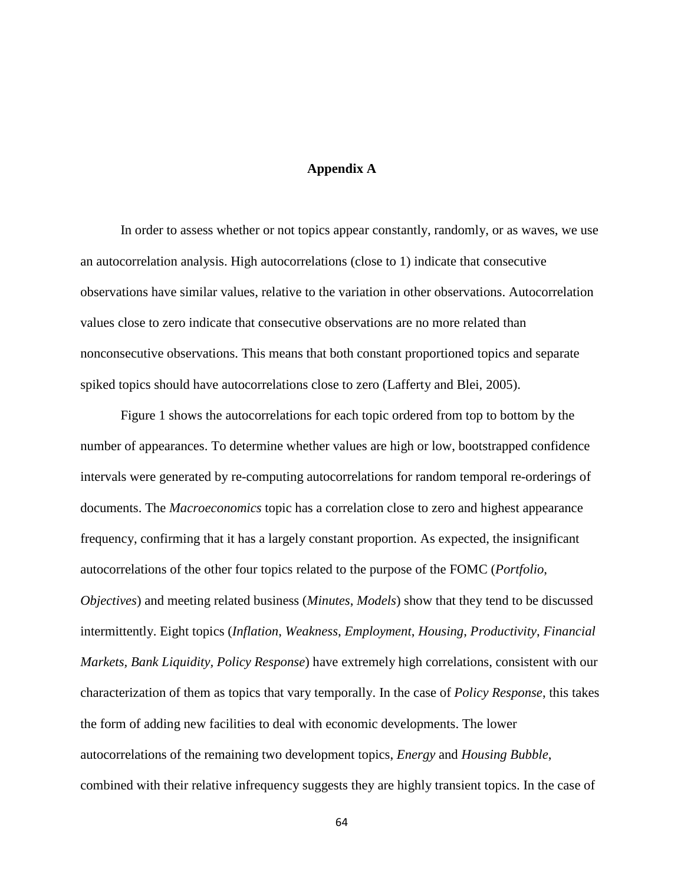# Appendix A

In order to assess whether or not topics appear constantly, randomly, or as waves, we use an autocorrelation analysis. High autocorrelations (close to 1) indicate that consecutive observations have similar values, relative to the variation in other observations. Autocorrelation values close to zero indicate that consecutive observations are no more related than nonconsecutive observations. This means that both constant proportioned topics and separate spiked topics should have autocorrelations close to zero (Lafferty and Blei, 2005).

Figure 1 shows the autocorrelations for each topic ordered from top to bottom by the number of appearances. To determine whether values are high or low, bootstrapped confidence intervals were generated by re-computing autocorrelations for random temporal re-orderings of documents. The *Macroeconomics* topic has a correlation close to zero and highest appearance frequency, confirming that it has a largely constant proportion. As expected, the insignificant autocorrelations of the other four topics related to the purpose of the FOMC (*Portfolio*, *Objectives*) and meeting related business (*Minutes*, *Models*) show that they tend to be discussed intermittently. Eight topics (*Inflation*, *Weakness*, *Employment*, *Housing*, *Productivity*, *Financial Markets*, *Bank Liquidity*, *Policy Response*) have extremely high correlations, consistent with our characterization of them as topics that vary temporally. In the case of *Policy Response*, this takes the form of adding new facilities to deal with economic developments. The lower autocorrelations of the remaining two development topics, *Energy* and *Housing Bubble*, combined with their relative infrequency suggests they are highly transient topics. In the case of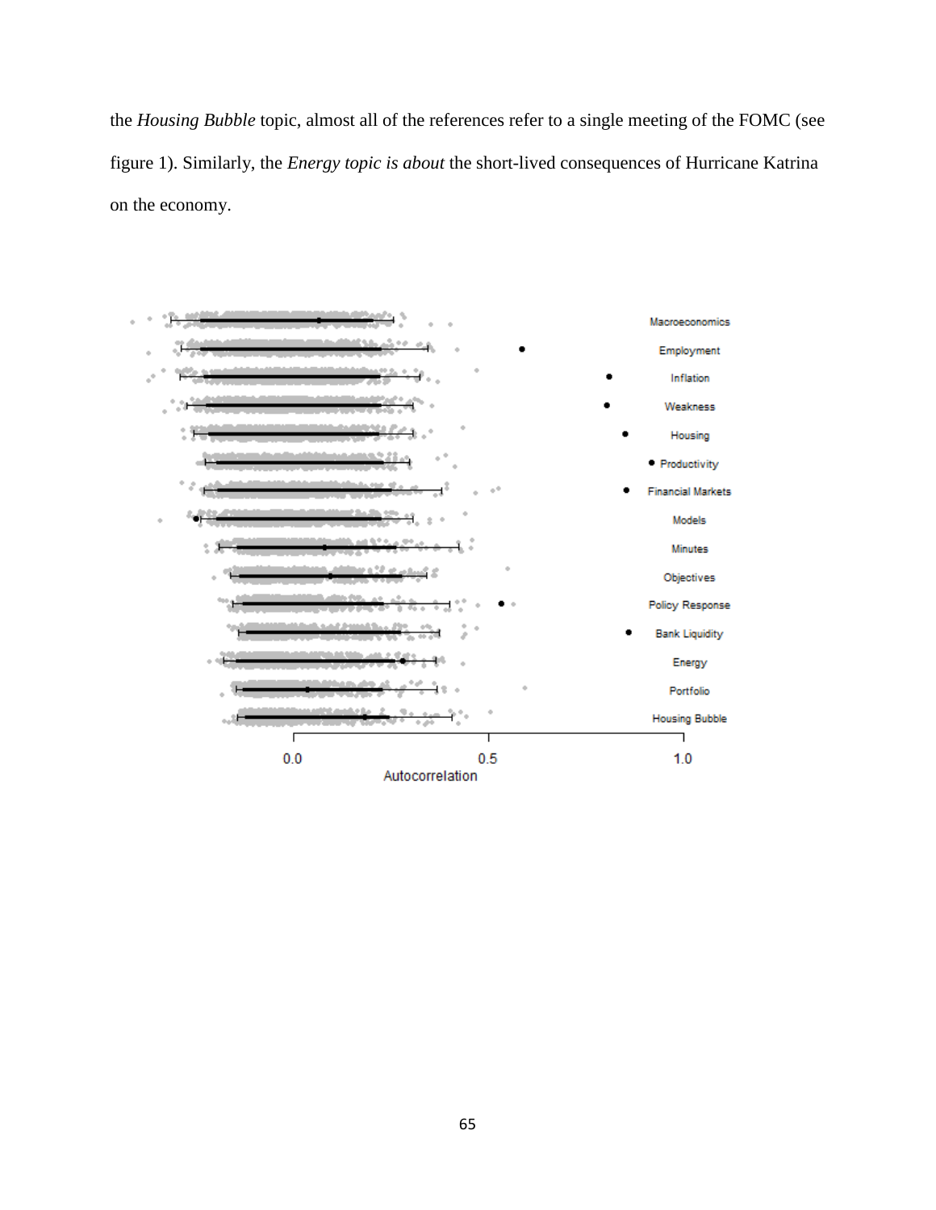the *Housing Bubble* topic, almost all of the references refer to a single meeting of the FOMC (see figure 1). Similarly, the *Energy topic is about* the short-lived consequences of Hurricane Katrina on the economy.

Macroeconomics
Employment
Inflation
Weakness
Housing
Productivity
Financial Markets
Models
Minutes
Objectives
Policy Response
Bank Liquidity
Energy
Portfolio
Housing Bubble

0.0
0.5
1.0
Autocorrelation